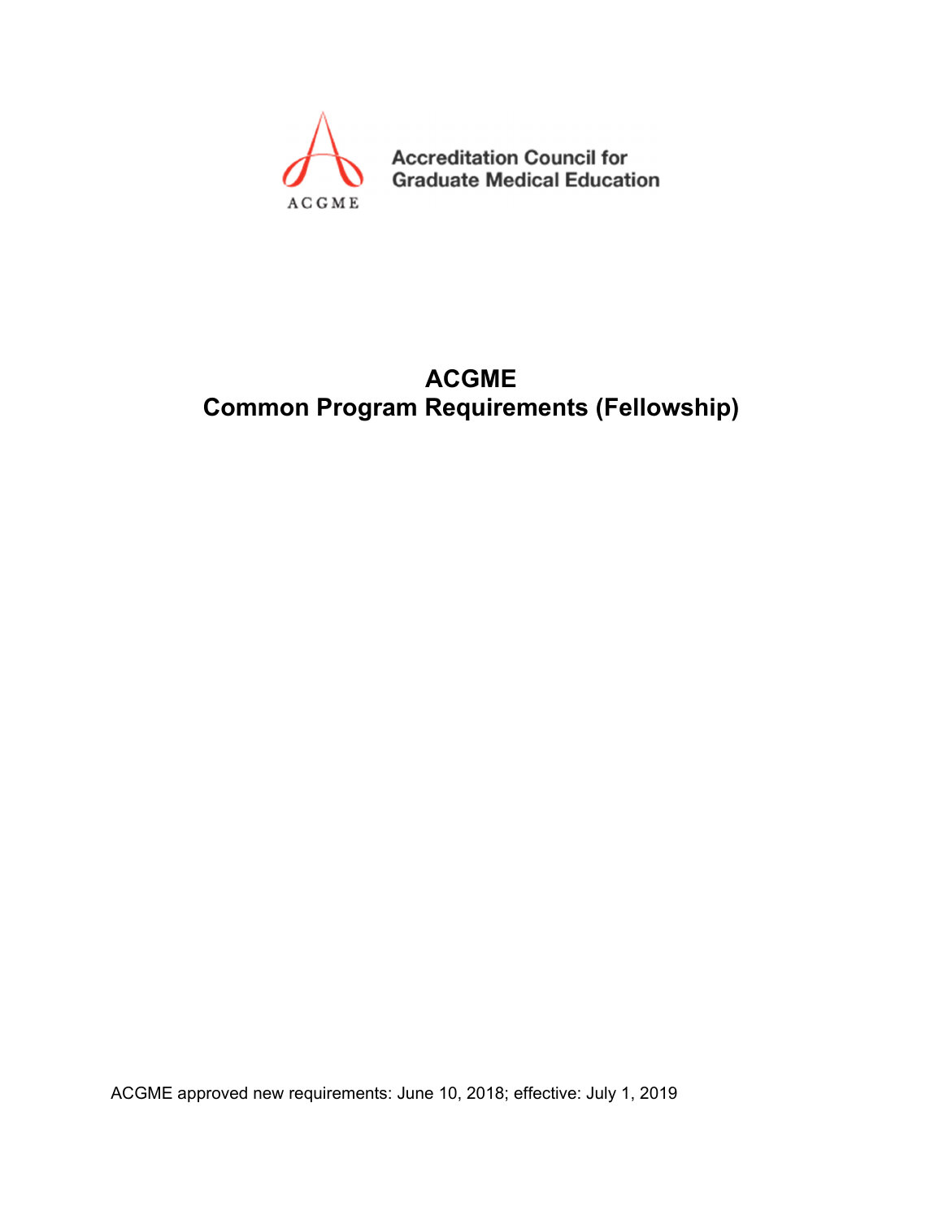Accreditation Council for Graduate Medical Education

ACGME

# ACGME
# Common Program Requirements (Fellowship)

ACGME approved new requirements: June 10, 2018; effective: July 1, 2019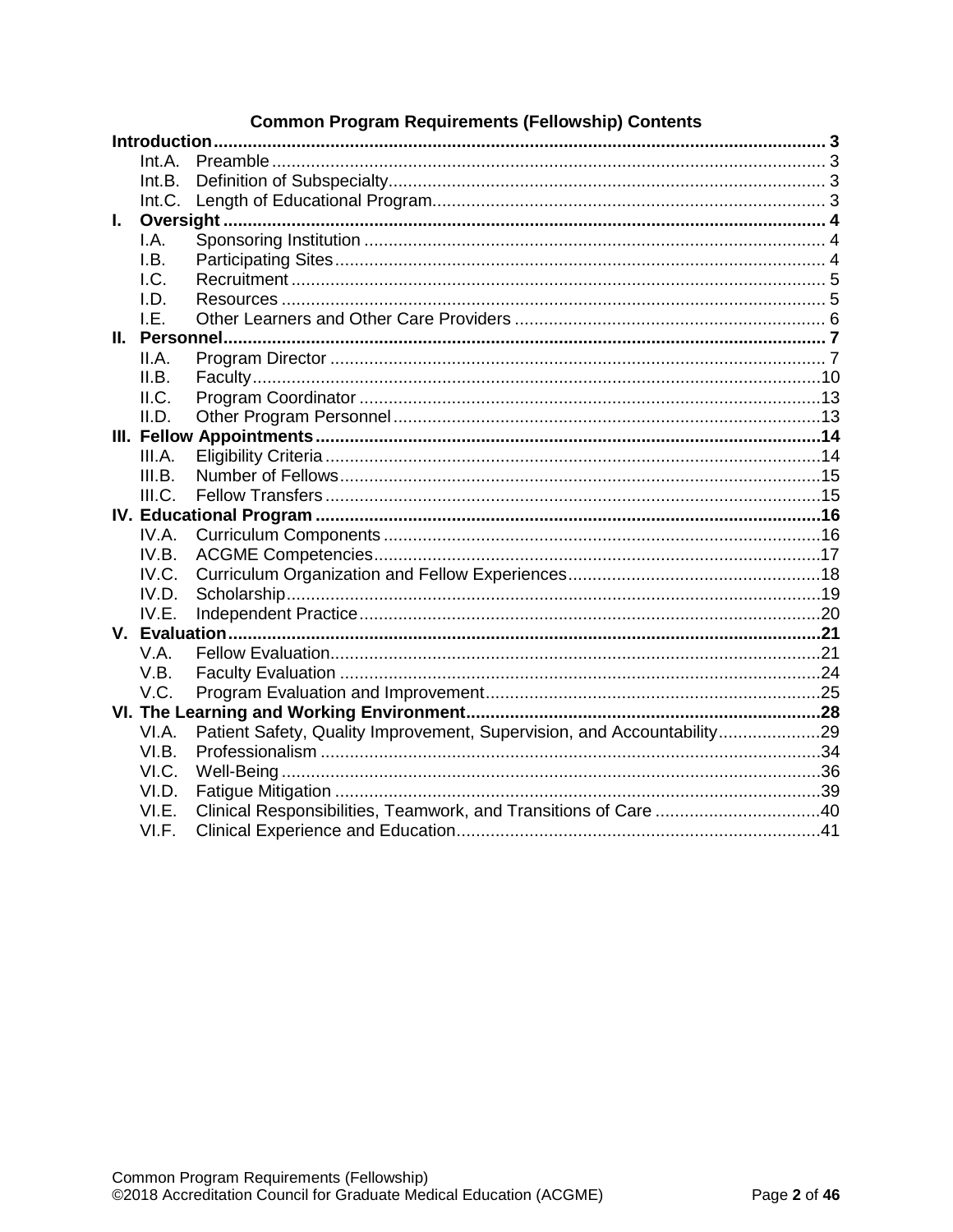# Common Program Requirements (Fellowship) Contents

**Introduction** .......... **3**
- Int.A. Preamble .......... 3
- Int.B. Definition of Subspecialty .......... 3
- Int.C. Length of Educational Program .......... 3

**I. Oversight** .......... **4**
- I.A. Sponsoring Institution .......... 4
- I.B. Participating Sites .......... 4
- I.C. Recruitment .......... 5
- I.D. Resources .......... 5
- I.E. Other Learners and Other Care Providers .......... 6

**II. Personnel** .......... **7**
- II.A. Program Director .......... 7
- II.B. Faculty .......... 10
- II.C. Program Coordinator .......... 13
- II.D. Other Program Personnel .......... 13

**III. Fellow Appointments** .......... **14**
- III.A. Eligibility Criteria .......... 14
- III.B. Number of Fellows .......... 15
- III.C. Fellow Transfers .......... 15

**IV. Educational Program** .......... **16**
- IV.A. Curriculum Components .......... 16
- IV.B. ACGME Competencies .......... 17
- IV.C. Curriculum Organization and Fellow Experiences .......... 18
- IV.D. Scholarship .......... 19
- IV.E. Independent Practice .......... 20

**V. Evaluation** .......... **21**
- V.A. Fellow Evaluation .......... 21
- V.B. Faculty Evaluation .......... 24
- V.C. Program Evaluation and Improvement .......... 25

**VI. The Learning and Working Environment** .......... **28**
- VI.A. Patient Safety, Quality Improvement, Supervision, and Accountability .......... 29
- VI.B. Professionalism .......... 34
- VI.C. Well-Being .......... 36
- VI.D. Fatigue Mitigation .......... 39
- VI.E. Clinical Responsibilities, Teamwork, and Transitions of Care .......... 40
- VI.F. Clinical Experience and Education .......... 41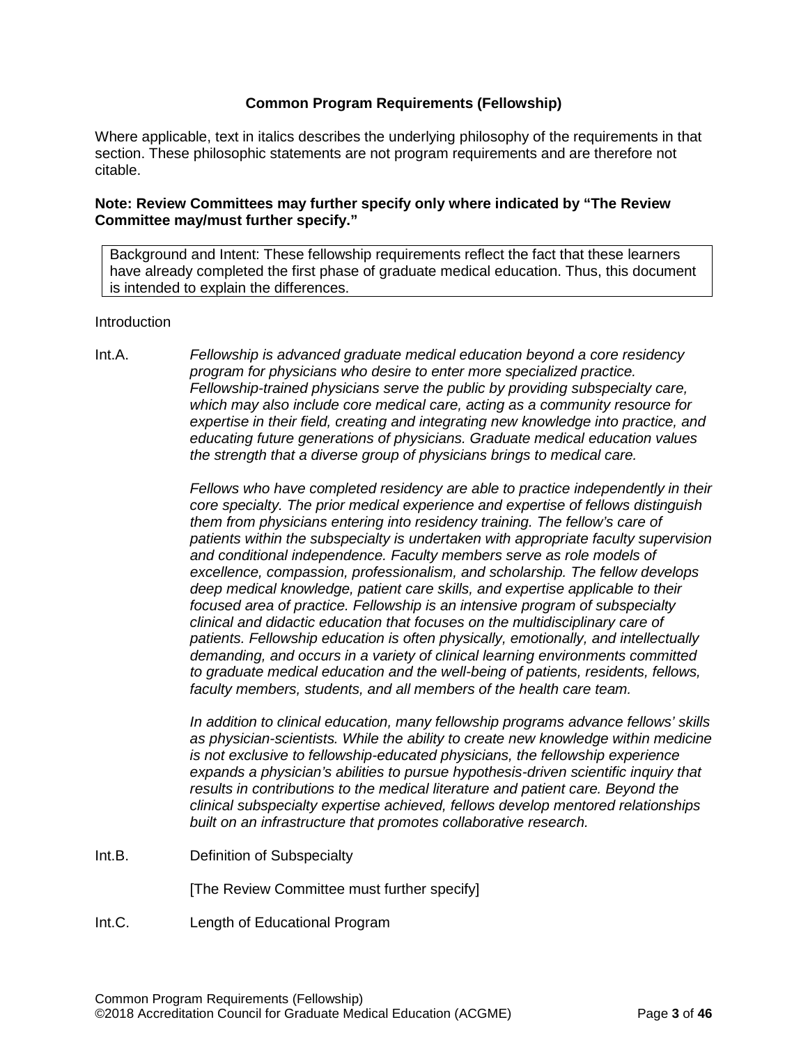# Common Program Requirements (Fellowship)

Where applicable, text in italics describes the underlying philosophy of the requirements in that section. These philosophic statements are not program requirements and are therefore not citable.

**Note: Review Committees may further specify only where indicated by "The Review Committee may/must further specify."**

> Background and Intent: These fellowship requirements reflect the fact that these learners have already completed the first phase of graduate medical education. Thus, this document is intended to explain the differences.

Introduction

Int.A. *Fellowship is advanced graduate medical education beyond a core residency program for physicians who desire to enter more specialized practice. Fellowship-trained physicians serve the public by providing subspecialty care, which may also include core medical care, acting as a community resource for expertise in their field, creating and integrating new knowledge into practice, and educating future generations of physicians. Graduate medical education values the strength that a diverse group of physicians brings to medical care.*

*Fellows who have completed residency are able to practice independently in their core specialty. The prior medical experience and expertise of fellows distinguish them from physicians entering into residency training. The fellow's care of patients within the subspecialty is undertaken with appropriate faculty supervision and conditional independence. Faculty members serve as role models of excellence, compassion, professionalism, and scholarship. The fellow develops deep medical knowledge, patient care skills, and expertise applicable to their focused area of practice. Fellowship is an intensive program of subspecialty clinical and didactic education that focuses on the multidisciplinary care of patients. Fellowship education is often physically, emotionally, and intellectually demanding, and occurs in a variety of clinical learning environments committed to graduate medical education and the well-being of patients, residents, fellows, faculty members, students, and all members of the health care team.*

*In addition to clinical education, many fellowship programs advance fellows' skills as physician-scientists. While the ability to create new knowledge within medicine is not exclusive to fellowship-educated physicians, the fellowship experience expands a physician's abilities to pursue hypothesis-driven scientific inquiry that results in contributions to the medical literature and patient care. Beyond the clinical subspecialty expertise achieved, fellows develop mentored relationships built on an infrastructure that promotes collaborative research.*

Int.B. Definition of Subspecialty

[The Review Committee must further specify]

Int.C. Length of Educational Program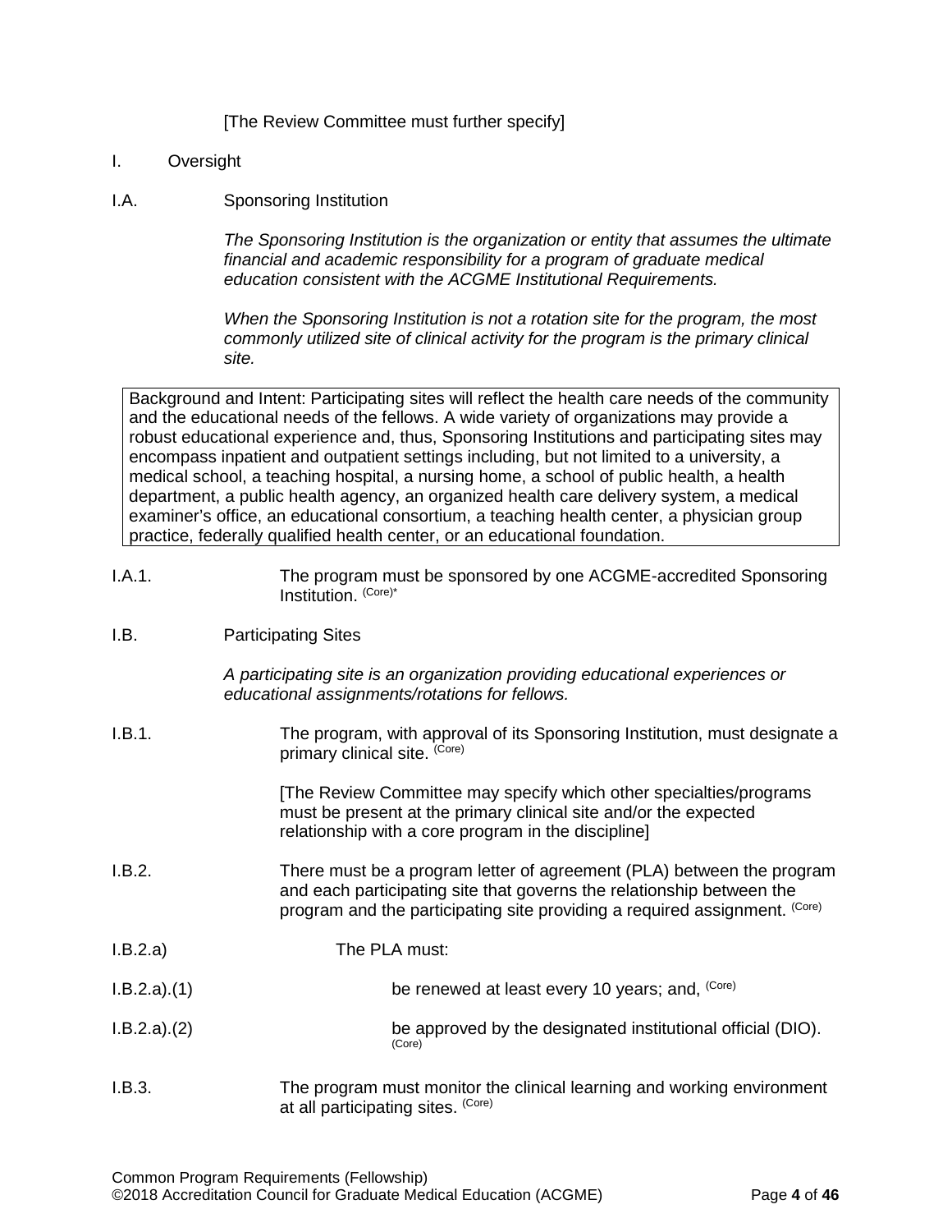[The Review Committee must further specify]

I. Oversight

I.A. Sponsoring Institution

*The Sponsoring Institution is the organization or entity that assumes the ultimate financial and academic responsibility for a program of graduate medical education consistent with the ACGME Institutional Requirements.*

*When the Sponsoring Institution is not a rotation site for the program, the most commonly utilized site of clinical activity for the program is the primary clinical site.*

> Background and Intent: Participating sites will reflect the health care needs of the community and the educational needs of the fellows. A wide variety of organizations may provide a robust educational experience and, thus, Sponsoring Institutions and participating sites may encompass inpatient and outpatient settings including, but not limited to a university, a medical school, a teaching hospital, a nursing home, a school of public health, a health department, a public health agency, an organized health care delivery system, a medical examiner's office, an educational consortium, a teaching health center, a physician group practice, federally qualified health center, or an educational foundation.

I.A.1. The program must be sponsored by one ACGME-accredited Sponsoring Institution. (Core)*

I.B. Participating Sites

*A participating site is an organization providing educational experiences or educational assignments/rotations for fellows.*

I.B.1. The program, with approval of its Sponsoring Institution, must designate a primary clinical site. (Core)

[The Review Committee may specify which other specialties/programs must be present at the primary clinical site and/or the expected relationship with a core program in the discipline]

I.B.2. There must be a program letter of agreement (PLA) between the program and each participating site that governs the relationship between the program and the participating site providing a required assignment. (Core)

I.B.2.a) The PLA must:

I.B.2.a).(1) be renewed at least every 10 years; and, (Core)

I.B.2.a).(2) be approved by the designated institutional official (DIO). (Core)

I.B.3. The program must monitor the clinical learning and working environment at all participating sites. (Core)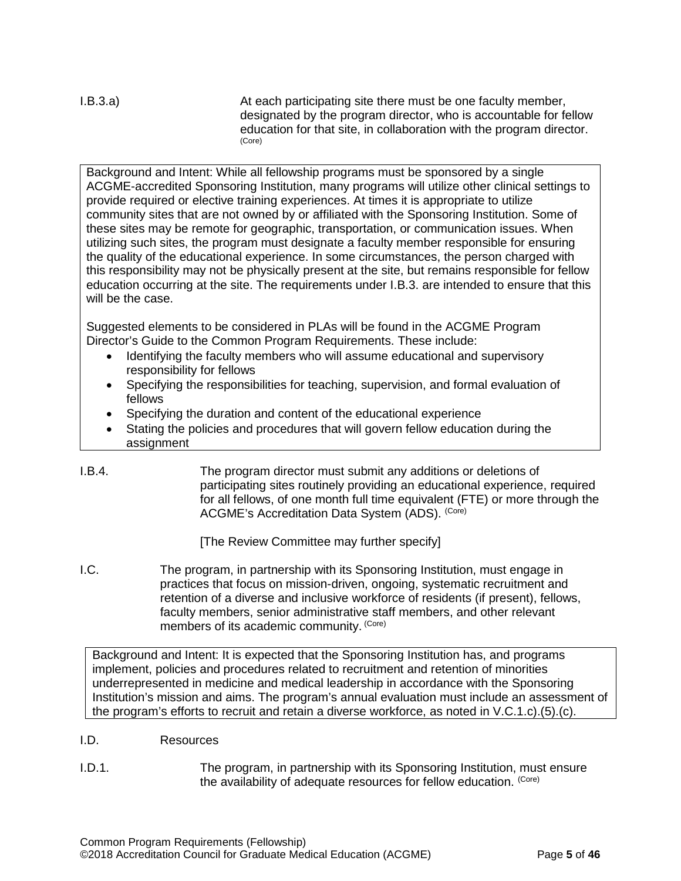I.B.3.a) At each participating site there must be one faculty member, designated by the program director, who is accountable for fellow education for that site, in collaboration with the program director. (Core)

> Background and Intent: While all fellowship programs must be sponsored by a single ACGME-accredited Sponsoring Institution, many programs will utilize other clinical settings to provide required or elective training experiences. At times it is appropriate to utilize community sites that are not owned by or affiliated with the Sponsoring Institution. Some of these sites may be remote for geographic, transportation, or communication issues. When utilizing such sites, the program must designate a faculty member responsible for ensuring the quality of the educational experience. In some circumstances, the person charged with this responsibility may not be physically present at the site, but remains responsible for fellow education occurring at the site. The requirements under I.B.3. are intended to ensure that this will be the case.
>
> Suggested elements to be considered in PLAs will be found in the ACGME Program Director's Guide to the Common Program Requirements. These include:
>
> - Identifying the faculty members who will assume educational and supervisory responsibility for fellows
> - Specifying the responsibilities for teaching, supervision, and formal evaluation of fellows
> - Specifying the duration and content of the educational experience
> - Stating the policies and procedures that will govern fellow education during the assignment

I.B.4. The program director must submit any additions or deletions of participating sites routinely providing an educational experience, required for all fellows, of one month full time equivalent (FTE) or more through the ACGME's Accreditation Data System (ADS). (Core)

[The Review Committee may further specify]

I.C. The program, in partnership with its Sponsoring Institution, must engage in practices that focus on mission-driven, ongoing, systematic recruitment and retention of a diverse and inclusive workforce of residents (if present), fellows, faculty members, senior administrative staff members, and other relevant members of its academic community. (Core)

> Background and Intent: It is expected that the Sponsoring Institution has, and programs implement, policies and procedures related to recruitment and retention of minorities underrepresented in medicine and medical leadership in accordance with the Sponsoring Institution's mission and aims. The program's annual evaluation must include an assessment of the program's efforts to recruit and retain a diverse workforce, as noted in V.C.1.c).(5).(c).

I.D. Resources

I.D.1. The program, in partnership with its Sponsoring Institution, must ensure the availability of adequate resources for fellow education. (Core)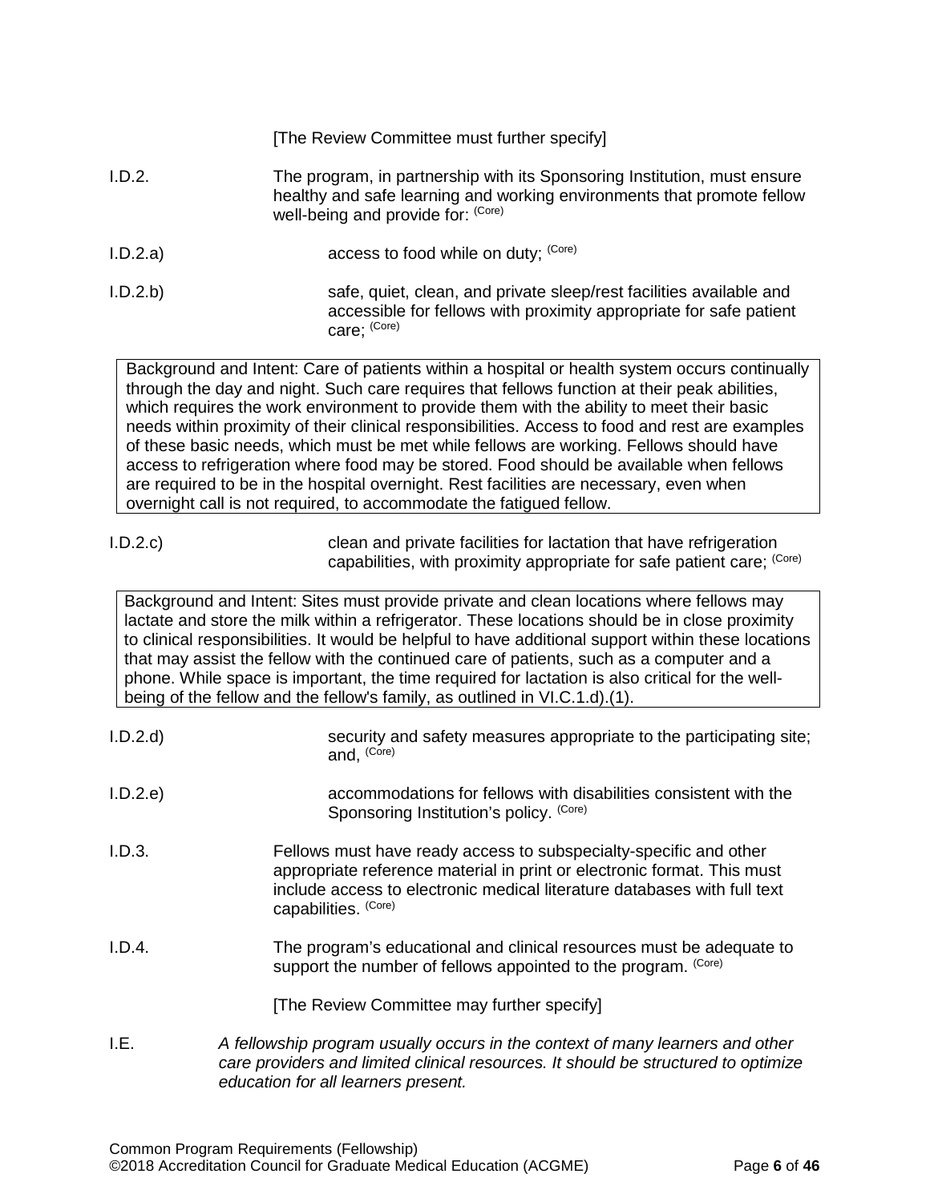[The Review Committee must further specify]

I.D.2. The program, in partnership with its Sponsoring Institution, must ensure healthy and safe learning and working environments that promote fellow well-being and provide for: (Core)

I.D.2.a) access to food while on duty; (Core)

I.D.2.b) safe, quiet, clean, and private sleep/rest facilities available and accessible for fellows with proximity appropriate for safe patient care; (Core)

> Background and Intent: Care of patients within a hospital or health system occurs continually through the day and night. Such care requires that fellows function at their peak abilities, which requires the work environment to provide them with the ability to meet their basic needs within proximity of their clinical responsibilities. Access to food and rest are examples of these basic needs, which must be met while fellows are working. Fellows should have access to refrigeration where food may be stored. Food should be available when fellows are required to be in the hospital overnight. Rest facilities are necessary, even when overnight call is not required, to accommodate the fatigued fellow.

I.D.2.c) clean and private facilities for lactation that have refrigeration capabilities, with proximity appropriate for safe patient care; (Core)

> Background and Intent: Sites must provide private and clean locations where fellows may lactate and store the milk within a refrigerator. These locations should be in close proximity to clinical responsibilities. It would be helpful to have additional support within these locations that may assist the fellow with the continued care of patients, such as a computer and a phone. While space is important, the time required for lactation is also critical for the well-being of the fellow and the fellow's family, as outlined in VI.C.1.d).(1).

I.D.2.d) security and safety measures appropriate to the participating site; and, (Core)

I.D.2.e) accommodations for fellows with disabilities consistent with the Sponsoring Institution's policy. (Core)

I.D.3. Fellows must have ready access to subspecialty-specific and other appropriate reference material in print or electronic format. This must include access to electronic medical literature databases with full text capabilities. (Core)

I.D.4. The program's educational and clinical resources must be adequate to support the number of fellows appointed to the program. (Core)

[The Review Committee may further specify]

I.E. *A fellowship program usually occurs in the context of many learners and other care providers and limited clinical resources. It should be structured to optimize education for all learners present.*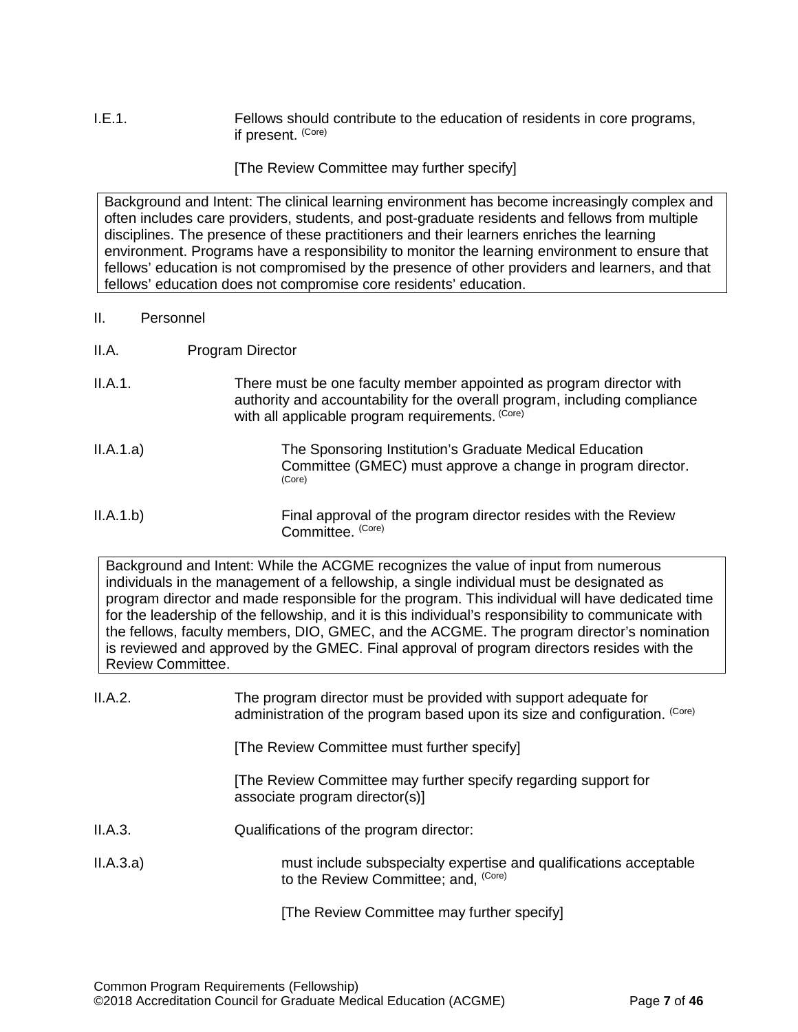I.E.1. Fellows should contribute to the education of residents in core programs, if present. (Core)

[The Review Committee may further specify]

> Background and Intent: The clinical learning environment has become increasingly complex and often includes care providers, students, and post-graduate residents and fellows from multiple disciplines. The presence of these practitioners and their learners enriches the learning environment. Programs have a responsibility to monitor the learning environment to ensure that fellows' education is not compromised by the presence of other providers and learners, and that fellows' education does not compromise core residents' education.

## II. Personnel

### II.A. Program Director

II.A.1. There must be one faculty member appointed as program director with authority and accountability for the overall program, including compliance with all applicable program requirements. (Core)

II.A.1.a) The Sponsoring Institution's Graduate Medical Education Committee (GMEC) must approve a change in program director. (Core)

II.A.1.b) Final approval of the program director resides with the Review Committee. (Core)

> Background and Intent: While the ACGME recognizes the value of input from numerous individuals in the management of a fellowship, a single individual must be designated as program director and made responsible for the program. This individual will have dedicated time for the leadership of the fellowship, and it is this individual's responsibility to communicate with the fellows, faculty members, DIO, GMEC, and the ACGME. The program director's nomination is reviewed and approved by the GMEC. Final approval of program directors resides with the Review Committee.

II.A.2. The program director must be provided with support adequate for administration of the program based upon its size and configuration. (Core)

[The Review Committee must further specify]

[The Review Committee may further specify regarding support for associate program director(s)]

II.A.3. Qualifications of the program director:

II.A.3.a) must include subspecialty expertise and qualifications acceptable to the Review Committee; and, (Core)

[The Review Committee may further specify]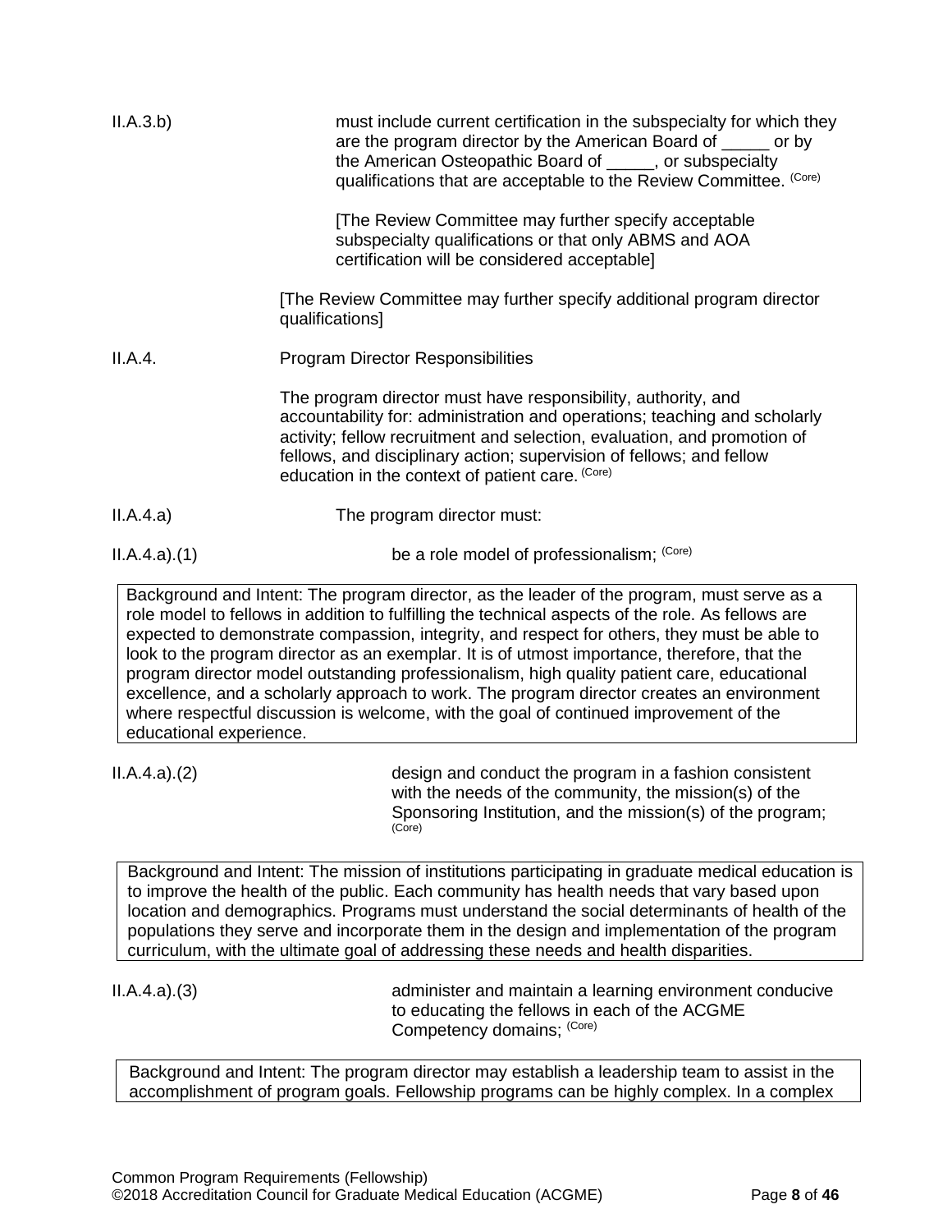II.A.3.b) must include current certification in the subspecialty for which they are the program director by the American Board of _____ or by the American Osteopathic Board of _____, or subspecialty qualifications that are acceptable to the Review Committee. (Core)

[The Review Committee may further specify acceptable subspecialty qualifications or that only ABMS and AOA certification will be considered acceptable]

[The Review Committee may further specify additional program director qualifications]

II.A.4. Program Director Responsibilities

The program director must have responsibility, authority, and accountability for: administration and operations; teaching and scholarly activity; fellow recruitment and selection, evaluation, and promotion of fellows, and disciplinary action; supervision of fellows; and fellow education in the context of patient care. (Core)

II.A.4.a) The program director must:

II.A.4.a).(1) be a role model of professionalism; (Core)

> Background and Intent: The program director, as the leader of the program, must serve as a role model to fellows in addition to fulfilling the technical aspects of the role. As fellows are expected to demonstrate compassion, integrity, and respect for others, they must be able to look to the program director as an exemplar. It is of utmost importance, therefore, that the program director model outstanding professionalism, high quality patient care, educational excellence, and a scholarly approach to work. The program director creates an environment where respectful discussion is welcome, with the goal of continued improvement of the educational experience.

II.A.4.a).(2) design and conduct the program in a fashion consistent with the needs of the community, the mission(s) of the Sponsoring Institution, and the mission(s) of the program; (Core)

> Background and Intent: The mission of institutions participating in graduate medical education is to improve the health of the public. Each community has health needs that vary based upon location and demographics. Programs must understand the social determinants of health of the populations they serve and incorporate them in the design and implementation of the program curriculum, with the ultimate goal of addressing these needs and health disparities.

II.A.4.a).(3) administer and maintain a learning environment conducive to educating the fellows in each of the ACGME Competency domains; (Core)

> Background and Intent: The program director may establish a leadership team to assist in the accomplishment of program goals. Fellowship programs can be highly complex. In a complex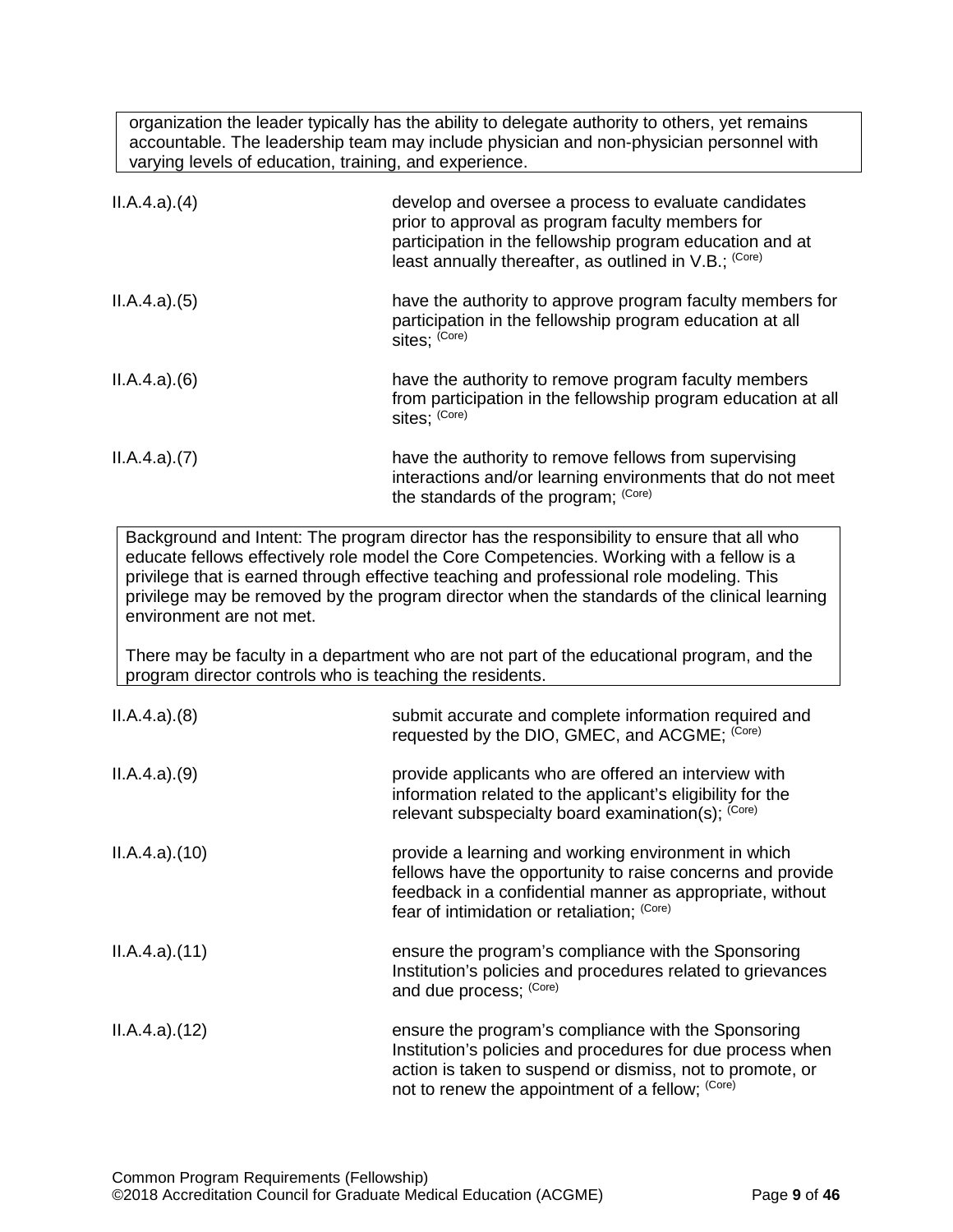organization the leader typically has the ability to delegate authority to others, yet remains accountable. The leadership team may include physician and non-physician personnel with varying levels of education, training, and experience.

II.A.4.a).(4) develop and oversee a process to evaluate candidates prior to approval as program faculty members for participation in the fellowship program education and at least annually thereafter, as outlined in V.B.; (Core)

II.A.4.a).(5) have the authority to approve program faculty members for participation in the fellowship program education at all sites; (Core)

II.A.4.a).(6) have the authority to remove program faculty members from participation in the fellowship program education at all sites; (Core)

II.A.4.a).(7) have the authority to remove fellows from supervising interactions and/or learning environments that do not meet the standards of the program; (Core)

Background and Intent: The program director has the responsibility to ensure that all who educate fellows effectively role model the Core Competencies. Working with a fellow is a privilege that is earned through effective teaching and professional role modeling. This privilege may be removed by the program director when the standards of the clinical learning environment are not met.

There may be faculty in a department who are not part of the educational program, and the program director controls who is teaching the residents.

II.A.4.a).(8) submit accurate and complete information required and requested by the DIO, GMEC, and ACGME; (Core)

II.A.4.a).(9) provide applicants who are offered an interview with information related to the applicant's eligibility for the relevant subspecialty board examination(s); (Core)

II.A.4.a).(10) provide a learning and working environment in which fellows have the opportunity to raise concerns and provide feedback in a confidential manner as appropriate, without fear of intimidation or retaliation; (Core)

II.A.4.a).(11) ensure the program's compliance with the Sponsoring Institution's policies and procedures related to grievances and due process; (Core)

II.A.4.a).(12) ensure the program's compliance with the Sponsoring Institution's policies and procedures for due process when action is taken to suspend or dismiss, not to promote, or not to renew the appointment of a fellow; (Core)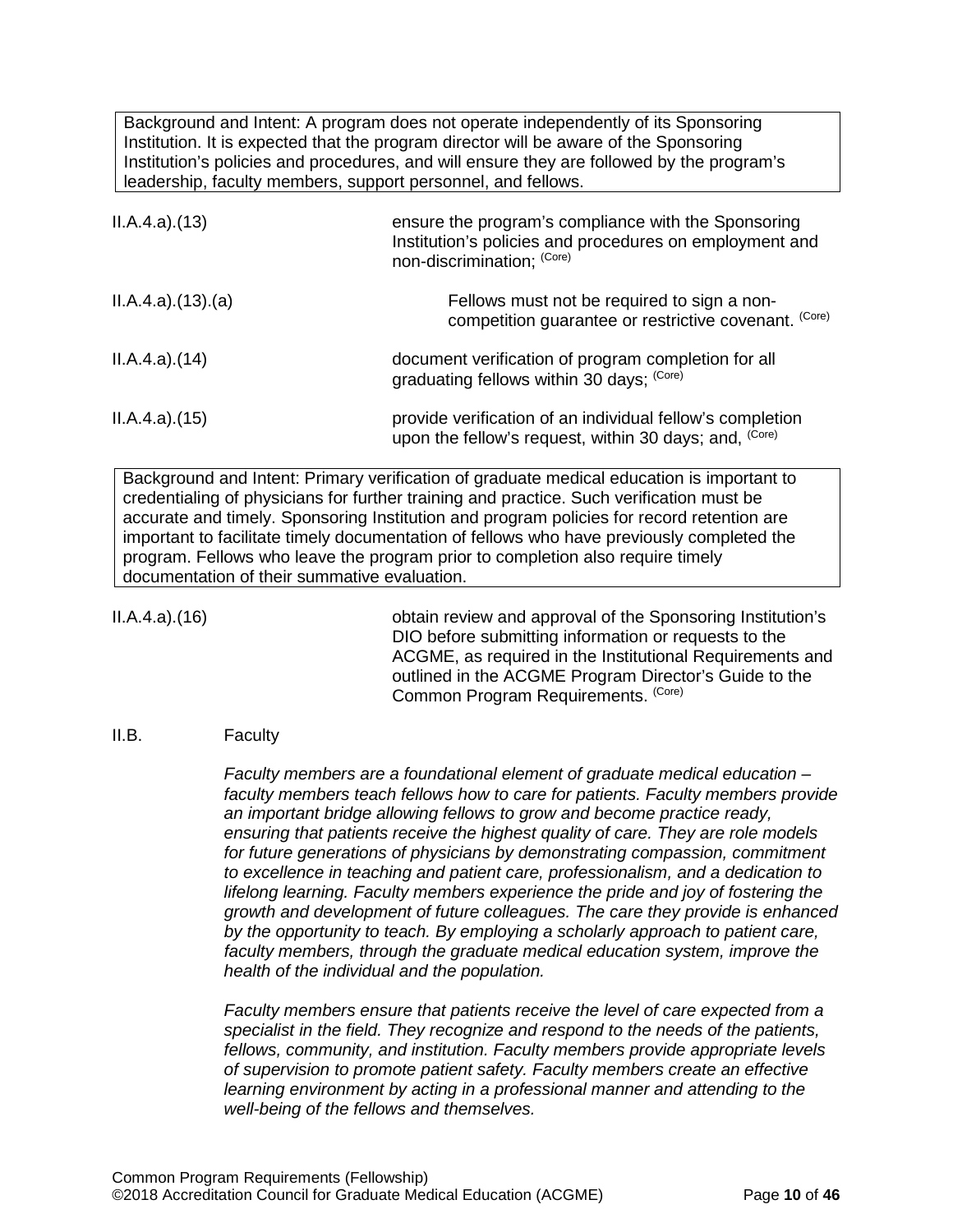> Background and Intent: A program does not operate independently of its Sponsoring Institution. It is expected that the program director will be aware of the Sponsoring Institution's policies and procedures, and will ensure they are followed by the program's leadership, faculty members, support personnel, and fellows.

II.A.4.a).(13) ensure the program's compliance with the Sponsoring Institution's policies and procedures on employment and non-discrimination; (Core)

II.A.4.a).(13).(a) Fellows must not be required to sign a non-competition guarantee or restrictive covenant. (Core)

II.A.4.a).(14) document verification of program completion for all graduating fellows within 30 days; (Core)

II.A.4.a).(15) provide verification of an individual fellow's completion upon the fellow's request, within 30 days; and, (Core)

> Background and Intent: Primary verification of graduate medical education is important to credentialing of physicians for further training and practice. Such verification must be accurate and timely. Sponsoring Institution and program policies for record retention are important to facilitate timely documentation of fellows who have previously completed the program. Fellows who leave the program prior to completion also require timely documentation of their summative evaluation.

II.A.4.a).(16) obtain review and approval of the Sponsoring Institution's DIO before submitting information or requests to the ACGME, as required in the Institutional Requirements and outlined in the ACGME Program Director's Guide to the Common Program Requirements. (Core)

## II.B. Faculty

*Faculty members are a foundational element of graduate medical education – faculty members teach fellows how to care for patients. Faculty members provide an important bridge allowing fellows to grow and become practice ready, ensuring that patients receive the highest quality of care. They are role models for future generations of physicians by demonstrating compassion, commitment to excellence in teaching and patient care, professionalism, and a dedication to lifelong learning. Faculty members experience the pride and joy of fostering the growth and development of future colleagues. The care they provide is enhanced by the opportunity to teach. By employing a scholarly approach to patient care, faculty members, through the graduate medical education system, improve the health of the individual and the population.*

*Faculty members ensure that patients receive the level of care expected from a specialist in the field. They recognize and respond to the needs of the patients, fellows, community, and institution. Faculty members provide appropriate levels of supervision to promote patient safety. Faculty members create an effective learning environment by acting in a professional manner and attending to the well-being of the fellows and themselves.*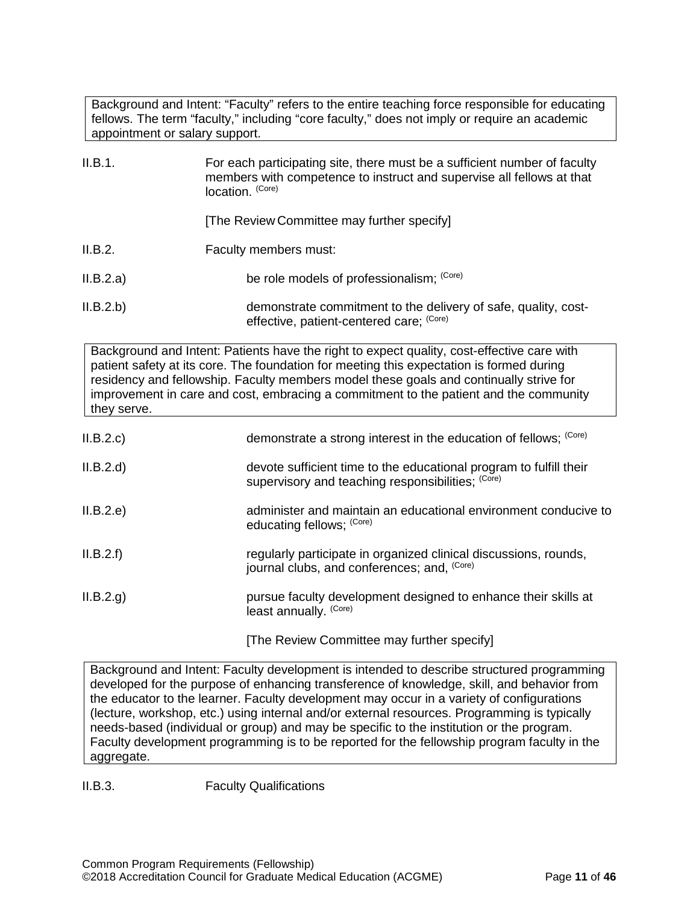> Background and Intent: "Faculty" refers to the entire teaching force responsible for educating fellows. The term "faculty," including "core faculty," does not imply or require an academic appointment or salary support.

II.B.1. For each participating site, there must be a sufficient number of faculty members with competence to instruct and supervise all fellows at that location. (Core)

[The Review Committee may further specify]

II.B.2. Faculty members must:

II.B.2.a) be role models of professionalism; (Core)

II.B.2.b) demonstrate commitment to the delivery of safe, quality, cost-effective, patient-centered care; (Core)

> Background and Intent: Patients have the right to expect quality, cost-effective care with patient safety at its core. The foundation for meeting this expectation is formed during residency and fellowship. Faculty members model these goals and continually strive for improvement in care and cost, embracing a commitment to the patient and the community they serve.

II.B.2.c) demonstrate a strong interest in the education of fellows; (Core)

II.B.2.d) devote sufficient time to the educational program to fulfill their supervisory and teaching responsibilities; (Core)

II.B.2.e) administer and maintain an educational environment conducive to educating fellows; (Core)

II.B.2.f) regularly participate in organized clinical discussions, rounds, journal clubs, and conferences; and, (Core)

II.B.2.g) pursue faculty development designed to enhance their skills at least annually. (Core)

[The Review Committee may further specify]

> Background and Intent: Faculty development is intended to describe structured programming developed for the purpose of enhancing transference of knowledge, skill, and behavior from the educator to the learner. Faculty development may occur in a variety of configurations (lecture, workshop, etc.) using internal and/or external resources. Programming is typically needs-based (individual or group) and may be specific to the institution or the program. Faculty development programming is to be reported for the fellowship program faculty in the aggregate.

II.B.3. Faculty Qualifications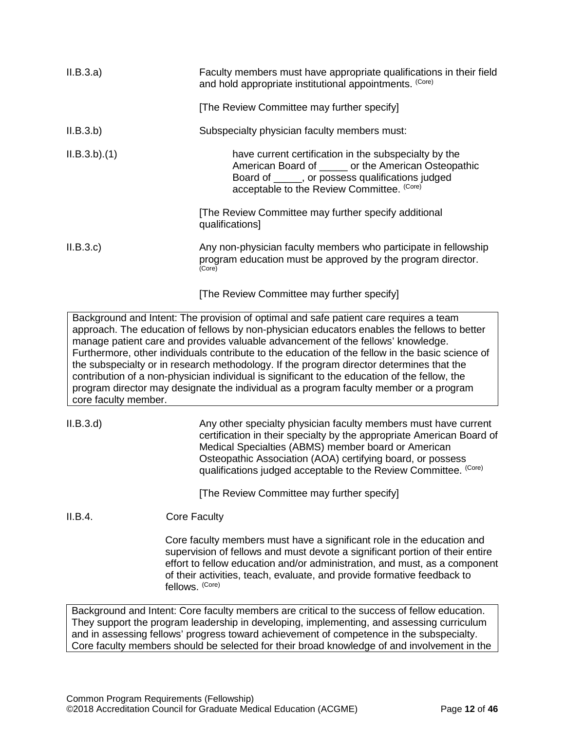II.B.3.a) Faculty members must have appropriate qualifications in their field and hold appropriate institutional appointments. (Core)

[The Review Committee may further specify]

II.B.3.b) Subspecialty physician faculty members must:

II.B.3.b).(1) have current certification in the subspecialty by the American Board of _____ or the American Osteopathic Board of _____, or possess qualifications judged acceptable to the Review Committee. (Core)

[The Review Committee may further specify additional qualifications]

II.B.3.c) Any non-physician faculty members who participate in fellowship program education must be approved by the program director. (Core)

[The Review Committee may further specify]

> Background and Intent: The provision of optimal and safe patient care requires a team approach. The education of fellows by non-physician educators enables the fellows to better manage patient care and provides valuable advancement of the fellows' knowledge. Furthermore, other individuals contribute to the education of the fellow in the basic science of the subspecialty or in research methodology. If the program director determines that the contribution of a non-physician individual is significant to the education of the fellow, the program director may designate the individual as a program faculty member or a program core faculty member.

II.B.3.d) Any other specialty physician faculty members must have current certification in their specialty by the appropriate American Board of Medical Specialties (ABMS) member board or American Osteopathic Association (AOA) certifying board, or possess qualifications judged acceptable to the Review Committee. (Core)

[The Review Committee may further specify]

II.B.4. Core Faculty

Core faculty members must have a significant role in the education and supervision of fellows and must devote a significant portion of their entire effort to fellow education and/or administration, and must, as a component of their activities, teach, evaluate, and provide formative feedback to fellows. (Core)

> Background and Intent: Core faculty members are critical to the success of fellow education. They support the program leadership in developing, implementing, and assessing curriculum and in assessing fellows' progress toward achievement of competence in the subspecialty. Core faculty members should be selected for their broad knowledge of and involvement in the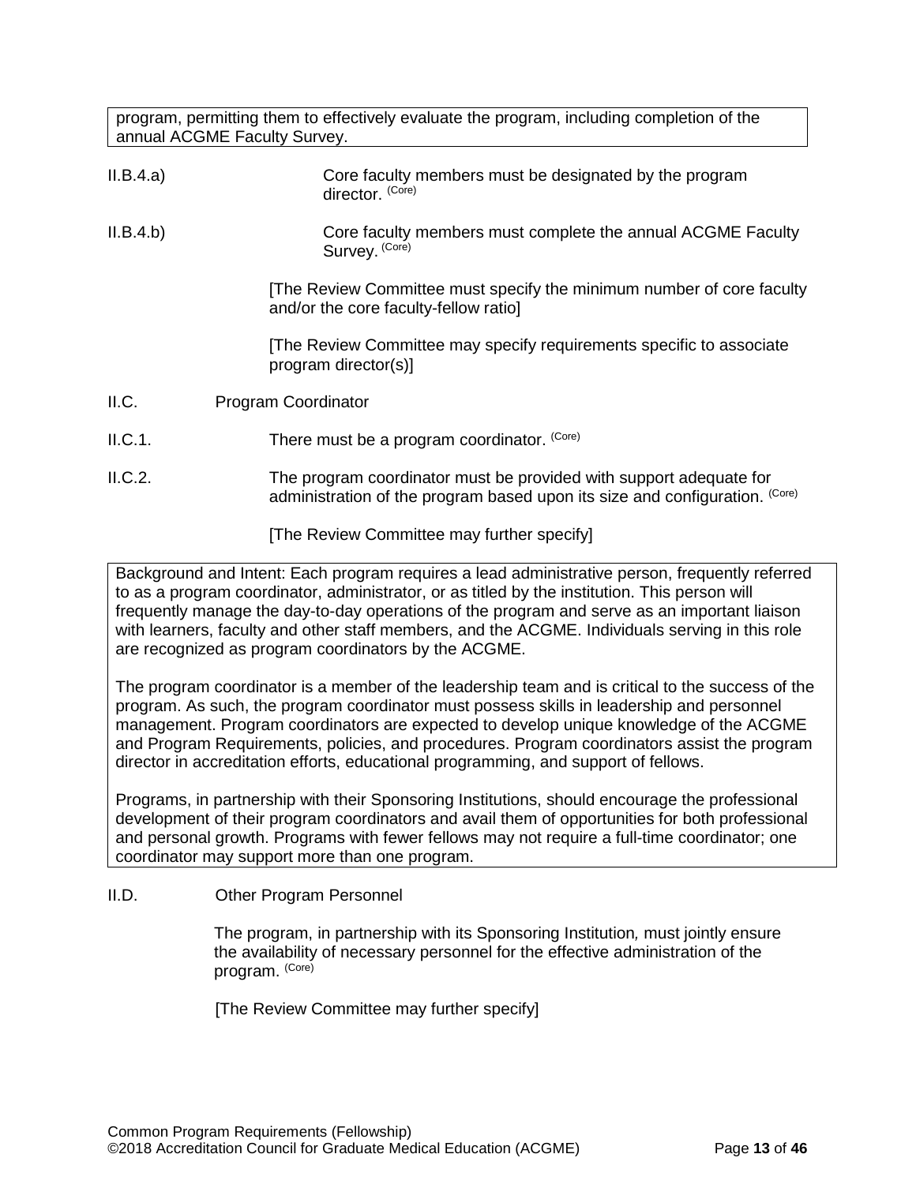program, permitting them to effectively evaluate the program, including completion of the annual ACGME Faculty Survey.

II.B.4.a) Core faculty members must be designated by the program director. (Core)

II.B.4.b) Core faculty members must complete the annual ACGME Faculty Survey. (Core)

[The Review Committee must specify the minimum number of core faculty and/or the core faculty-fellow ratio]

[The Review Committee may specify requirements specific to associate program director(s)]

II.C. Program Coordinator

II.C.1. There must be a program coordinator. (Core)

II.C.2. The program coordinator must be provided with support adequate for administration of the program based upon its size and configuration. (Core)

[The Review Committee may further specify]

Background and Intent: Each program requires a lead administrative person, frequently referred to as a program coordinator, administrator, or as titled by the institution. This person will frequently manage the day-to-day operations of the program and serve as an important liaison with learners, faculty and other staff members, and the ACGME. Individuals serving in this role are recognized as program coordinators by the ACGME.

The program coordinator is a member of the leadership team and is critical to the success of the program. As such, the program coordinator must possess skills in leadership and personnel management. Program coordinators are expected to develop unique knowledge of the ACGME and Program Requirements, policies, and procedures. Program coordinators assist the program director in accreditation efforts, educational programming, and support of fellows.

Programs, in partnership with their Sponsoring Institutions, should encourage the professional development of their program coordinators and avail them of opportunities for both professional and personal growth. Programs with fewer fellows may not require a full-time coordinator; one coordinator may support more than one program.

II.D. Other Program Personnel

The program, in partnership with its Sponsoring Institution, must jointly ensure the availability of necessary personnel for the effective administration of the program. (Core)

[The Review Committee may further specify]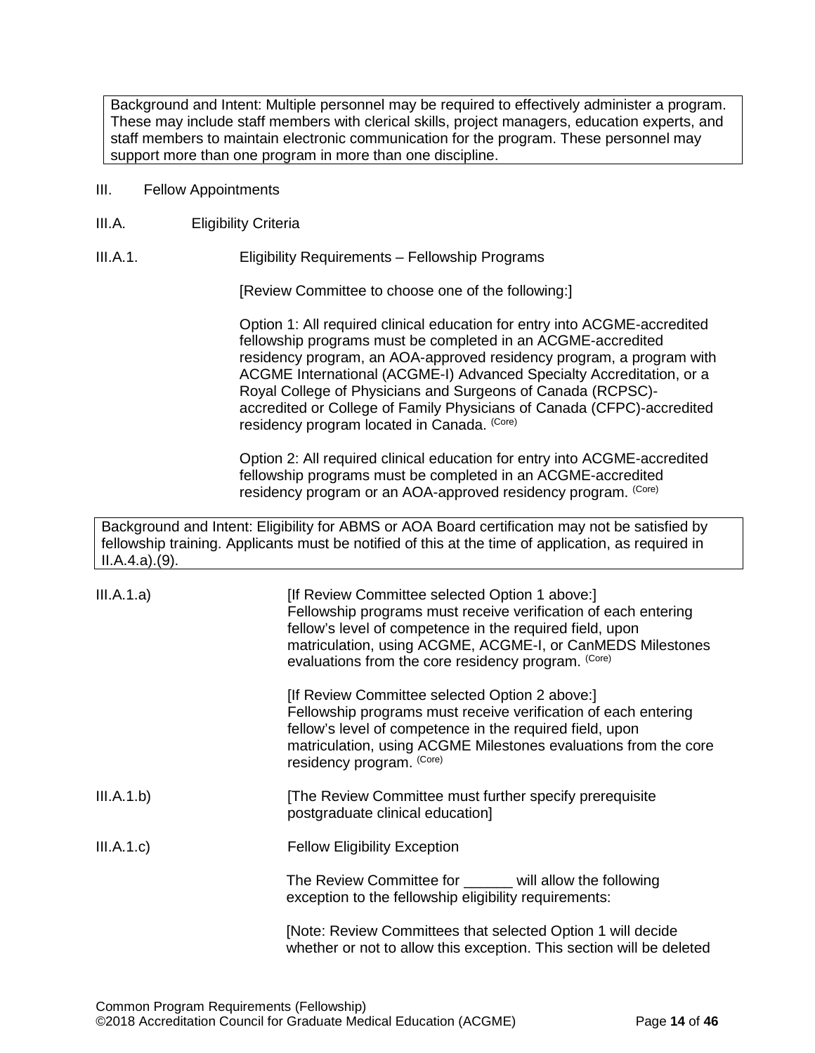Background and Intent: Multiple personnel may be required to effectively administer a program. These may include staff members with clerical skills, project managers, education experts, and staff members to maintain electronic communication for the program. These personnel may support more than one program in more than one discipline.

III. Fellow Appointments

III.A. Eligibility Criteria

III.A.1. Eligibility Requirements – Fellowship Programs

[Review Committee to choose one of the following:]

Option 1: All required clinical education for entry into ACGME-accredited fellowship programs must be completed in an ACGME-accredited residency program, an AOA-approved residency program, a program with ACGME International (ACGME-I) Advanced Specialty Accreditation, or a Royal College of Physicians and Surgeons of Canada (RCPSC)-accredited or College of Family Physicians of Canada (CFPC)-accredited residency program located in Canada. (Core)

Option 2: All required clinical education for entry into ACGME-accredited fellowship programs must be completed in an ACGME-accredited residency program or an AOA-approved residency program. (Core)

Background and Intent: Eligibility for ABMS or AOA Board certification may not be satisfied by fellowship training. Applicants must be notified of this at the time of application, as required in II.A.4.a).(9).

III.A.1.a) [If Review Committee selected Option 1 above:] Fellowship programs must receive verification of each entering fellow's level of competence in the required field, upon matriculation, using ACGME, ACGME-I, or CanMEDS Milestones evaluations from the core residency program. (Core)

[If Review Committee selected Option 2 above:] Fellowship programs must receive verification of each entering fellow's level of competence in the required field, upon matriculation, using ACGME Milestones evaluations from the core residency program. (Core)

III.A.1.b) [The Review Committee must further specify prerequisite postgraduate clinical education]

III.A.1.c) Fellow Eligibility Exception

The Review Committee for ______ will allow the following exception to the fellowship eligibility requirements:

[Note: Review Committees that selected Option 1 will decide whether or not to allow this exception. This section will be deleted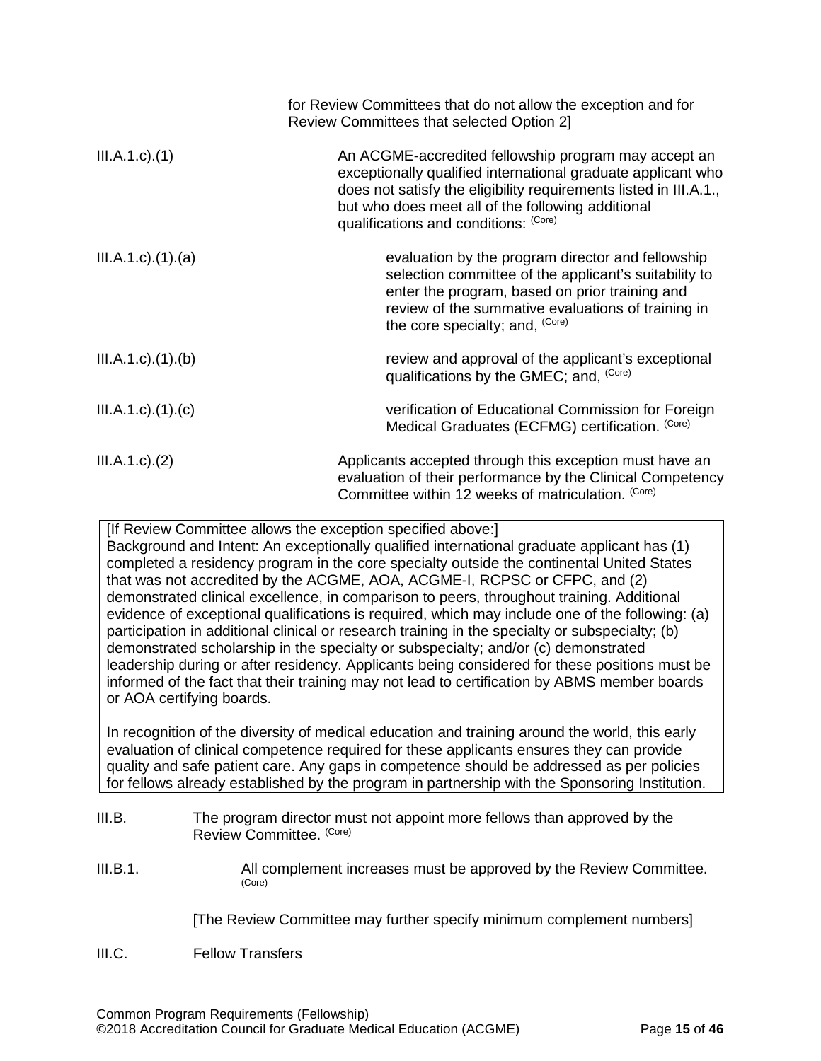for Review Committees that do not allow the exception and for Review Committees that selected Option 2]

III.A.1.c).(1) An ACGME-accredited fellowship program may accept an exceptionally qualified international graduate applicant who does not satisfy the eligibility requirements listed in III.A.1., but who does meet all of the following additional qualifications and conditions: (Core)

III.A.1.c).(1).(a) evaluation by the program director and fellowship selection committee of the applicant's suitability to enter the program, based on prior training and review of the summative evaluations of training in the core specialty; and, (Core)

III.A.1.c).(1).(b) review and approval of the applicant's exceptional qualifications by the GMEC; and, (Core)

III.A.1.c).(1).(c) verification of Educational Commission for Foreign Medical Graduates (ECFMG) certification. (Core)

III.A.1.c).(2) Applicants accepted through this exception must have an evaluation of their performance by the Clinical Competency Committee within 12 weeks of matriculation. (Core)

> [If Review Committee allows the exception specified above:]
> Background and Intent: An exceptionally qualified international graduate applicant has (1) completed a residency program in the core specialty outside the continental United States that was not accredited by the ACGME, AOA, ACGME-I, RCPSC or CFPC, and (2) demonstrated clinical excellence, in comparison to peers, throughout training. Additional evidence of exceptional qualifications is required, which may include one of the following: (a) participation in additional clinical or research training in the specialty or subspecialty; (b) demonstrated scholarship in the specialty or subspecialty; and/or (c) demonstrated leadership during or after residency. Applicants being considered for these positions must be informed of the fact that their training may not lead to certification by ABMS member boards or AOA certifying boards.
>
> In recognition of the diversity of medical education and training around the world, this early evaluation of clinical competence required for these applicants ensures they can provide quality and safe patient care. Any gaps in competence should be addressed as per policies for fellows already established by the program in partnership with the Sponsoring Institution.

III.B. The program director must not appoint more fellows than approved by the Review Committee. (Core)

III.B.1. All complement increases must be approved by the Review Committee. (Core)

[The Review Committee may further specify minimum complement numbers]

III.C. Fellow Transfers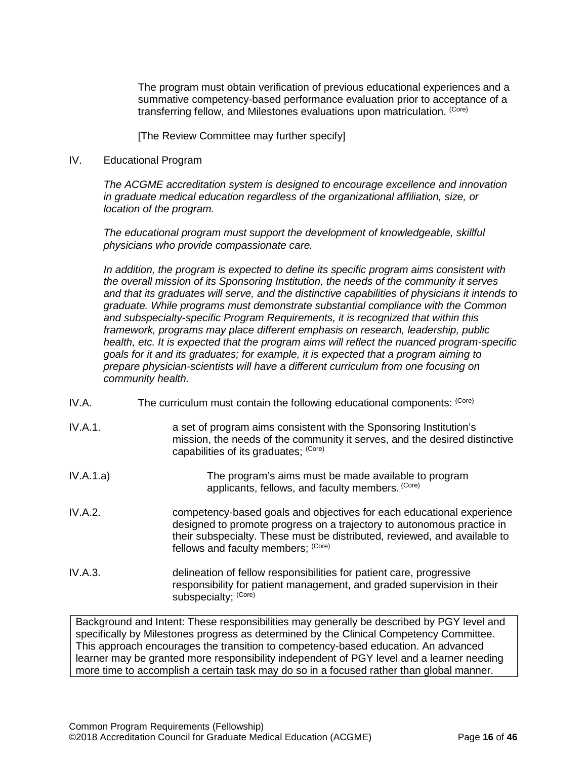The program must obtain verification of previous educational experiences and a summative competency-based performance evaluation prior to acceptance of a transferring fellow, and Milestones evaluations upon matriculation. (Core)

[The Review Committee may further specify]

## IV. Educational Program

*The ACGME accreditation system is designed to encourage excellence and innovation in graduate medical education regardless of the organizational affiliation, size, or location of the program.*

*The educational program must support the development of knowledgeable, skillful physicians who provide compassionate care.*

*In addition, the program is expected to define its specific program aims consistent with the overall mission of its Sponsoring Institution, the needs of the community it serves and that its graduates will serve, and the distinctive capabilities of physicians it intends to graduate. While programs must demonstrate substantial compliance with the Common and subspecialty-specific Program Requirements, it is recognized that within this framework, programs may place different emphasis on research, leadership, public health, etc. It is expected that the program aims will reflect the nuanced program-specific goals for it and its graduates; for example, it is expected that a program aiming to prepare physician-scientists will have a different curriculum from one focusing on community health.*

IV.A. The curriculum must contain the following educational components: (Core)

IV.A.1. a set of program aims consistent with the Sponsoring Institution's mission, the needs of the community it serves, and the desired distinctive capabilities of its graduates; (Core)

IV.A.1.a) The program's aims must be made available to program applicants, fellows, and faculty members. (Core)

IV.A.2. competency-based goals and objectives for each educational experience designed to promote progress on a trajectory to autonomous practice in their subspecialty. These must be distributed, reviewed, and available to fellows and faculty members; (Core)

IV.A.3. delineation of fellow responsibilities for patient care, progressive responsibility for patient management, and graded supervision in their subspecialty; (Core)

> Background and Intent: These responsibilities may generally be described by PGY level and specifically by Milestones progress as determined by the Clinical Competency Committee. This approach encourages the transition to competency-based education. An advanced learner may be granted more responsibility independent of PGY level and a learner needing more time to accomplish a certain task may do so in a focused rather than global manner.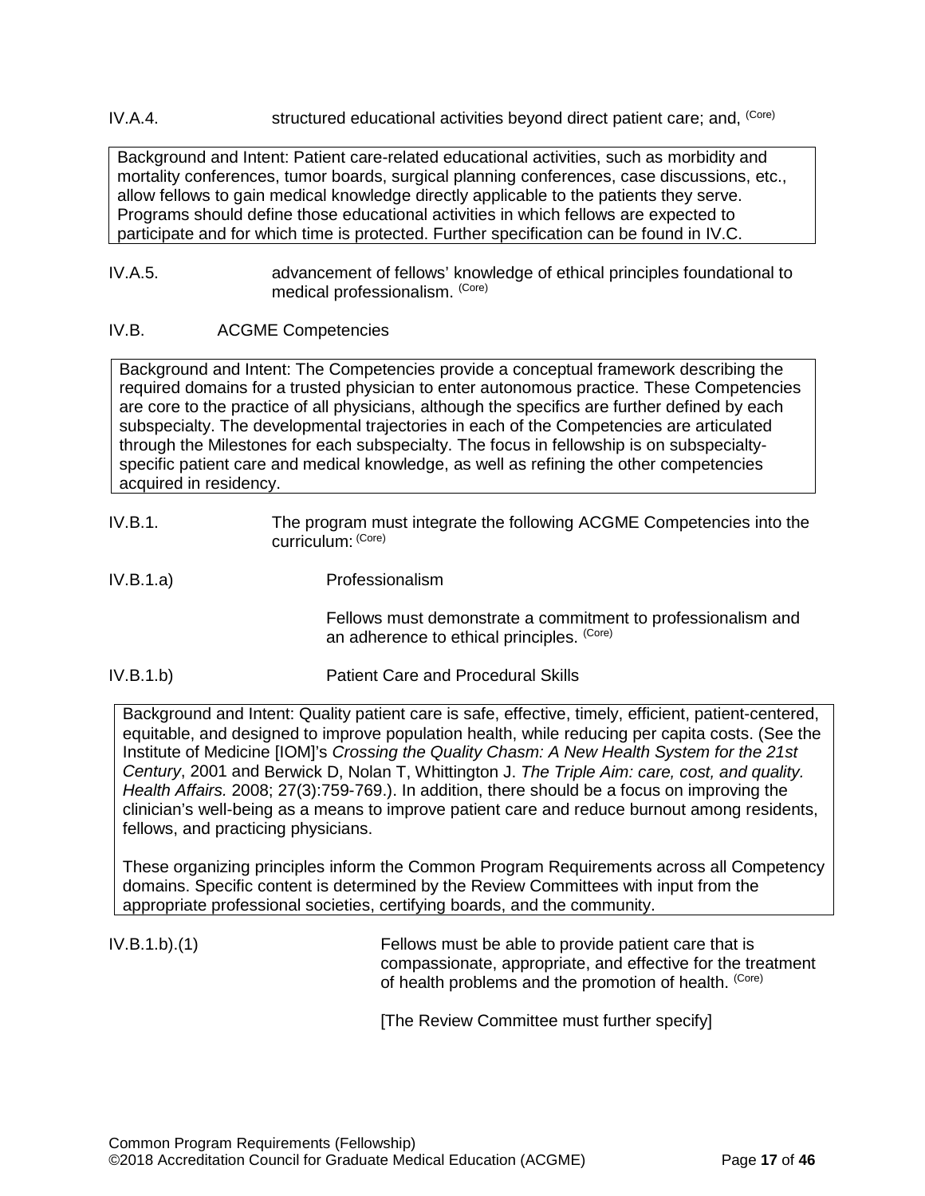IV.A.4. structured educational activities beyond direct patient care; and, (Core)

> Background and Intent: Patient care-related educational activities, such as morbidity and mortality conferences, tumor boards, surgical planning conferences, case discussions, etc., allow fellows to gain medical knowledge directly applicable to the patients they serve. Programs should define those educational activities in which fellows are expected to participate and for which time is protected. Further specification can be found in IV.C.

IV.A.5. advancement of fellows' knowledge of ethical principles foundational to medical professionalism. (Core)

IV.B. ACGME Competencies

> Background and Intent: The Competencies provide a conceptual framework describing the required domains for a trusted physician to enter autonomous practice. These Competencies are core to the practice of all physicians, although the specifics are further defined by each subspecialty. The developmental trajectories in each of the Competencies are articulated through the Milestones for each subspecialty. The focus in fellowship is on subspecialty-specific patient care and medical knowledge, as well as refining the other competencies acquired in residency.

IV.B.1. The program must integrate the following ACGME Competencies into the curriculum: (Core)

IV.B.1.a) Professionalism

Fellows must demonstrate a commitment to professionalism and an adherence to ethical principles. (Core)

IV.B.1.b) Patient Care and Procedural Skills

> Background and Intent: Quality patient care is safe, effective, timely, efficient, patient-centered, equitable, and designed to improve population health, while reducing per capita costs. (See the Institute of Medicine [IOM]'s *Crossing the Quality Chasm: A New Health System for the 21st Century*, 2001 and Berwick D, Nolan T, Whittington J. *The Triple Aim: care, cost, and quality. Health Affairs.* 2008; 27(3):759-769.). In addition, there should be a focus on improving the clinician's well-being as a means to improve patient care and reduce burnout among residents, fellows, and practicing physicians.
>
> These organizing principles inform the Common Program Requirements across all Competency domains. Specific content is determined by the Review Committees with input from the appropriate professional societies, certifying boards, and the community.

IV.B.1.b).(1) Fellows must be able to provide patient care that is compassionate, appropriate, and effective for the treatment of health problems and the promotion of health. (Core)

[The Review Committee must further specify]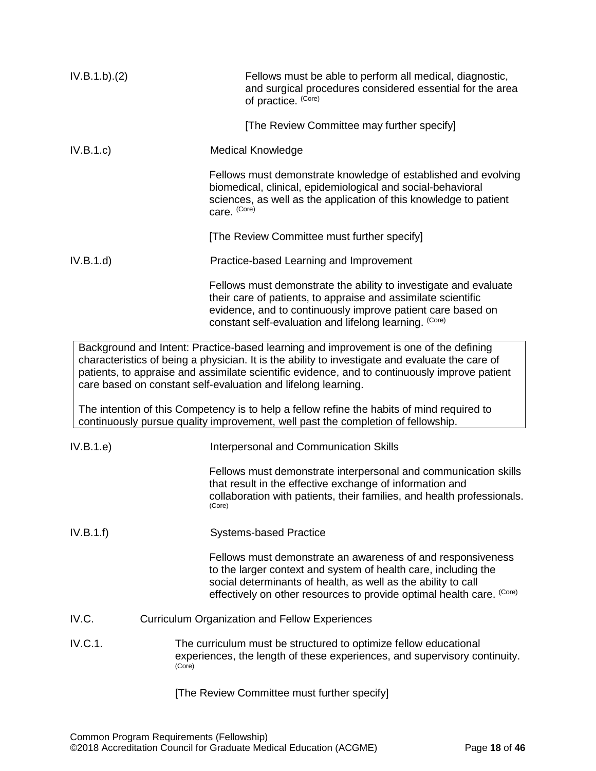IV.B.1.b).(2) Fellows must be able to perform all medical, diagnostic, and surgical procedures considered essential for the area of practice. (Core)

[The Review Committee may further specify]

IV.B.1.c) Medical Knowledge

Fellows must demonstrate knowledge of established and evolving biomedical, clinical, epidemiological and social-behavioral sciences, as well as the application of this knowledge to patient care. (Core)

[The Review Committee must further specify]

IV.B.1.d) Practice-based Learning and Improvement

Fellows must demonstrate the ability to investigate and evaluate their care of patients, to appraise and assimilate scientific evidence, and to continuously improve patient care based on constant self-evaluation and lifelong learning. (Core)

> Background and Intent: Practice-based learning and improvement is one of the defining characteristics of being a physician. It is the ability to investigate and evaluate the care of patients, to appraise and assimilate scientific evidence, and to continuously improve patient care based on constant self-evaluation and lifelong learning.
>
> The intention of this Competency is to help a fellow refine the habits of mind required to continuously pursue quality improvement, well past the completion of fellowship.

IV.B.1.e) Interpersonal and Communication Skills

Fellows must demonstrate interpersonal and communication skills that result in the effective exchange of information and collaboration with patients, their families, and health professionals. (Core)

IV.B.1.f) Systems-based Practice

Fellows must demonstrate an awareness of and responsiveness to the larger context and system of health care, including the social determinants of health, as well as the ability to call effectively on other resources to provide optimal health care. (Core)

IV.C. Curriculum Organization and Fellow Experiences

IV.C.1. The curriculum must be structured to optimize fellow educational experiences, the length of these experiences, and supervisory continuity. (Core)

[The Review Committee must further specify]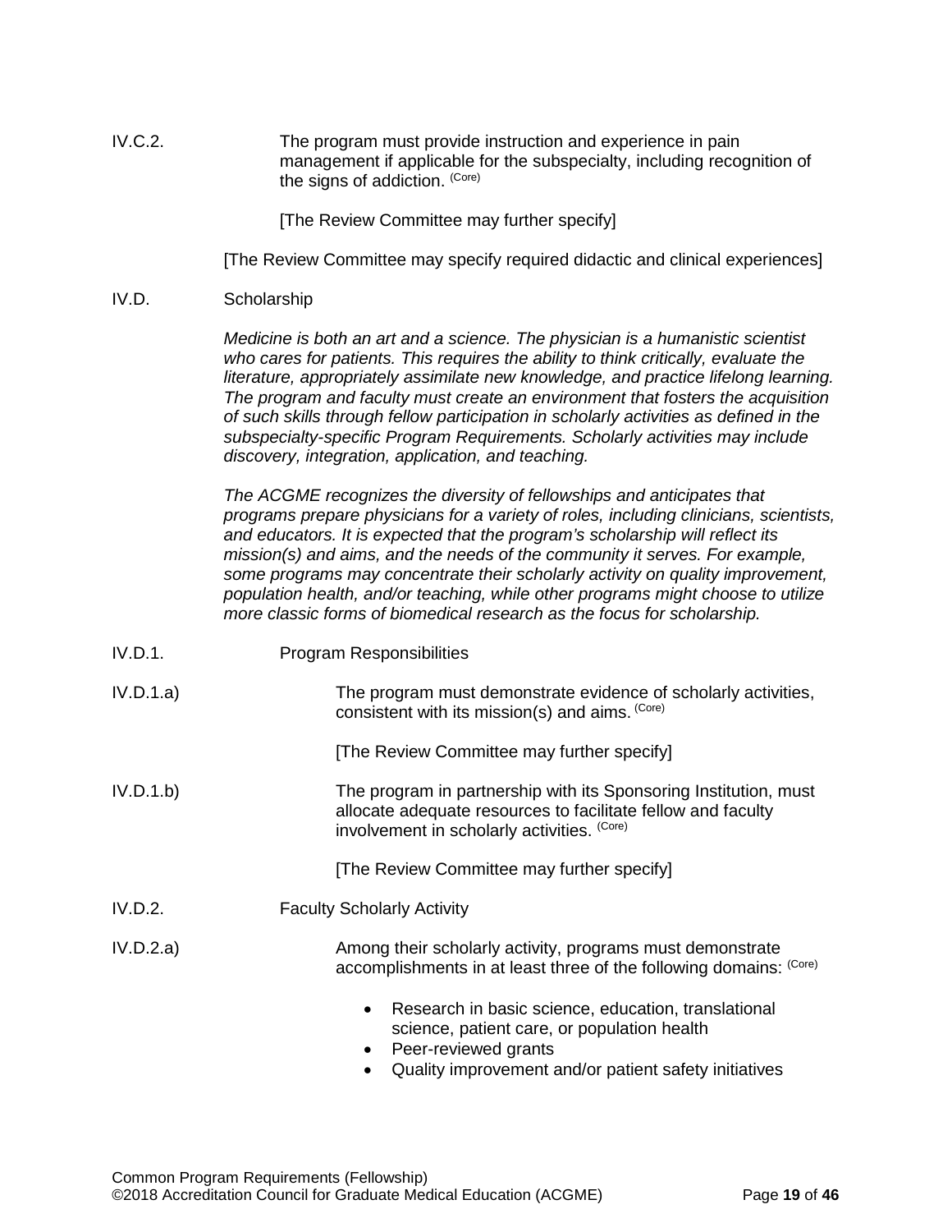IV.C.2. The program must provide instruction and experience in pain management if applicable for the subspecialty, including recognition of the signs of addiction. (Core)

[The Review Committee may further specify]

[The Review Committee may specify required didactic and clinical experiences]

## IV.D. Scholarship

*Medicine is both an art and a science. The physician is a humanistic scientist who cares for patients. This requires the ability to think critically, evaluate the literature, appropriately assimilate new knowledge, and practice lifelong learning. The program and faculty must create an environment that fosters the acquisition of such skills through fellow participation in scholarly activities as defined in the subspecialty-specific Program Requirements. Scholarly activities may include discovery, integration, application, and teaching.*

*The ACGME recognizes the diversity of fellowships and anticipates that programs prepare physicians for a variety of roles, including clinicians, scientists, and educators. It is expected that the program's scholarship will reflect its mission(s) and aims, and the needs of the community it serves. For example, some programs may concentrate their scholarly activity on quality improvement, population health, and/or teaching, while other programs might choose to utilize more classic forms of biomedical research as the focus for scholarship.*

### IV.D.1. Program Responsibilities

IV.D.1.a) The program must demonstrate evidence of scholarly activities, consistent with its mission(s) and aims. (Core)

[The Review Committee may further specify]

IV.D.1.b) The program in partnership with its Sponsoring Institution, must allocate adequate resources to facilitate fellow and faculty involvement in scholarly activities. (Core)

[The Review Committee may further specify]

### IV.D.2. Faculty Scholarly Activity

IV.D.2.a) Among their scholarly activity, programs must demonstrate accomplishments in at least three of the following domains: (Core)

- Research in basic science, education, translational science, patient care, or population health
- Peer-reviewed grants
- Quality improvement and/or patient safety initiatives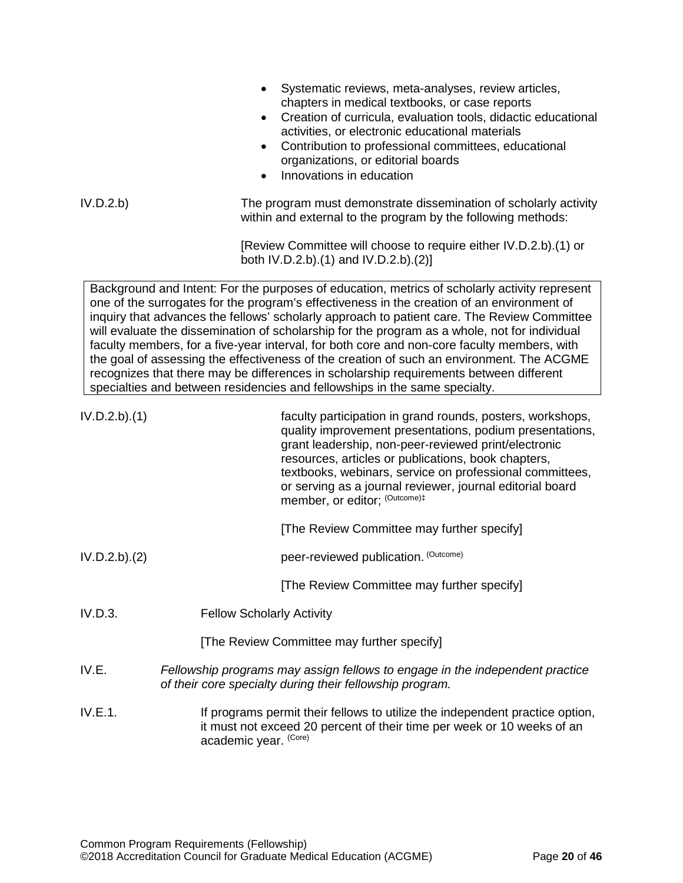- Systematic reviews, meta-analyses, review articles, chapters in medical textbooks, or case reports
- Creation of curricula, evaluation tools, didactic educational activities, or electronic educational materials
- Contribution to professional committees, educational organizations, or editorial boards
- Innovations in education

IV.D.2.b) The program must demonstrate dissemination of scholarly activity within and external to the program by the following methods:

[Review Committee will choose to require either IV.D.2.b).(1) or both IV.D.2.b).(1) and IV.D.2.b).(2)]

> Background and Intent: For the purposes of education, metrics of scholarly activity represent one of the surrogates for the program's effectiveness in the creation of an environment of inquiry that advances the fellows' scholarly approach to patient care. The Review Committee will evaluate the dissemination of scholarship for the program as a whole, not for individual faculty members, for a five-year interval, for both core and non-core faculty members, with the goal of assessing the effectiveness of the creation of such an environment. The ACGME recognizes that there may be differences in scholarship requirements between different specialties and between residencies and fellowships in the same specialty.

IV.D.2.b).(1) faculty participation in grand rounds, posters, workshops, quality improvement presentations, podium presentations, grant leadership, non-peer-reviewed print/electronic resources, articles or publications, book chapters, textbooks, webinars, service on professional committees, or serving as a journal reviewer, journal editorial board member, or editor; (Outcome)‡

[The Review Committee may further specify]

IV.D.2.b).(2) peer-reviewed publication. (Outcome)

[The Review Committee may further specify]

IV.D.3. Fellow Scholarly Activity

[The Review Committee may further specify]

IV.E. *Fellowship programs may assign fellows to engage in the independent practice of their core specialty during their fellowship program.*

IV.E.1. If programs permit their fellows to utilize the independent practice option, it must not exceed 20 percent of their time per week or 10 weeks of an academic year. (Core)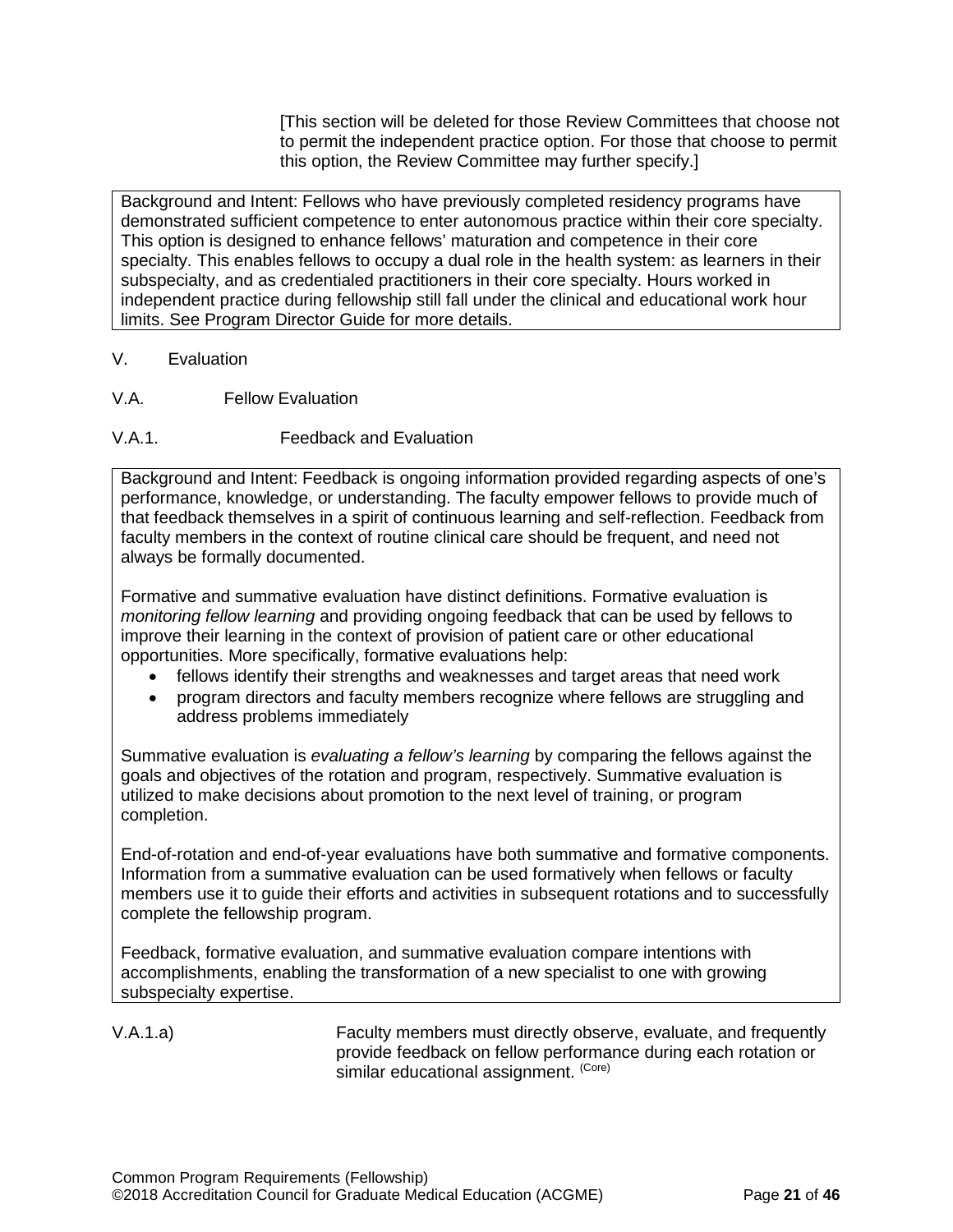[This section will be deleted for those Review Committees that choose not to permit the independent practice option. For those that choose to permit this option, the Review Committee may further specify.]

> Background and Intent: Fellows who have previously completed residency programs have demonstrated sufficient competence to enter autonomous practice within their core specialty. This option is designed to enhance fellows' maturation and competence in their core specialty. This enables fellows to occupy a dual role in the health system: as learners in their subspecialty, and as credentialed practitioners in their core specialty. Hours worked in independent practice during fellowship still fall under the clinical and educational work hour limits. See Program Director Guide for more details.

V. Evaluation

V.A. Fellow Evaluation

V.A.1. Feedback and Evaluation

> Background and Intent: Feedback is ongoing information provided regarding aspects of one's performance, knowledge, or understanding. The faculty empower fellows to provide much of that feedback themselves in a spirit of continuous learning and self-reflection. Feedback from faculty members in the context of routine clinical care should be frequent, and need not always be formally documented.
>
> Formative and summative evaluation have distinct definitions. Formative evaluation is *monitoring fellow learning* and providing ongoing feedback that can be used by fellows to improve their learning in the context of provision of patient care or other educational opportunities. More specifically, formative evaluations help:
>
> - fellows identify their strengths and weaknesses and target areas that need work
> - program directors and faculty members recognize where fellows are struggling and address problems immediately
>
> Summative evaluation is *evaluating a fellow's learning* by comparing the fellows against the goals and objectives of the rotation and program, respectively. Summative evaluation is utilized to make decisions about promotion to the next level of training, or program completion.
>
> End-of-rotation and end-of-year evaluations have both summative and formative components. Information from a summative evaluation can be used formatively when fellows or faculty members use it to guide their efforts and activities in subsequent rotations and to successfully complete the fellowship program.
>
> Feedback, formative evaluation, and summative evaluation compare intentions with accomplishments, enabling the transformation of a new specialist to one with growing subspecialty expertise.

V.A.1.a) Faculty members must directly observe, evaluate, and frequently provide feedback on fellow performance during each rotation or similar educational assignment. (Core)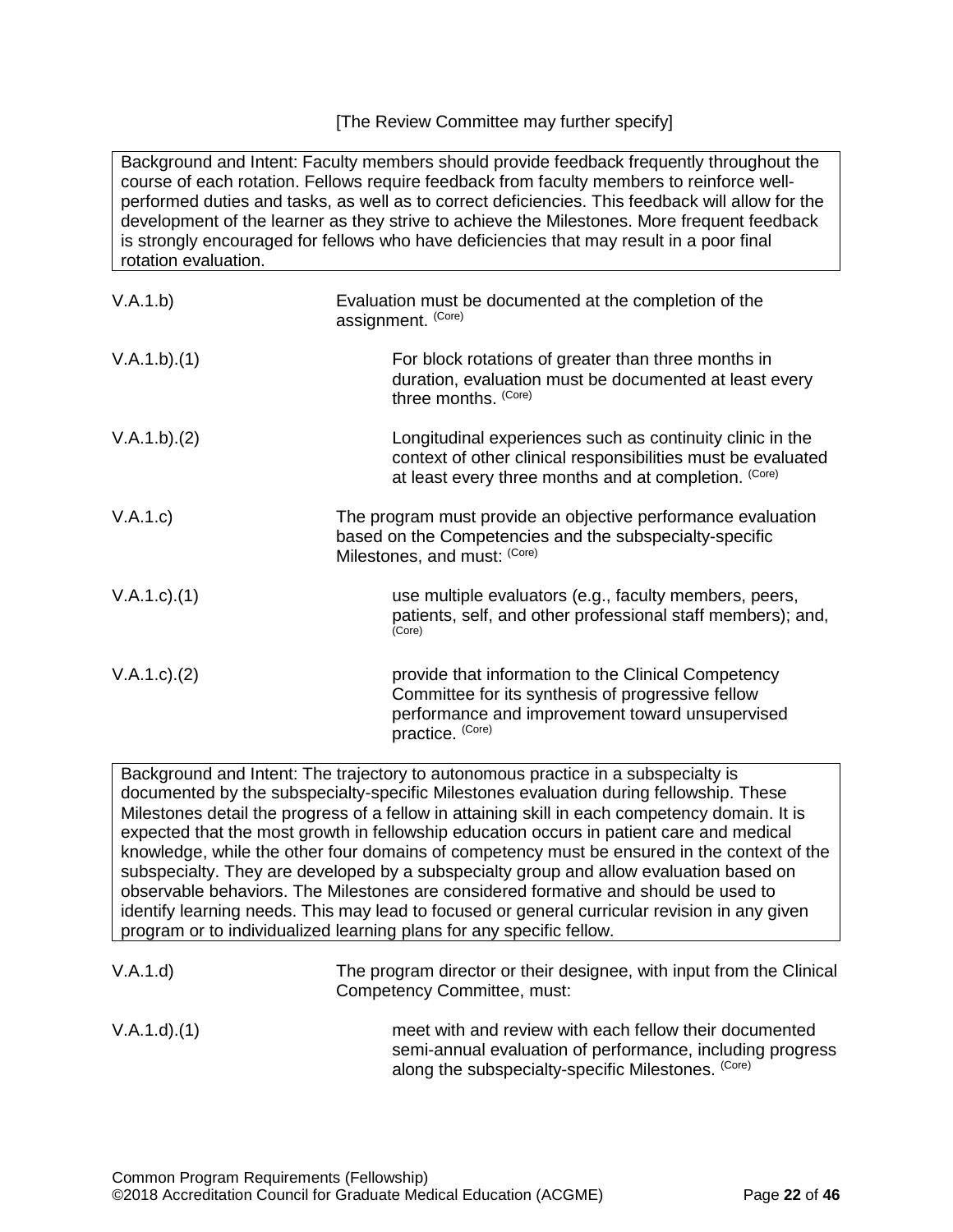[The Review Committee may further specify]

| Background and Intent: Faculty members should provide feedback frequently throughout the course of each rotation. Fellows require feedback from faculty members to reinforce well-performed duties and tasks, as well as to correct deficiencies. This feedback will allow for the development of the learner as they strive to achieve the Milestones. More frequent feedback is strongly encouraged for fellows who have deficiencies that may result in a poor final rotation evaluation. |
|---|

V.A.1.b) Evaluation must be documented at the completion of the assignment. (Core)

V.A.1.b).(1) For block rotations of greater than three months in duration, evaluation must be documented at least every three months. (Core)

V.A.1.b).(2) Longitudinal experiences such as continuity clinic in the context of other clinical responsibilities must be evaluated at least every three months and at completion. (Core)

V.A.1.c) The program must provide an objective performance evaluation based on the Competencies and the subspecialty-specific Milestones, and must: (Core)

V.A.1.c).(1) use multiple evaluators (e.g., faculty members, peers, patients, self, and other professional staff members); and, (Core)

V.A.1.c).(2) provide that information to the Clinical Competency Committee for its synthesis of progressive fellow performance and improvement toward unsupervised practice. (Core)

| Background and Intent: The trajectory to autonomous practice in a subspecialty is documented by the subspecialty-specific Milestones evaluation during fellowship. These Milestones detail the progress of a fellow in attaining skill in each competency domain. It is expected that the most growth in fellowship education occurs in patient care and medical knowledge, while the other four domains of competency must be ensured in the context of the subspecialty. They are developed by a subspecialty group and allow evaluation based on observable behaviors. The Milestones are considered formative and should be used to identify learning needs. This may lead to focused or general curricular revision in any given program or to individualized learning plans for any specific fellow. |
|---|

V.A.1.d) The program director or their designee, with input from the Clinical Competency Committee, must:

V.A.1.d).(1) meet with and review with each fellow their documented semi-annual evaluation of performance, including progress along the subspecialty-specific Milestones. (Core)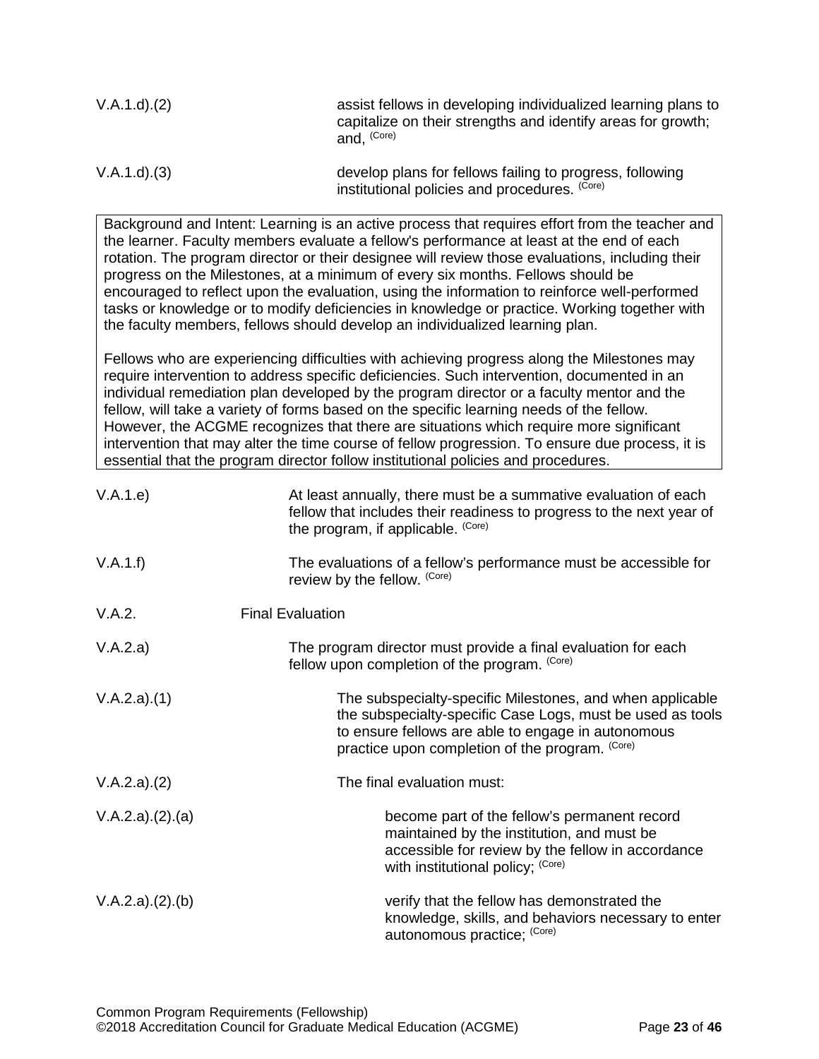V.A.1.d).(2) assist fellows in developing individualized learning plans to capitalize on their strengths and identify areas for growth; and, (Core)

V.A.1.d).(3) develop plans for fellows failing to progress, following institutional policies and procedures. (Core)

> Background and Intent: Learning is an active process that requires effort from the teacher and the learner. Faculty members evaluate a fellow's performance at least at the end of each rotation. The program director or their designee will review those evaluations, including their progress on the Milestones, at a minimum of every six months. Fellows should be encouraged to reflect upon the evaluation, using the information to reinforce well-performed tasks or knowledge or to modify deficiencies in knowledge or practice. Working together with the faculty members, fellows should develop an individualized learning plan.
>
> Fellows who are experiencing difficulties with achieving progress along the Milestones may require intervention to address specific deficiencies. Such intervention, documented in an individual remediation plan developed by the program director or a faculty mentor and the fellow, will take a variety of forms based on the specific learning needs of the fellow. However, the ACGME recognizes that there are situations which require more significant intervention that may alter the time course of fellow progression. To ensure due process, it is essential that the program director follow institutional policies and procedures.

V.A.1.e) At least annually, there must be a summative evaluation of each fellow that includes their readiness to progress to the next year of the program, if applicable. (Core)

V.A.1.f) The evaluations of a fellow's performance must be accessible for review by the fellow. (Core)

V.A.2. Final Evaluation

V.A.2.a) The program director must provide a final evaluation for each fellow upon completion of the program. (Core)

V.A.2.a).(1) The subspecialty-specific Milestones, and when applicable the subspecialty-specific Case Logs, must be used as tools to ensure fellows are able to engage in autonomous practice upon completion of the program. (Core)

V.A.2.a).(2) The final evaluation must:

V.A.2.a).(2).(a) become part of the fellow's permanent record maintained by the institution, and must be accessible for review by the fellow in accordance with institutional policy; (Core)

V.A.2.a).(2).(b) verify that the fellow has demonstrated the knowledge, skills, and behaviors necessary to enter autonomous practice; (Core)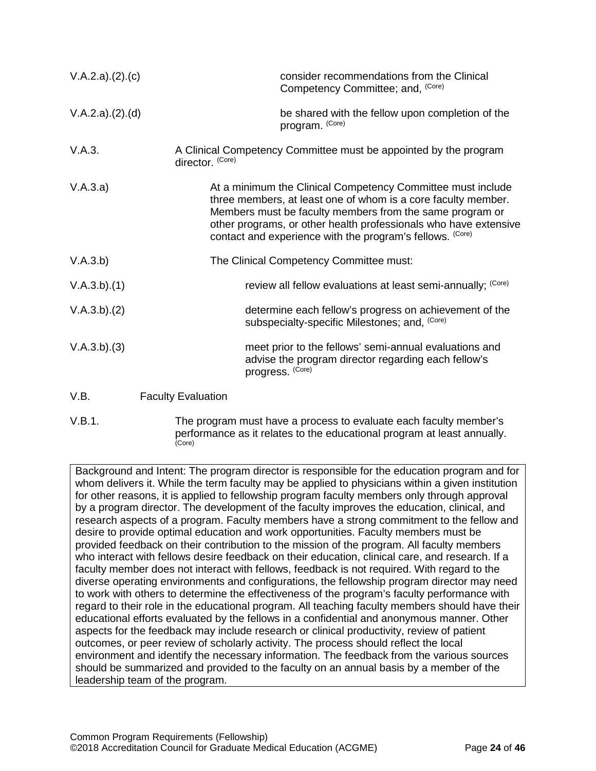V.A.2.a).(2).(c) consider recommendations from the Clinical Competency Committee; and, (Core)

V.A.2.a).(2).(d) be shared with the fellow upon completion of the program. (Core)

V.A.3. A Clinical Competency Committee must be appointed by the program director. (Core)

V.A.3.a) At a minimum the Clinical Competency Committee must include three members, at least one of whom is a core faculty member. Members must be faculty members from the same program or other programs, or other health professionals who have extensive contact and experience with the program's fellows. (Core)

V.A.3.b) The Clinical Competency Committee must:

V.A.3.b).(1) review all fellow evaluations at least semi-annually; (Core)

V.A.3.b).(2) determine each fellow's progress on achievement of the subspecialty-specific Milestones; and, (Core)

V.A.3.b).(3) meet prior to the fellows' semi-annual evaluations and advise the program director regarding each fellow's progress. (Core)

V.B. Faculty Evaluation

V.B.1. The program must have a process to evaluate each faculty member's performance as it relates to the educational program at least annually. (Core)

> Background and Intent: The program director is responsible for the education program and for whom delivers it. While the term faculty may be applied to physicians within a given institution for other reasons, it is applied to fellowship program faculty members only through approval by a program director. The development of the faculty improves the education, clinical, and research aspects of a program. Faculty members have a strong commitment to the fellow and desire to provide optimal education and work opportunities. Faculty members must be provided feedback on their contribution to the mission of the program. All faculty members who interact with fellows desire feedback on their education, clinical care, and research. If a faculty member does not interact with fellows, feedback is not required. With regard to the diverse operating environments and configurations, the fellowship program director may need to work with others to determine the effectiveness of the program's faculty performance with regard to their role in the educational program. All teaching faculty members should have their educational efforts evaluated by the fellows in a confidential and anonymous manner. Other aspects for the feedback may include research or clinical productivity, review of patient outcomes, or peer review of scholarly activity. The process should reflect the local environment and identify the necessary information. The feedback from the various sources should be summarized and provided to the faculty on an annual basis by a member of the leadership team of the program.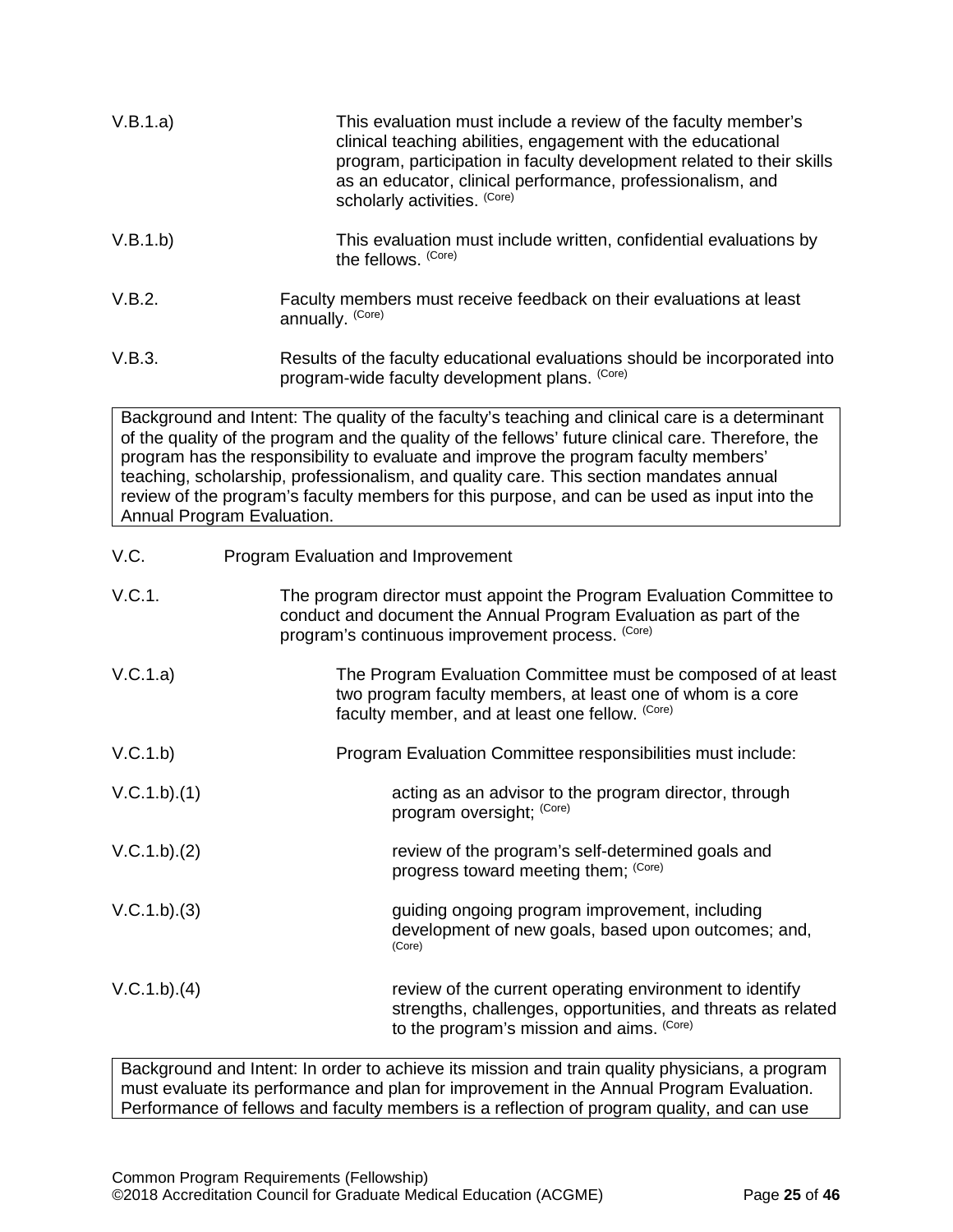V.B.1.a) This evaluation must include a review of the faculty member's clinical teaching abilities, engagement with the educational program, participation in faculty development related to their skills as an educator, clinical performance, professionalism, and scholarly activities. (Core)

V.B.1.b) This evaluation must include written, confidential evaluations by the fellows. (Core)

V.B.2. Faculty members must receive feedback on their evaluations at least annually. (Core)

V.B.3. Results of the faculty educational evaluations should be incorporated into program-wide faculty development plans. (Core)

> Background and Intent: The quality of the faculty's teaching and clinical care is a determinant of the quality of the program and the quality of the fellows' future clinical care. Therefore, the program has the responsibility to evaluate and improve the program faculty members' teaching, scholarship, professionalism, and quality care. This section mandates annual review of the program's faculty members for this purpose, and can be used as input into the Annual Program Evaluation.

V.C. Program Evaluation and Improvement

V.C.1. The program director must appoint the Program Evaluation Committee to conduct and document the Annual Program Evaluation as part of the program's continuous improvement process. (Core)

V.C.1.a) The Program Evaluation Committee must be composed of at least two program faculty members, at least one of whom is a core faculty member, and at least one fellow. (Core)

V.C.1.b) Program Evaluation Committee responsibilities must include:

V.C.1.b).(1) acting as an advisor to the program director, through program oversight; (Core)

V.C.1.b).(2) review of the program's self-determined goals and progress toward meeting them; (Core)

V.C.1.b).(3) guiding ongoing program improvement, including development of new goals, based upon outcomes; and, (Core)

V.C.1.b).(4) review of the current operating environment to identify strengths, challenges, opportunities, and threats as related to the program's mission and aims. (Core)

> Background and Intent: In order to achieve its mission and train quality physicians, a program must evaluate its performance and plan for improvement in the Annual Program Evaluation. Performance of fellows and faculty members is a reflection of program quality, and can use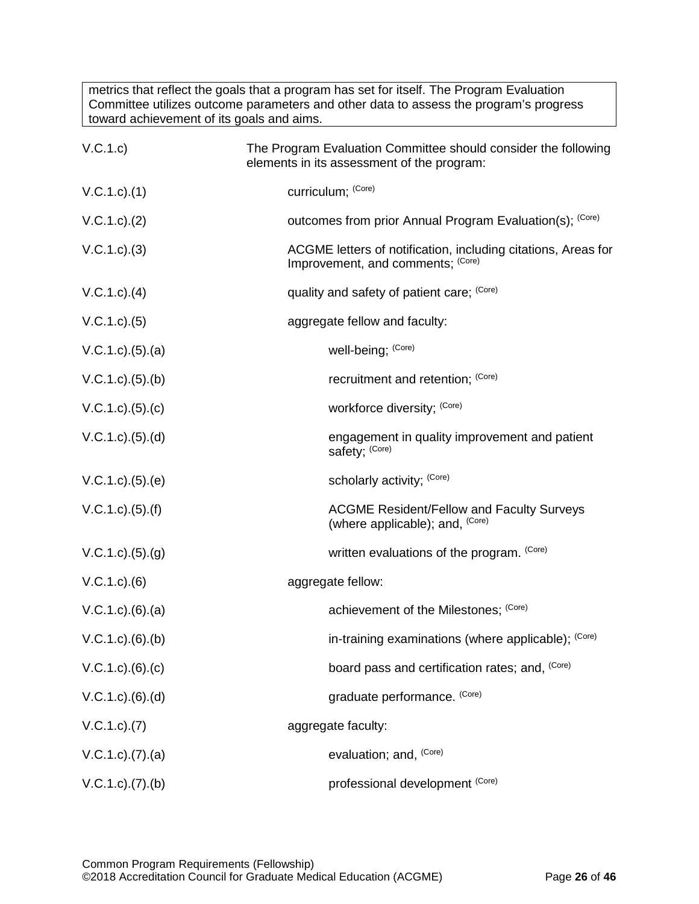metrics that reflect the goals that a program has set for itself. The Program Evaluation Committee utilizes outcome parameters and other data to assess the program's progress toward achievement of its goals and aims.

V.C.1.c) The Program Evaluation Committee should consider the following elements in its assessment of the program:

V.C.1.c).(1) curriculum; (Core)

V.C.1.c).(2) outcomes from prior Annual Program Evaluation(s); (Core)

V.C.1.c).(3) ACGME letters of notification, including citations, Areas for Improvement, and comments; (Core)

V.C.1.c).(4) quality and safety of patient care; (Core)

V.C.1.c).(5) aggregate fellow and faculty:

V.C.1.c).(5).(a) well-being; (Core)

V.C.1.c).(5).(b) recruitment and retention; (Core)

V.C.1.c).(5).(c) workforce diversity; (Core)

V.C.1.c).(5).(d) engagement in quality improvement and patient safety; (Core)

V.C.1.c).(5).(e) scholarly activity; (Core)

V.C.1.c).(5).(f) ACGME Resident/Fellow and Faculty Surveys (where applicable); and, (Core)

V.C.1.c).(5).(g) written evaluations of the program. (Core)

V.C.1.c).(6) aggregate fellow:

V.C.1.c).(6).(a) achievement of the Milestones; (Core)

V.C.1.c).(6).(b) in-training examinations (where applicable); (Core)

V.C.1.c).(6).(c) board pass and certification rates; and, (Core)

V.C.1.c).(6).(d) graduate performance. (Core)

V.C.1.c).(7) aggregate faculty:

V.C.1.c).(7).(a) evaluation; and, (Core)

V.C.1.c).(7).(b) professional development (Core)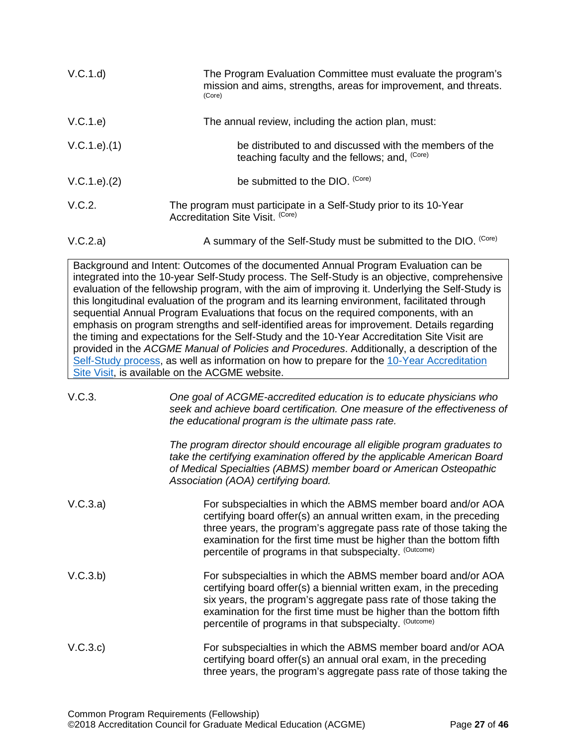V.C.1.d) The Program Evaluation Committee must evaluate the program's mission and aims, strengths, areas for improvement, and threats. (Core)

V.C.1.e) The annual review, including the action plan, must:

V.C.1.e).(1) be distributed to and discussed with the members of the teaching faculty and the fellows; and, (Core)

V.C.1.e).(2) be submitted to the DIO. (Core)

V.C.2. The program must participate in a Self-Study prior to its 10-Year Accreditation Site Visit. (Core)

V.C.2.a) A summary of the Self-Study must be submitted to the DIO. (Core)

> Background and Intent: Outcomes of the documented Annual Program Evaluation can be integrated into the 10-year Self-Study process. The Self-Study is an objective, comprehensive evaluation of the fellowship program, with the aim of improving it. Underlying the Self-Study is this longitudinal evaluation of the program and its learning environment, facilitated through sequential Annual Program Evaluations that focus on the required components, with an emphasis on program strengths and self-identified areas for improvement. Details regarding the timing and expectations for the Self-Study and the 10-Year Accreditation Site Visit are provided in the *ACGME Manual of Policies and Procedures*. Additionally, a description of the Self-Study process, as well as information on how to prepare for the 10-Year Accreditation Site Visit, is available on the ACGME website.

V.C.3. *One goal of ACGME-accredited education is to educate physicians who seek and achieve board certification. One measure of the effectiveness of the educational program is the ultimate pass rate.*

*The program director should encourage all eligible program graduates to take the certifying examination offered by the applicable American Board of Medical Specialties (ABMS) member board or American Osteopathic Association (AOA) certifying board.*

V.C.3.a) For subspecialties in which the ABMS member board and/or AOA certifying board offer(s) an annual written exam, in the preceding three years, the program's aggregate pass rate of those taking the examination for the first time must be higher than the bottom fifth percentile of programs in that subspecialty. (Outcome)

V.C.3.b) For subspecialties in which the ABMS member board and/or AOA certifying board offer(s) a biennial written exam, in the preceding six years, the program's aggregate pass rate of those taking the examination for the first time must be higher than the bottom fifth percentile of programs in that subspecialty. (Outcome)

V.C.3.c) For subspecialties in which the ABMS member board and/or AOA certifying board offer(s) an annual oral exam, in the preceding three years, the program's aggregate pass rate of those taking the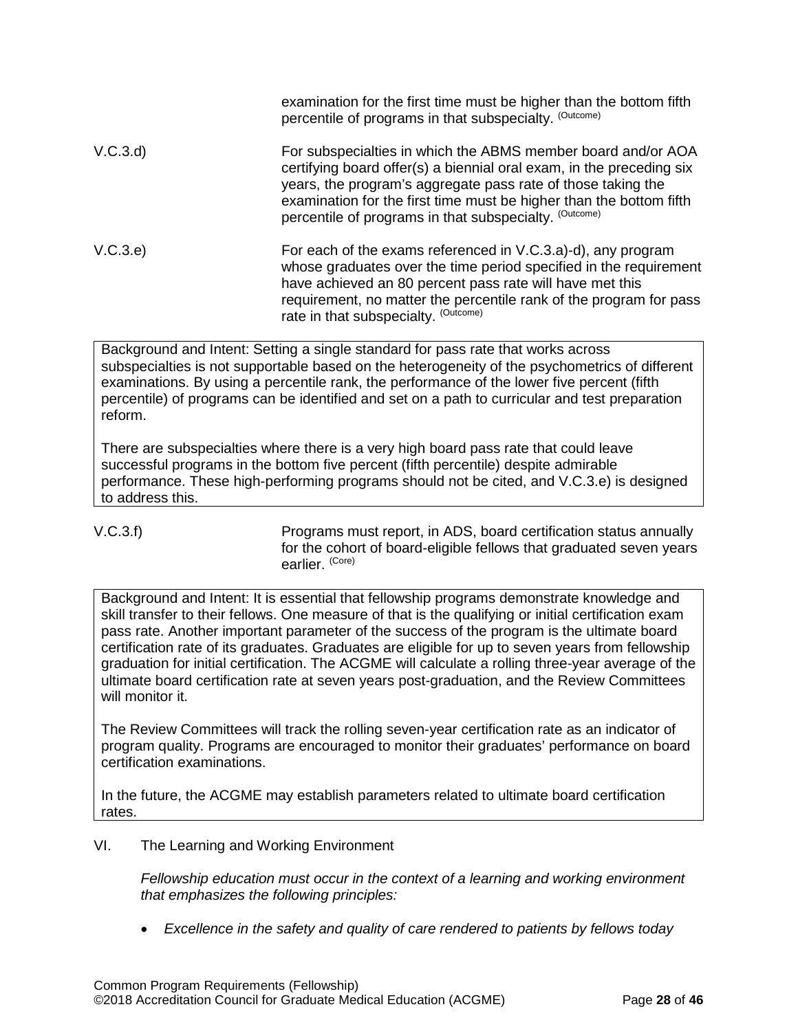examination for the first time must be higher than the bottom fifth percentile of programs in that subspecialty. (Outcome)

V.C.3.d) For subspecialties in which the ABMS member board and/or AOA certifying board offer(s) a biennial oral exam, in the preceding six years, the program's aggregate pass rate of those taking the examination for the first time must be higher than the bottom fifth percentile of programs in that subspecialty. (Outcome)

V.C.3.e) For each of the exams referenced in V.C.3.a)-d), any program whose graduates over the time period specified in the requirement have achieved an 80 percent pass rate will have met this requirement, no matter the percentile rank of the program for pass rate in that subspecialty. (Outcome)

> Background and Intent: Setting a single standard for pass rate that works across subspecialties is not supportable based on the heterogeneity of the psychometrics of different examinations. By using a percentile rank, the performance of the lower five percent (fifth percentile) of programs can be identified and set on a path to curricular and test preparation reform.
>
> There are subspecialties where there is a very high board pass rate that could leave successful programs in the bottom five percent (fifth percentile) despite admirable performance. These high-performing programs should not be cited, and V.C.3.e) is designed to address this.

V.C.3.f) Programs must report, in ADS, board certification status annually for the cohort of board-eligible fellows that graduated seven years earlier. (Core)

> Background and Intent: It is essential that fellowship programs demonstrate knowledge and skill transfer to their fellows. One measure of that is the qualifying or initial certification exam pass rate. Another important parameter of the success of the program is the ultimate board certification rate of its graduates. Graduates are eligible for up to seven years from fellowship graduation for initial certification. The ACGME will calculate a rolling three-year average of the ultimate board certification rate at seven years post-graduation, and the Review Committees will monitor it.
>
> The Review Committees will track the rolling seven-year certification rate as an indicator of program quality. Programs are encouraged to monitor their graduates' performance on board certification examinations.
>
> In the future, the ACGME may establish parameters related to ultimate board certification rates.

## VI. The Learning and Working Environment

*Fellowship education must occur in the context of a learning and working environment that emphasizes the following principles:*

- *Excellence in the safety and quality of care rendered to patients by fellows today*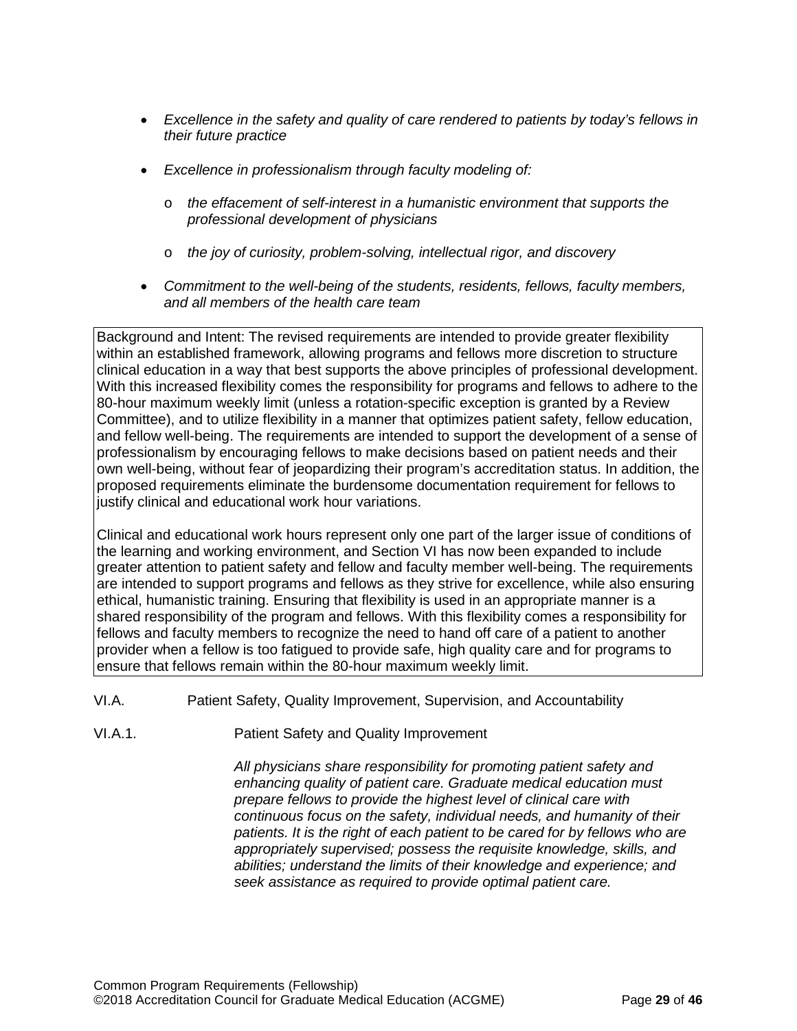- *Excellence in the safety and quality of care rendered to patients by today's fellows in their future practice*
- *Excellence in professionalism through faculty modeling of:*
  - *the effacement of self-interest in a humanistic environment that supports the professional development of physicians*
  - *the joy of curiosity, problem-solving, intellectual rigor, and discovery*
- *Commitment to the well-being of the students, residents, fellows, faculty members, and all members of the health care team*

> Background and Intent: The revised requirements are intended to provide greater flexibility within an established framework, allowing programs and fellows more discretion to structure clinical education in a way that best supports the above principles of professional development. With this increased flexibility comes the responsibility for programs and fellows to adhere to the 80-hour maximum weekly limit (unless a rotation-specific exception is granted by a Review Committee), and to utilize flexibility in a manner that optimizes patient safety, fellow education, and fellow well-being. The requirements are intended to support the development of a sense of professionalism by encouraging fellows to make decisions based on patient needs and their own well-being, without fear of jeopardizing their program's accreditation status. In addition, the proposed requirements eliminate the burdensome documentation requirement for fellows to justify clinical and educational work hour variations.
>
> Clinical and educational work hours represent only one part of the larger issue of conditions of the learning and working environment, and Section VI has now been expanded to include greater attention to patient safety and fellow and faculty member well-being. The requirements are intended to support programs and fellows as they strive for excellence, while also ensuring ethical, humanistic training. Ensuring that flexibility is used in an appropriate manner is a shared responsibility of the program and fellows. With this flexibility comes a responsibility for fellows and faculty members to recognize the need to hand off care of a patient to another provider when a fellow is too fatigued to provide safe, high quality care and for programs to ensure that fellows remain within the 80-hour maximum weekly limit.

VI.A. Patient Safety, Quality Improvement, Supervision, and Accountability

VI.A.1. Patient Safety and Quality Improvement

*All physicians share responsibility for promoting patient safety and enhancing quality of patient care. Graduate medical education must prepare fellows to provide the highest level of clinical care with continuous focus on the safety, individual needs, and humanity of their patients. It is the right of each patient to be cared for by fellows who are appropriately supervised; possess the requisite knowledge, skills, and abilities; understand the limits of their knowledge and experience; and seek assistance as required to provide optimal patient care.*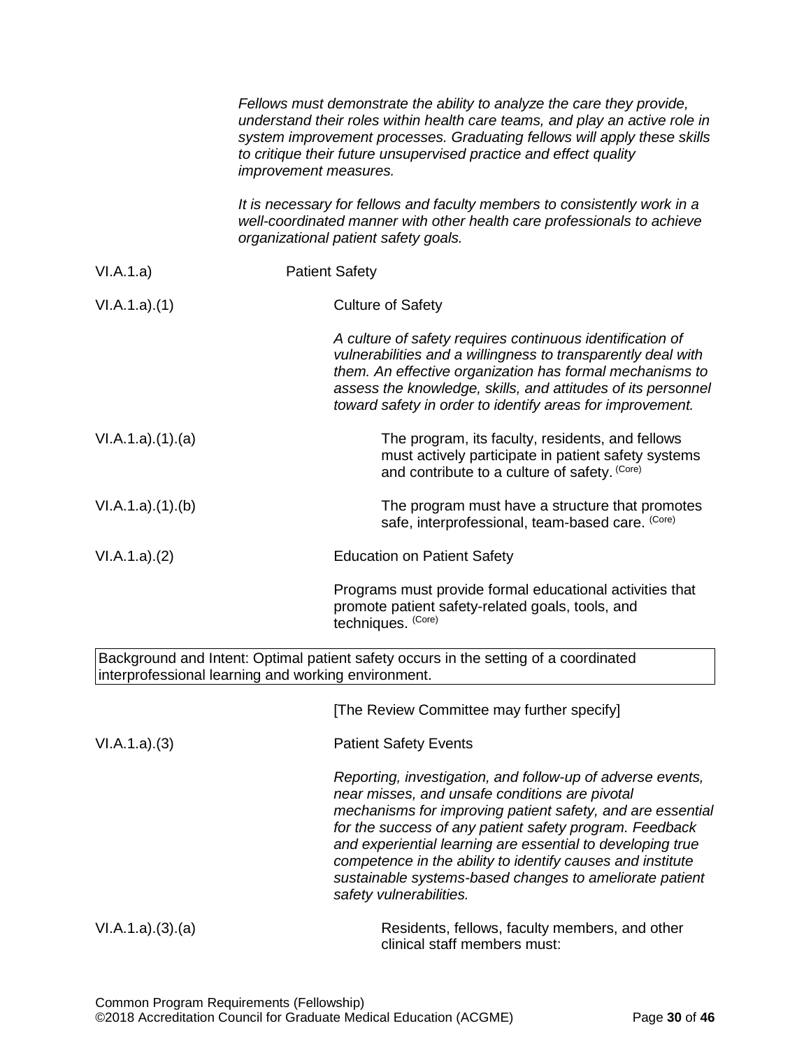*Fellows must demonstrate the ability to analyze the care they provide, understand their roles within health care teams, and play an active role in system improvement processes. Graduating fellows will apply these skills to critique their future unsupervised practice and effect quality improvement measures.*

*It is necessary for fellows and faculty members to consistently work in a well-coordinated manner with other health care professionals to achieve organizational patient safety goals.*

VI.A.1.a) Patient Safety

VI.A.1.a).(1) Culture of Safety

*A culture of safety requires continuous identification of vulnerabilities and a willingness to transparently deal with them. An effective organization has formal mechanisms to assess the knowledge, skills, and attitudes of its personnel toward safety in order to identify areas for improvement.*

VI.A.1.a).(1).(a) The program, its faculty, residents, and fellows must actively participate in patient safety systems and contribute to a culture of safety. (Core)

VI.A.1.a).(1).(b) The program must have a structure that promotes safe, interprofessional, team-based care. (Core)

VI.A.1.a).(2) Education on Patient Safety

Programs must provide formal educational activities that promote patient safety-related goals, tools, and techniques. (Core)

| Background and Intent: Optimal patient safety occurs in the setting of a coordinated interprofessional learning and working environment. |
|---|

[The Review Committee may further specify]

VI.A.1.a).(3) Patient Safety Events

*Reporting, investigation, and follow-up of adverse events, near misses, and unsafe conditions are pivotal mechanisms for improving patient safety, and are essential for the success of any patient safety program. Feedback and experiential learning are essential to developing true competence in the ability to identify causes and institute sustainable systems-based changes to ameliorate patient safety vulnerabilities.*

VI.A.1.a).(3).(a) Residents, fellows, faculty members, and other clinical staff members must: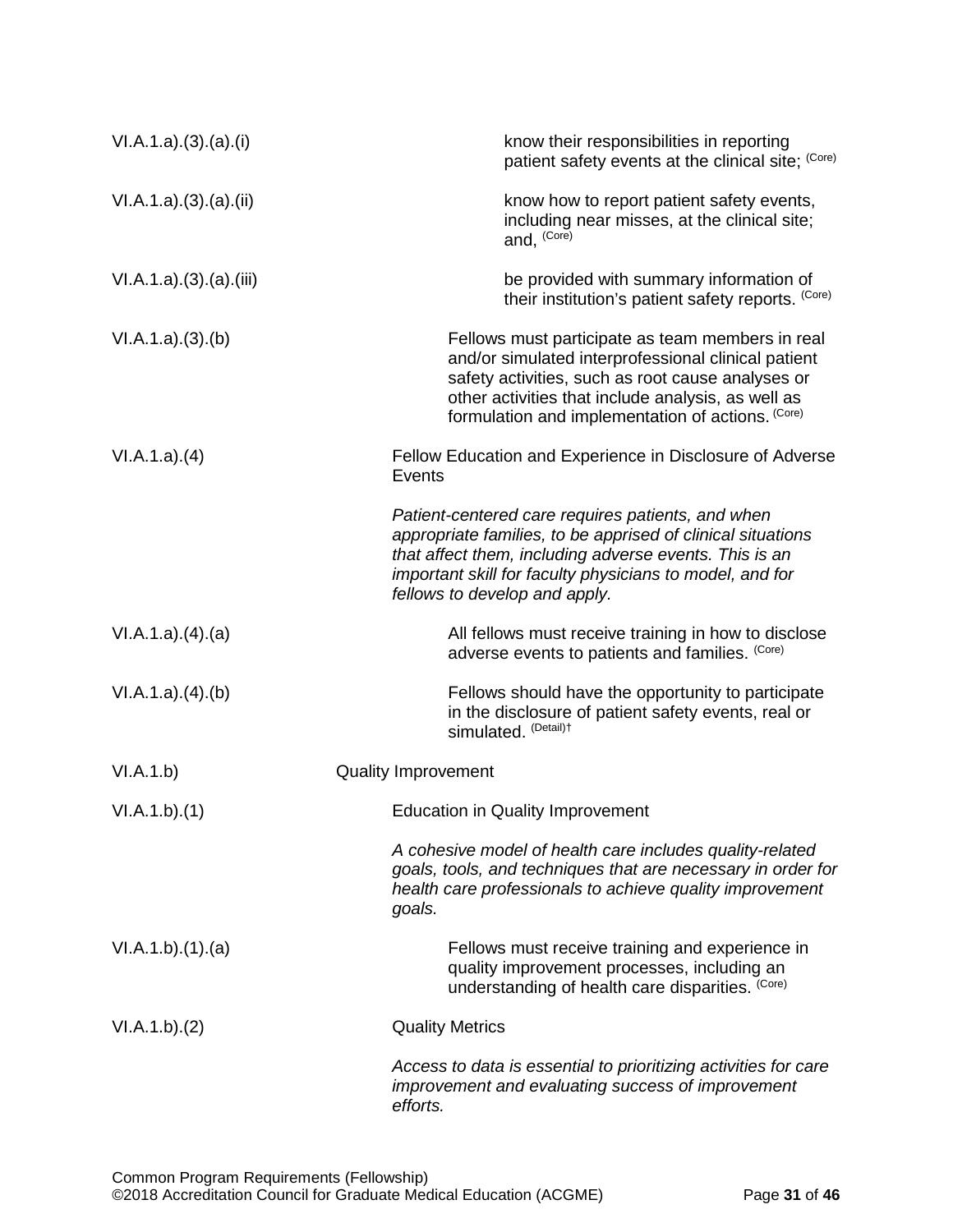| | |
|---|---|
| VI.A.1.a).(3).(a).(i) | know their responsibilities in reporting patient safety events at the clinical site; (Core) |
| VI.A.1.a).(3).(a).(ii) | know how to report patient safety events, including near misses, at the clinical site; and, (Core) |
| VI.A.1.a).(3).(a).(iii) | be provided with summary information of their institution's patient safety reports. (Core) |
| VI.A.1.a).(3).(b) | Fellows must participate as team members in real and/or simulated interprofessional clinical patient safety activities, such as root cause analyses or other activities that include analysis, as well as formulation and implementation of actions. (Core) |
| VI.A.1.a).(4) | Fellow Education and Experience in Disclosure of Adverse Events |
| | *Patient-centered care requires patients, and when appropriate families, to be apprised of clinical situations that affect them, including adverse events. This is an important skill for faculty physicians to model, and for fellows to develop and apply.* |
| VI.A.1.a).(4).(a) | All fellows must receive training in how to disclose adverse events to patients and families. (Core) |
| VI.A.1.a).(4).(b) | Fellows should have the opportunity to participate in the disclosure of patient safety events, real or simulated. (Detail)† |
| VI.A.1.b) | Quality Improvement |
| VI.A.1.b).(1) | Education in Quality Improvement |
| | *A cohesive model of health care includes quality-related goals, tools, and techniques that are necessary in order for health care professionals to achieve quality improvement goals.* |
| VI.A.1.b).(1).(a) | Fellows must receive training and experience in quality improvement processes, including an understanding of health care disparities. (Core) |
| VI.A.1.b).(2) | Quality Metrics |
| | *Access to data is essential to prioritizing activities for care improvement and evaluating success of improvement efforts.* |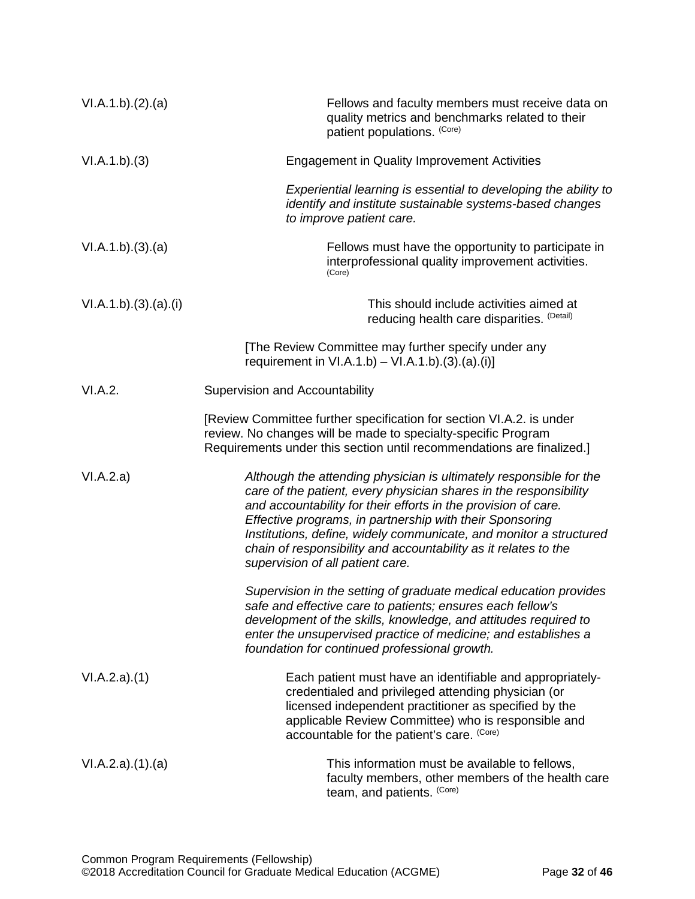VI.A.1.b).(2).(a) Fellows and faculty members must receive data on quality metrics and benchmarks related to their patient populations. (Core)

VI.A.1.b).(3) Engagement in Quality Improvement Activities

*Experiential learning is essential to developing the ability to identify and institute sustainable systems-based changes to improve patient care.*

VI.A.1.b).(3).(a) Fellows must have the opportunity to participate in interprofessional quality improvement activities. (Core)

VI.A.1.b).(3).(a).(i) This should include activities aimed at reducing health care disparities. (Detail)

[The Review Committee may further specify under any requirement in VI.A.1.b) – VI.A.1.b).(3).(a).(i)]

VI.A.2. Supervision and Accountability

[Review Committee further specification for section VI.A.2. is under review. No changes will be made to specialty-specific Program Requirements under this section until recommendations are finalized.]

VI.A.2.a) *Although the attending physician is ultimately responsible for the care of the patient, every physician shares in the responsibility and accountability for their efforts in the provision of care. Effective programs, in partnership with their Sponsoring Institutions, define, widely communicate, and monitor a structured chain of responsibility and accountability as it relates to the supervision of all patient care.*

*Supervision in the setting of graduate medical education provides safe and effective care to patients; ensures each fellow's development of the skills, knowledge, and attitudes required to enter the unsupervised practice of medicine; and establishes a foundation for continued professional growth.*

VI.A.2.a).(1) Each patient must have an identifiable and appropriately-credentialed and privileged attending physician (or licensed independent practitioner as specified by the applicable Review Committee) who is responsible and accountable for the patient's care. (Core)

VI.A.2.a).(1).(a) This information must be available to fellows, faculty members, other members of the health care team, and patients. (Core)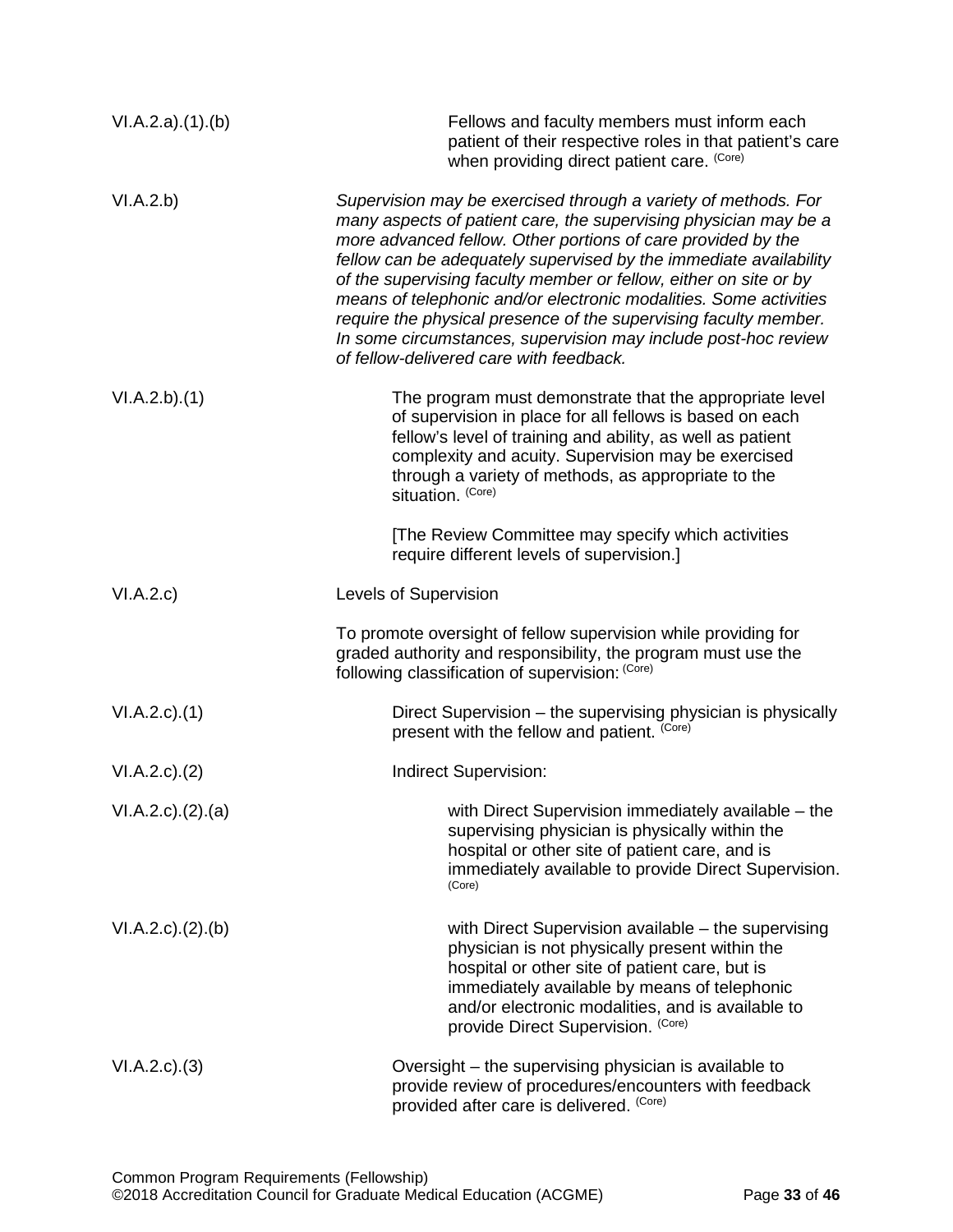VI.A.2.a).(1).(b) Fellows and faculty members must inform each patient of their respective roles in that patient's care when providing direct patient care. (Core)

VI.A.2.b) *Supervision may be exercised through a variety of methods. For many aspects of patient care, the supervising physician may be a more advanced fellow. Other portions of care provided by the fellow can be adequately supervised by the immediate availability of the supervising faculty member or fellow, either on site or by means of telephonic and/or electronic modalities. Some activities require the physical presence of the supervising faculty member. In some circumstances, supervision may include post-hoc review of fellow-delivered care with feedback.*

VI.A.2.b).(1) The program must demonstrate that the appropriate level of supervision in place for all fellows is based on each fellow's level of training and ability, as well as patient complexity and acuity. Supervision may be exercised through a variety of methods, as appropriate to the situation. (Core)

[The Review Committee may specify which activities require different levels of supervision.]

VI.A.2.c) Levels of Supervision

To promote oversight of fellow supervision while providing for graded authority and responsibility, the program must use the following classification of supervision: (Core)

VI.A.2.c).(1) Direct Supervision – the supervising physician is physically present with the fellow and patient. (Core)

VI.A.2.c).(2) Indirect Supervision:

VI.A.2.c).(2).(a) with Direct Supervision immediately available – the supervising physician is physically within the hospital or other site of patient care, and is immediately available to provide Direct Supervision. (Core)

VI.A.2.c).(2).(b) with Direct Supervision available – the supervising physician is not physically present within the hospital or other site of patient care, but is immediately available by means of telephonic and/or electronic modalities, and is available to provide Direct Supervision. (Core)

VI.A.2.c).(3) Oversight – the supervising physician is available to provide review of procedures/encounters with feedback provided after care is delivered. (Core)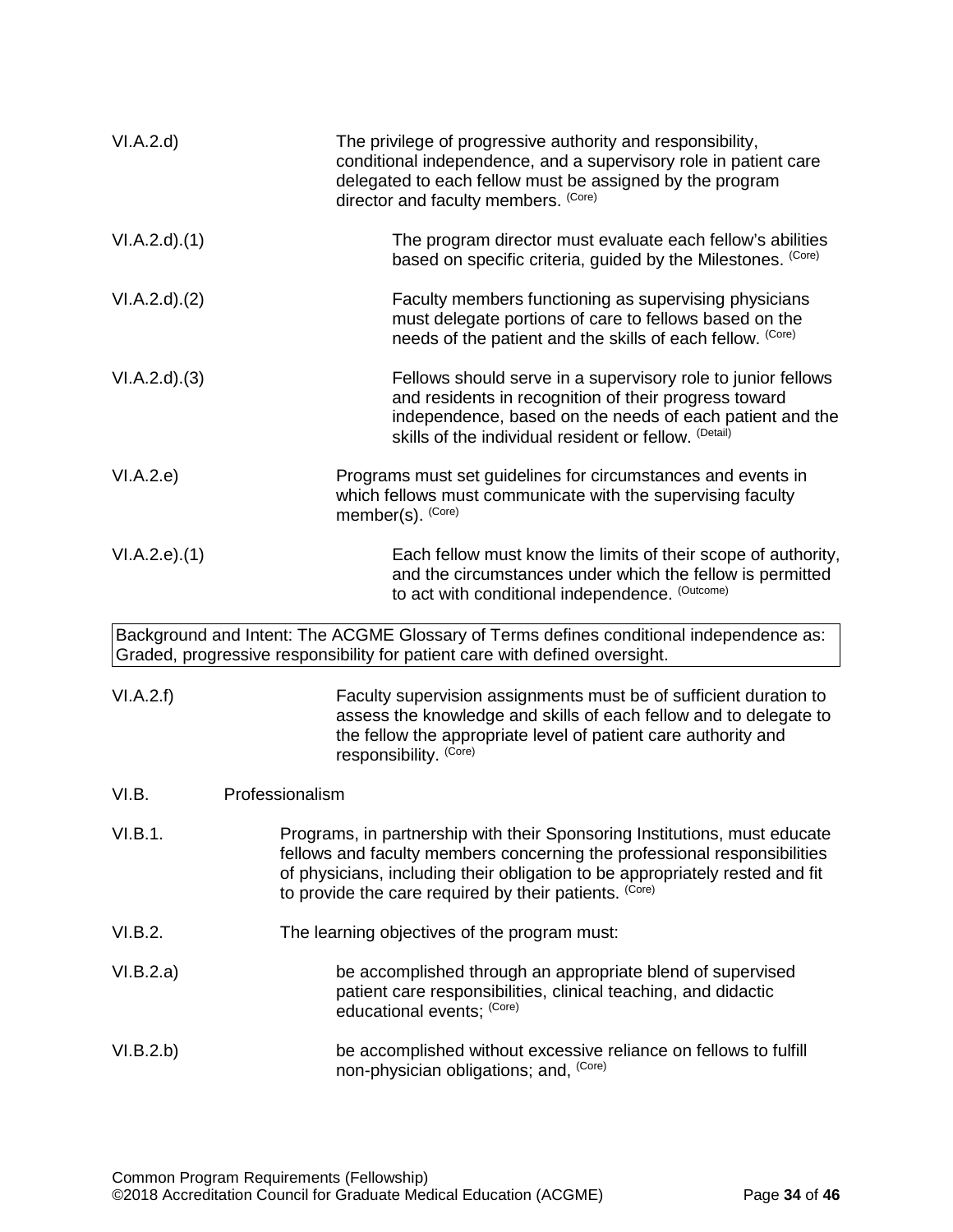VI.A.2.d) The privilege of progressive authority and responsibility, conditional independence, and a supervisory role in patient care delegated to each fellow must be assigned by the program director and faculty members. (Core)

VI.A.2.d).(1) The program director must evaluate each fellow's abilities based on specific criteria, guided by the Milestones. (Core)

VI.A.2.d).(2) Faculty members functioning as supervising physicians must delegate portions of care to fellows based on the needs of the patient and the skills of each fellow. (Core)

VI.A.2.d).(3) Fellows should serve in a supervisory role to junior fellows and residents in recognition of their progress toward independence, based on the needs of each patient and the skills of the individual resident or fellow. (Detail)

VI.A.2.e) Programs must set guidelines for circumstances and events in which fellows must communicate with the supervising faculty member(s). (Core)

VI.A.2.e).(1) Each fellow must know the limits of their scope of authority, and the circumstances under which the fellow is permitted to act with conditional independence. (Outcome)

| Background and Intent: The ACGME Glossary of Terms defines conditional independence as: Graded, progressive responsibility for patient care with defined oversight. |
|---|

VI.A.2.f) Faculty supervision assignments must be of sufficient duration to assess the knowledge and skills of each fellow and to delegate to the fellow the appropriate level of patient care authority and responsibility. (Core)

## VI.B. Professionalism

VI.B.1. Programs, in partnership with their Sponsoring Institutions, must educate fellows and faculty members concerning the professional responsibilities of physicians, including their obligation to be appropriately rested and fit to provide the care required by their patients. (Core)

VI.B.2. The learning objectives of the program must:

VI.B.2.a) be accomplished through an appropriate blend of supervised patient care responsibilities, clinical teaching, and didactic educational events; (Core)

VI.B.2.b) be accomplished without excessive reliance on fellows to fulfill non-physician obligations; and, (Core)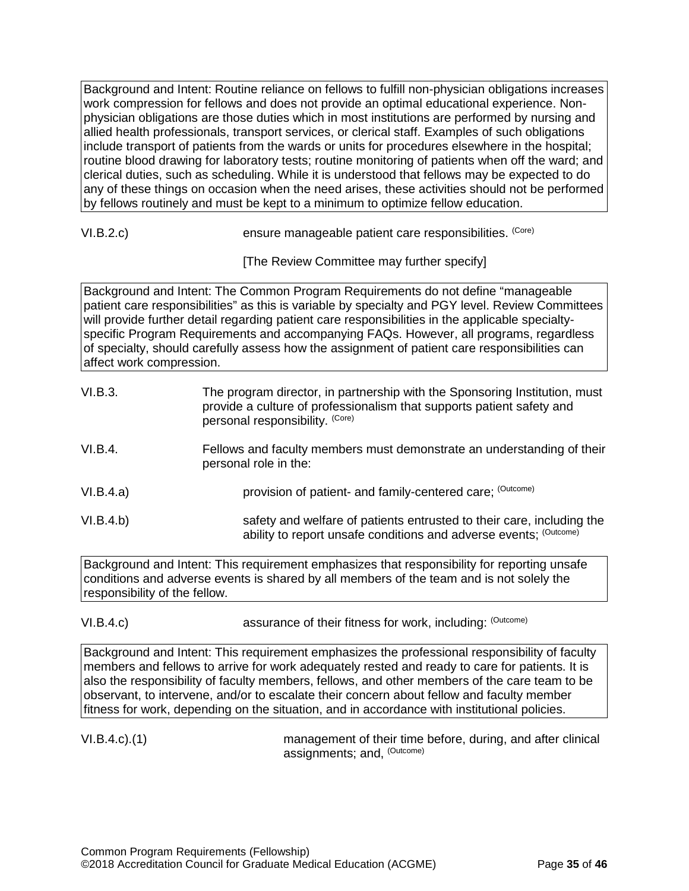Background and Intent: Routine reliance on fellows to fulfill non-physician obligations increases work compression for fellows and does not provide an optimal educational experience. Non-physician obligations are those duties which in most institutions are performed by nursing and allied health professionals, transport services, or clerical staff. Examples of such obligations include transport of patients from the wards or units for procedures elsewhere in the hospital; routine blood drawing for laboratory tests; routine monitoring of patients when off the ward; and clerical duties, such as scheduling. While it is understood that fellows may be expected to do any of these things on occasion when the need arises, these activities should not be performed by fellows routinely and must be kept to a minimum to optimize fellow education.

VI.B.2.c) ensure manageable patient care responsibilities. (Core)

[The Review Committee may further specify]

Background and Intent: The Common Program Requirements do not define "manageable patient care responsibilities" as this is variable by specialty and PGY level. Review Committees will provide further detail regarding patient care responsibilities in the applicable specialty-specific Program Requirements and accompanying FAQs. However, all programs, regardless of specialty, should carefully assess how the assignment of patient care responsibilities can affect work compression.

VI.B.3. The program director, in partnership with the Sponsoring Institution, must provide a culture of professionalism that supports patient safety and personal responsibility. (Core)

VI.B.4. Fellows and faculty members must demonstrate an understanding of their personal role in the:

VI.B.4.a) provision of patient- and family-centered care; (Outcome)

VI.B.4.b) safety and welfare of patients entrusted to their care, including the ability to report unsafe conditions and adverse events; (Outcome)

Background and Intent: This requirement emphasizes that responsibility for reporting unsafe conditions and adverse events is shared by all members of the team and is not solely the responsibility of the fellow.

VI.B.4.c) assurance of their fitness for work, including: (Outcome)

Background and Intent: This requirement emphasizes the professional responsibility of faculty members and fellows to arrive for work adequately rested and ready to care for patients. It is also the responsibility of faculty members, fellows, and other members of the care team to be observant, to intervene, and/or to escalate their concern about fellow and faculty member fitness for work, depending on the situation, and in accordance with institutional policies.

VI.B.4.c).(1) management of their time before, during, and after clinical assignments; and, (Outcome)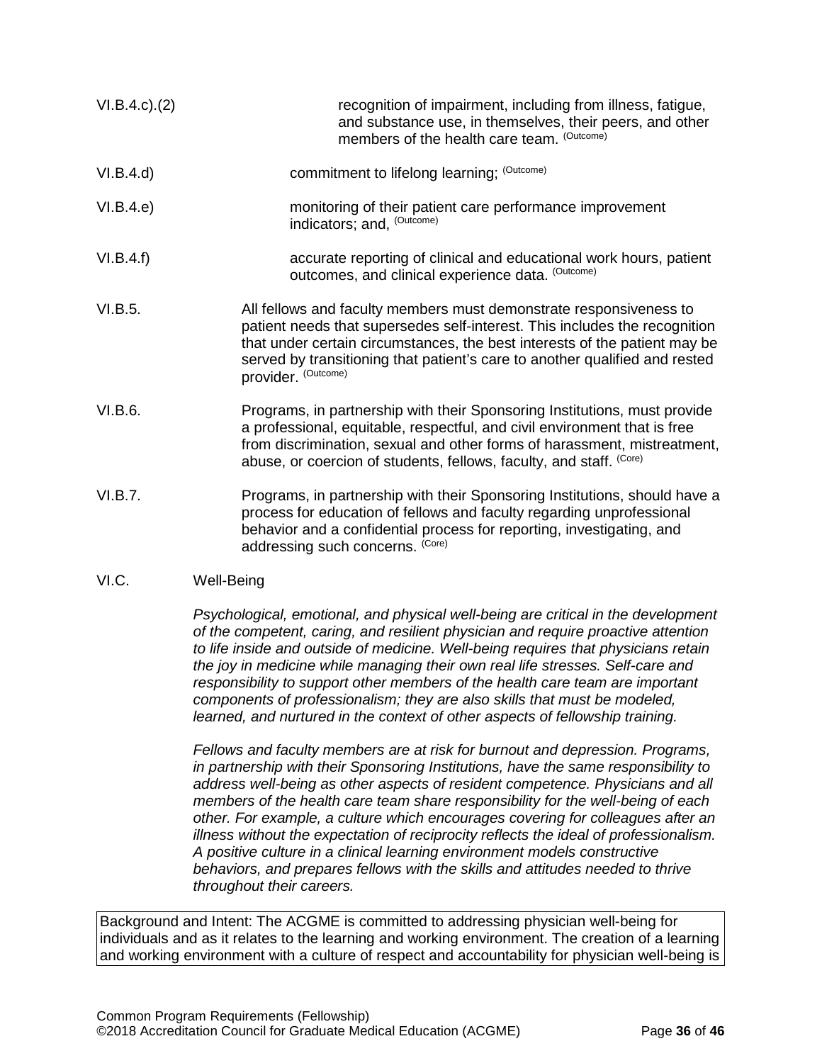VI.B.4.c).(2) recognition of impairment, including from illness, fatigue, and substance use, in themselves, their peers, and other members of the health care team. (Outcome)

VI.B.4.d) commitment to lifelong learning; (Outcome)

VI.B.4.e) monitoring of their patient care performance improvement indicators; and, (Outcome)

VI.B.4.f) accurate reporting of clinical and educational work hours, patient outcomes, and clinical experience data. (Outcome)

VI.B.5. All fellows and faculty members must demonstrate responsiveness to patient needs that supersedes self-interest. This includes the recognition that under certain circumstances, the best interests of the patient may be served by transitioning that patient's care to another qualified and rested provider. (Outcome)

VI.B.6. Programs, in partnership with their Sponsoring Institutions, must provide a professional, equitable, respectful, and civil environment that is free from discrimination, sexual and other forms of harassment, mistreatment, abuse, or coercion of students, fellows, faculty, and staff. (Core)

VI.B.7. Programs, in partnership with their Sponsoring Institutions, should have a process for education of fellows and faculty regarding unprofessional behavior and a confidential process for reporting, investigating, and addressing such concerns. (Core)

## VI.C. Well-Being

*Psychological, emotional, and physical well-being are critical in the development of the competent, caring, and resilient physician and require proactive attention to life inside and outside of medicine. Well-being requires that physicians retain the joy in medicine while managing their own real life stresses. Self-care and responsibility to support other members of the health care team are important components of professionalism; they are also skills that must be modeled, learned, and nurtured in the context of other aspects of fellowship training.*

*Fellows and faculty members are at risk for burnout and depression. Programs, in partnership with their Sponsoring Institutions, have the same responsibility to address well-being as other aspects of resident competence. Physicians and all members of the health care team share responsibility for the well-being of each other. For example, a culture which encourages covering for colleagues after an illness without the expectation of reciprocity reflects the ideal of professionalism. A positive culture in a clinical learning environment models constructive behaviors, and prepares fellows with the skills and attitudes needed to thrive throughout their careers.*

Background and Intent: The ACGME is committed to addressing physician well-being for individuals and as it relates to the learning and working environment. The creation of a learning and working environment with a culture of respect and accountability for physician well-being is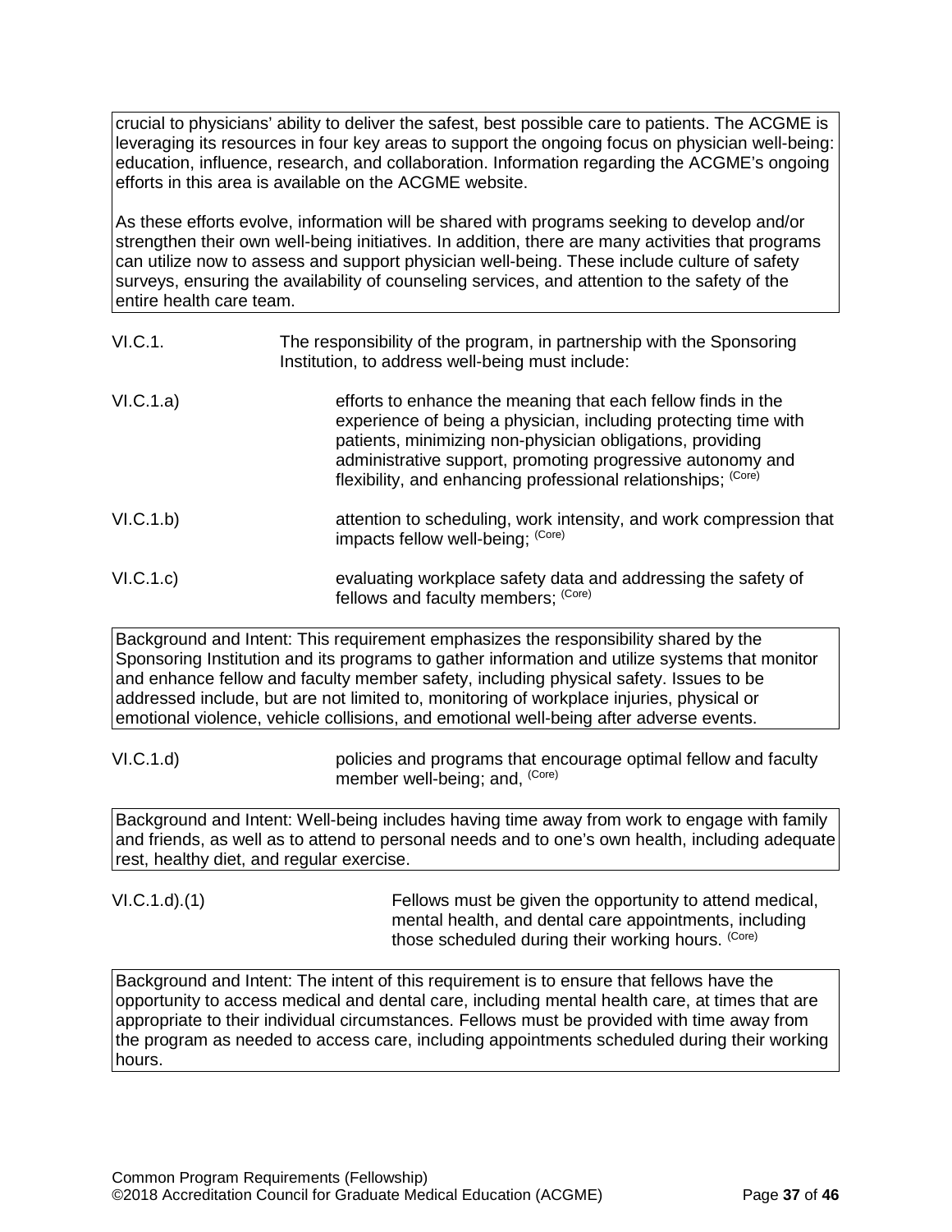crucial to physicians' ability to deliver the safest, best possible care to patients. The ACGME is leveraging its resources in four key areas to support the ongoing focus on physician well-being: education, influence, research, and collaboration. Information regarding the ACGME's ongoing efforts in this area is available on the ACGME website.

As these efforts evolve, information will be shared with programs seeking to develop and/or strengthen their own well-being initiatives. In addition, there are many activities that programs can utilize now to assess and support physician well-being. These include culture of safety surveys, ensuring the availability of counseling services, and attention to the safety of the entire health care team.

VI.C.1. The responsibility of the program, in partnership with the Sponsoring Institution, to address well-being must include:

VI.C.1.a) efforts to enhance the meaning that each fellow finds in the experience of being a physician, including protecting time with patients, minimizing non-physician obligations, providing administrative support, promoting progressive autonomy and flexibility, and enhancing professional relationships; (Core)

VI.C.1.b) attention to scheduling, work intensity, and work compression that impacts fellow well-being; (Core)

VI.C.1.c) evaluating workplace safety data and addressing the safety of fellows and faculty members; (Core)

Background and Intent: This requirement emphasizes the responsibility shared by the Sponsoring Institution and its programs to gather information and utilize systems that monitor and enhance fellow and faculty member safety, including physical safety. Issues to be addressed include, but are not limited to, monitoring of workplace injuries, physical or emotional violence, vehicle collisions, and emotional well-being after adverse events.

VI.C.1.d) policies and programs that encourage optimal fellow and faculty member well-being; and, (Core)

Background and Intent: Well-being includes having time away from work to engage with family and friends, as well as to attend to personal needs and to one's own health, including adequate rest, healthy diet, and regular exercise.

VI.C.1.d).(1) Fellows must be given the opportunity to attend medical, mental health, and dental care appointments, including those scheduled during their working hours. (Core)

Background and Intent: The intent of this requirement is to ensure that fellows have the opportunity to access medical and dental care, including mental health care, at times that are appropriate to their individual circumstances. Fellows must be provided with time away from the program as needed to access care, including appointments scheduled during their working hours.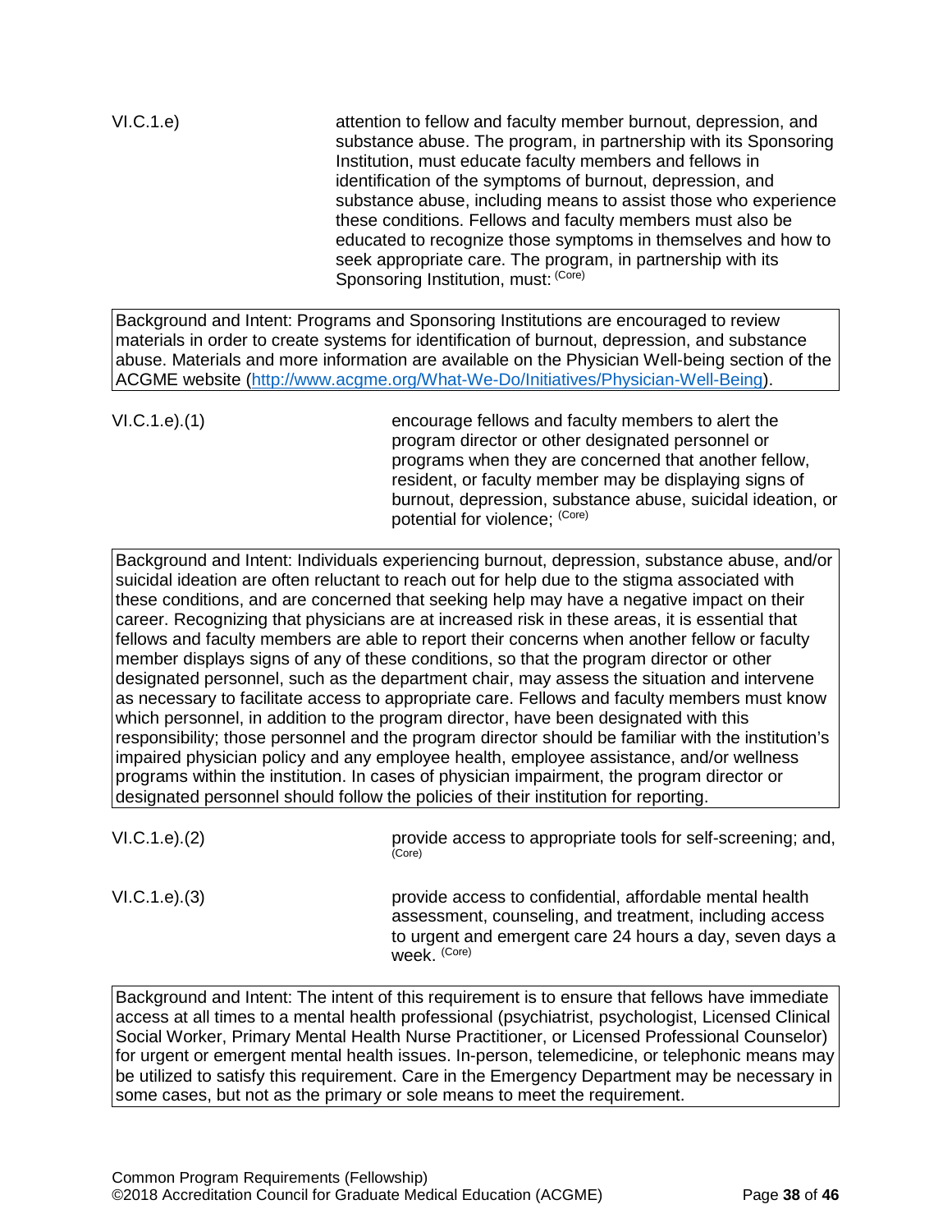VI.C.1.e) attention to fellow and faculty member burnout, depression, and substance abuse. The program, in partnership with its Sponsoring Institution, must educate faculty members and fellows in identification of the symptoms of burnout, depression, and substance abuse, including means to assist those who experience these conditions. Fellows and faculty members must also be educated to recognize those symptoms in themselves and how to seek appropriate care. The program, in partnership with its Sponsoring Institution, must: (Core)

> Background and Intent: Programs and Sponsoring Institutions are encouraged to review materials in order to create systems for identification of burnout, depression, and substance abuse. Materials and more information are available on the Physician Well-being section of the ACGME website (http://www.acgme.org/What-We-Do/Initiatives/Physician-Well-Being).

VI.C.1.e).(1) encourage fellows and faculty members to alert the program director or other designated personnel or programs when they are concerned that another fellow, resident, or faculty member may be displaying signs of burnout, depression, substance abuse, suicidal ideation, or potential for violence; (Core)

> Background and Intent: Individuals experiencing burnout, depression, substance abuse, and/or suicidal ideation are often reluctant to reach out for help due to the stigma associated with these conditions, and are concerned that seeking help may have a negative impact on their career. Recognizing that physicians are at increased risk in these areas, it is essential that fellows and faculty members are able to report their concerns when another fellow or faculty member displays signs of any of these conditions, so that the program director or other designated personnel, such as the department chair, may assess the situation and intervene as necessary to facilitate access to appropriate care. Fellows and faculty members must know which personnel, in addition to the program director, have been designated with this responsibility; those personnel and the program director should be familiar with the institution's impaired physician policy and any employee health, employee assistance, and/or wellness programs within the institution. In cases of physician impairment, the program director or designated personnel should follow the policies of their institution for reporting.

VI.C.1.e).(2) provide access to appropriate tools for self-screening; and, (Core)

VI.C.1.e).(3) provide access to confidential, affordable mental health assessment, counseling, and treatment, including access to urgent and emergent care 24 hours a day, seven days a week. (Core)

> Background and Intent: The intent of this requirement is to ensure that fellows have immediate access at all times to a mental health professional (psychiatrist, psychologist, Licensed Clinical Social Worker, Primary Mental Health Nurse Practitioner, or Licensed Professional Counselor) for urgent or emergent mental health issues. In-person, telemedicine, or telephonic means may be utilized to satisfy this requirement. Care in the Emergency Department may be necessary in some cases, but not as the primary or sole means to meet the requirement.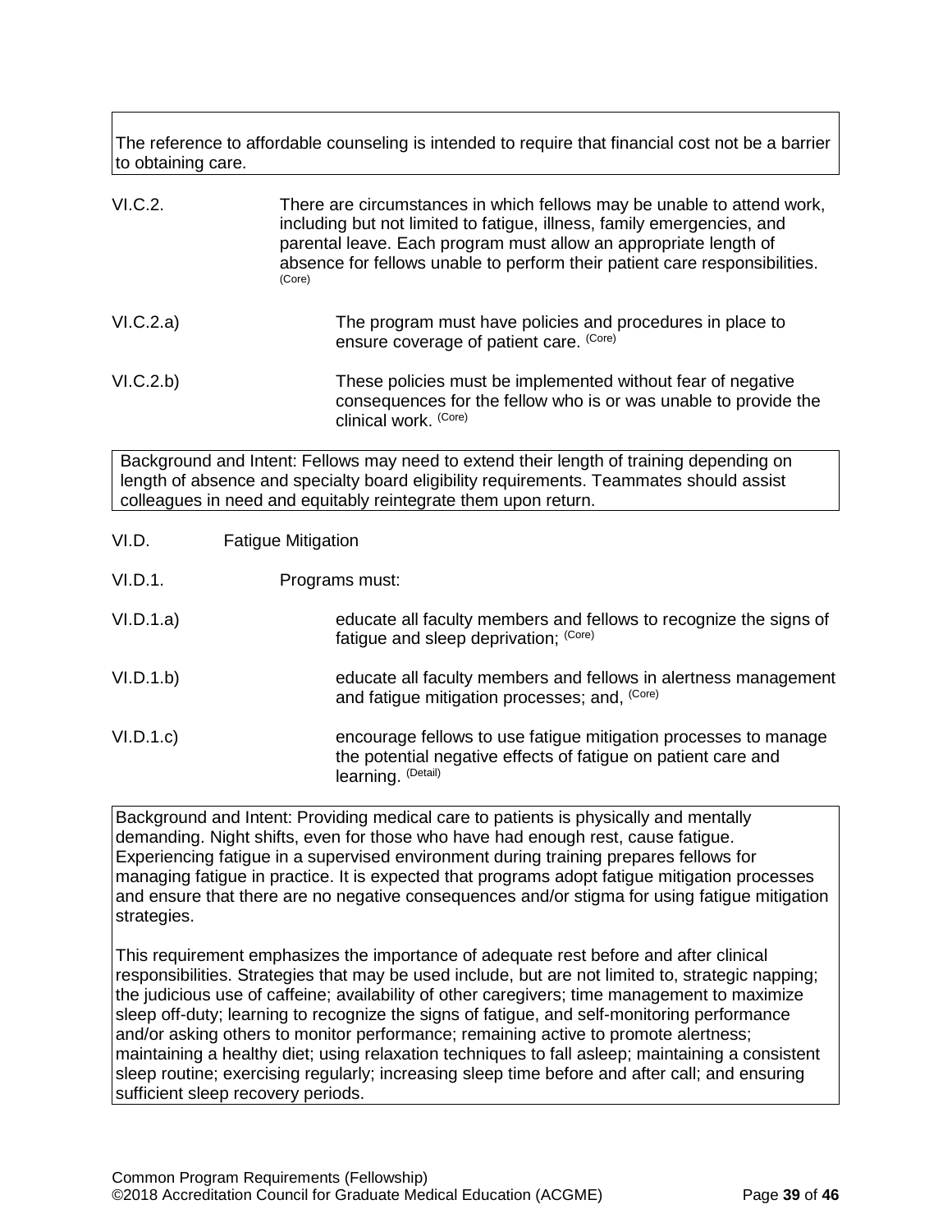The reference to affordable counseling is intended to require that financial cost not be a barrier to obtaining care.

VI.C.2. There are circumstances in which fellows may be unable to attend work, including but not limited to fatigue, illness, family emergencies, and parental leave. Each program must allow an appropriate length of absence for fellows unable to perform their patient care responsibilities. (Core)

VI.C.2.a) The program must have policies and procedures in place to ensure coverage of patient care. (Core)

VI.C.2.b) These policies must be implemented without fear of negative consequences for the fellow who is or was unable to provide the clinical work. (Core)

Background and Intent: Fellows may need to extend their length of training depending on length of absence and specialty board eligibility requirements. Teammates should assist colleagues in need and equitably reintegrate them upon return.

VI.D. Fatigue Mitigation

VI.D.1. Programs must:

VI.D.1.a) educate all faculty members and fellows to recognize the signs of fatigue and sleep deprivation; (Core)

VI.D.1.b) educate all faculty members and fellows in alertness management and fatigue mitigation processes; and, (Core)

VI.D.1.c) encourage fellows to use fatigue mitigation processes to manage the potential negative effects of fatigue on patient care and learning. (Detail)

Background and Intent: Providing medical care to patients is physically and mentally demanding. Night shifts, even for those who have had enough rest, cause fatigue. Experiencing fatigue in a supervised environment during training prepares fellows for managing fatigue in practice. It is expected that programs adopt fatigue mitigation processes and ensure that there are no negative consequences and/or stigma for using fatigue mitigation strategies.

This requirement emphasizes the importance of adequate rest before and after clinical responsibilities. Strategies that may be used include, but are not limited to, strategic napping; the judicious use of caffeine; availability of other caregivers; time management to maximize sleep off-duty; learning to recognize the signs of fatigue, and self-monitoring performance and/or asking others to monitor performance; remaining active to promote alertness; maintaining a healthy diet; using relaxation techniques to fall asleep; maintaining a consistent sleep routine; exercising regularly; increasing sleep time before and after call; and ensuring sufficient sleep recovery periods.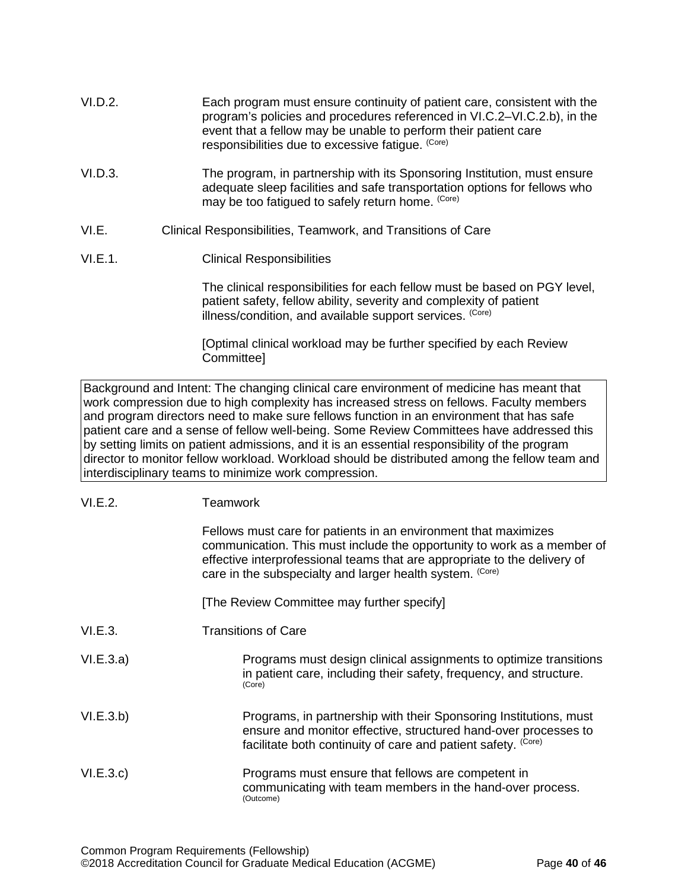VI.D.2. Each program must ensure continuity of patient care, consistent with the program's policies and procedures referenced in VI.C.2–VI.C.2.b), in the event that a fellow may be unable to perform their patient care responsibilities due to excessive fatigue. (Core)

VI.D.3. The program, in partnership with its Sponsoring Institution, must ensure adequate sleep facilities and safe transportation options for fellows who may be too fatigued to safely return home. (Core)

VI.E. Clinical Responsibilities, Teamwork, and Transitions of Care

VI.E.1. Clinical Responsibilities

The clinical responsibilities for each fellow must be based on PGY level, patient safety, fellow ability, severity and complexity of patient illness/condition, and available support services. (Core)

[Optimal clinical workload may be further specified by each Review Committee]

| Background and Intent: The changing clinical care environment of medicine has meant that work compression due to high complexity has increased stress on fellows. Faculty members and program directors need to make sure fellows function in an environment that has safe patient care and a sense of fellow well-being. Some Review Committees have addressed this by setting limits on patient admissions, and it is an essential responsibility of the program director to monitor fellow workload. Workload should be distributed among the fellow team and interdisciplinary teams to minimize work compression. |
|---|

VI.E.2. Teamwork

Fellows must care for patients in an environment that maximizes communication. This must include the opportunity to work as a member of effective interprofessional teams that are appropriate to the delivery of care in the subspecialty and larger health system. (Core)

[The Review Committee may further specify]

VI.E.3. Transitions of Care

VI.E.3.a) Programs must design clinical assignments to optimize transitions in patient care, including their safety, frequency, and structure. (Core)

VI.E.3.b) Programs, in partnership with their Sponsoring Institutions, must ensure and monitor effective, structured hand-over processes to facilitate both continuity of care and patient safety. (Core)

VI.E.3.c) Programs must ensure that fellows are competent in communicating with team members in the hand-over process. (Outcome)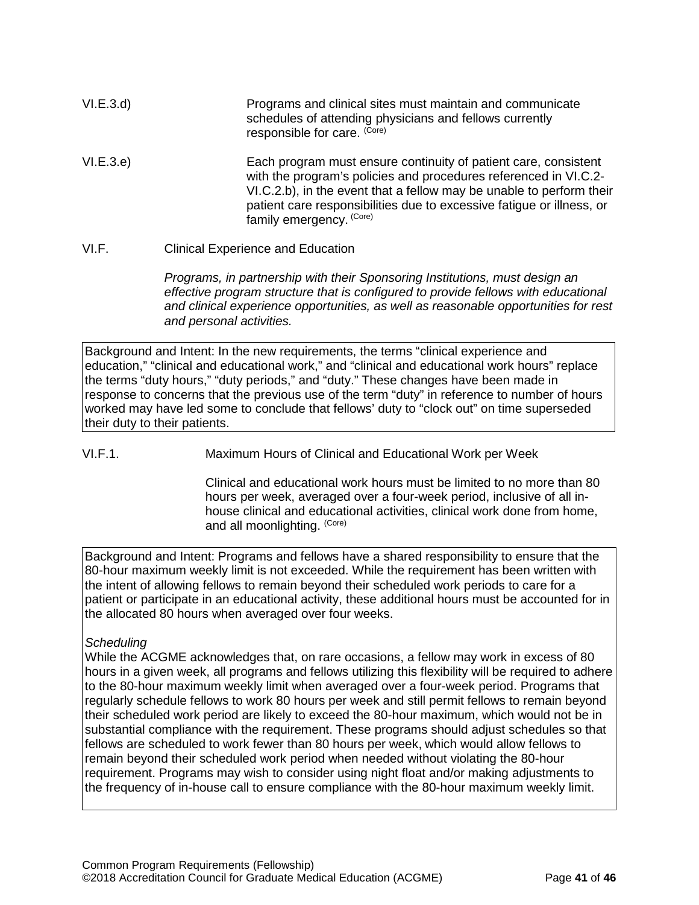VI.E.3.d) Programs and clinical sites must maintain and communicate schedules of attending physicians and fellows currently responsible for care. (Core)

VI.E.3.e) Each program must ensure continuity of patient care, consistent with the program's policies and procedures referenced in VI.C.2-VI.C.2.b), in the event that a fellow may be unable to perform their patient care responsibilities due to excessive fatigue or illness, or family emergency. (Core)

VI.F. Clinical Experience and Education

*Programs, in partnership with their Sponsoring Institutions, must design an effective program structure that is configured to provide fellows with educational and clinical experience opportunities, as well as reasonable opportunities for rest and personal activities.*

> Background and Intent: In the new requirements, the terms "clinical experience and education," "clinical and educational work," and "clinical and educational work hours" replace the terms "duty hours," "duty periods," and "duty." These changes have been made in response to concerns that the previous use of the term "duty" in reference to number of hours worked may have led some to conclude that fellows' duty to "clock out" on time superseded their duty to their patients.

VI.F.1. Maximum Hours of Clinical and Educational Work per Week

Clinical and educational work hours must be limited to no more than 80 hours per week, averaged over a four-week period, inclusive of all in-house clinical and educational activities, clinical work done from home, and all moonlighting. (Core)

> Background and Intent: Programs and fellows have a shared responsibility to ensure that the 80-hour maximum weekly limit is not exceeded. While the requirement has been written with the intent of allowing fellows to remain beyond their scheduled work periods to care for a patient or participate in an educational activity, these additional hours must be accounted for in the allocated 80 hours when averaged over four weeks.
>
> *Scheduling*
> While the ACGME acknowledges that, on rare occasions, a fellow may work in excess of 80 hours in a given week, all programs and fellows utilizing this flexibility will be required to adhere to the 80-hour maximum weekly limit when averaged over a four-week period. Programs that regularly schedule fellows to work 80 hours per week and still permit fellows to remain beyond their scheduled work period are likely to exceed the 80-hour maximum, which would not be in substantial compliance with the requirement. These programs should adjust schedules so that fellows are scheduled to work fewer than 80 hours per week, which would allow fellows to remain beyond their scheduled work period when needed without violating the 80-hour requirement. Programs may wish to consider using night float and/or making adjustments to the frequency of in-house call to ensure compliance with the 80-hour maximum weekly limit.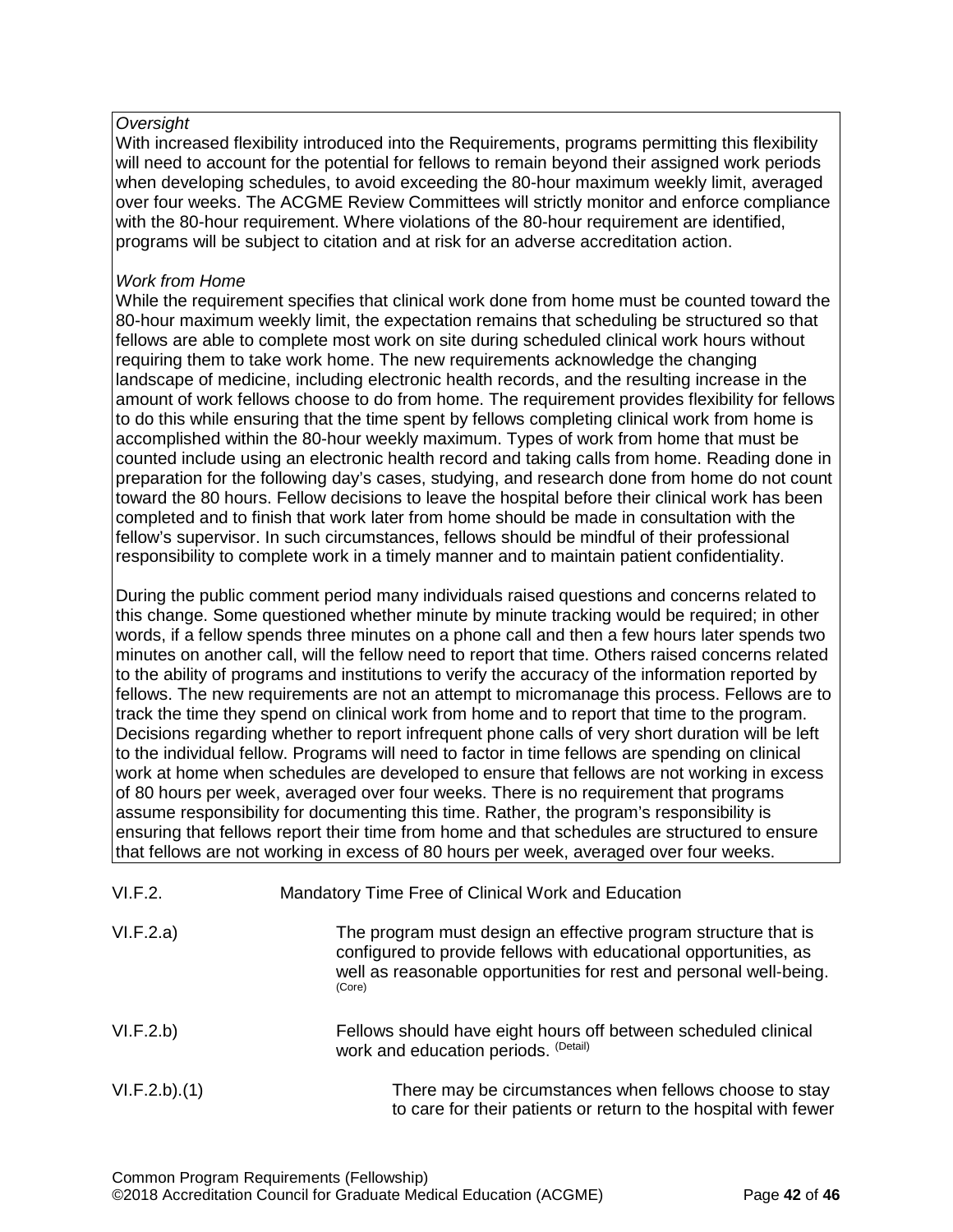*Oversight*
With increased flexibility introduced into the Requirements, programs permitting this flexibility will need to account for the potential for fellows to remain beyond their assigned work periods when developing schedules, to avoid exceeding the 80-hour maximum weekly limit, averaged over four weeks. The ACGME Review Committees will strictly monitor and enforce compliance with the 80-hour requirement. Where violations of the 80-hour requirement are identified, programs will be subject to citation and at risk for an adverse accreditation action.

*Work from Home*
While the requirement specifies that clinical work done from home must be counted toward the 80-hour maximum weekly limit, the expectation remains that scheduling be structured so that fellows are able to complete most work on site during scheduled clinical work hours without requiring them to take work home. The new requirements acknowledge the changing landscape of medicine, including electronic health records, and the resulting increase in the amount of work fellows choose to do from home. The requirement provides flexibility for fellows to do this while ensuring that the time spent by fellows completing clinical work from home is accomplished within the 80-hour weekly maximum. Types of work from home that must be counted include using an electronic health record and taking calls from home. Reading done in preparation for the following day's cases, studying, and research done from home do not count toward the 80 hours. Fellow decisions to leave the hospital before their clinical work has been completed and to finish that work later from home should be made in consultation with the fellow's supervisor. In such circumstances, fellows should be mindful of their professional responsibility to complete work in a timely manner and to maintain patient confidentiality.

During the public comment period many individuals raised questions and concerns related to this change. Some questioned whether minute by minute tracking would be required; in other words, if a fellow spends three minutes on a phone call and then a few hours later spends two minutes on another call, will the fellow need to report that time. Others raised concerns related to the ability of programs and institutions to verify the accuracy of the information reported by fellows. The new requirements are not an attempt to micromanage this process. Fellows are to track the time they spend on clinical work from home and to report that time to the program. Decisions regarding whether to report infrequent phone calls of very short duration will be left to the individual fellow. Programs will need to factor in time fellows are spending on clinical work at home when schedules are developed to ensure that fellows are not working in excess of 80 hours per week, averaged over four weeks. There is no requirement that programs assume responsibility for documenting this time. Rather, the program's responsibility is ensuring that fellows report their time from home and that schedules are structured to ensure that fellows are not working in excess of 80 hours per week, averaged over four weeks.

VI.F.2. Mandatory Time Free of Clinical Work and Education

VI.F.2.a) The program must design an effective program structure that is configured to provide fellows with educational opportunities, as well as reasonable opportunities for rest and personal well-being. (Core)

VI.F.2.b) Fellows should have eight hours off between scheduled clinical work and education periods. (Detail)

VI.F.2.b).(1) There may be circumstances when fellows choose to stay to care for their patients or return to the hospital with fewer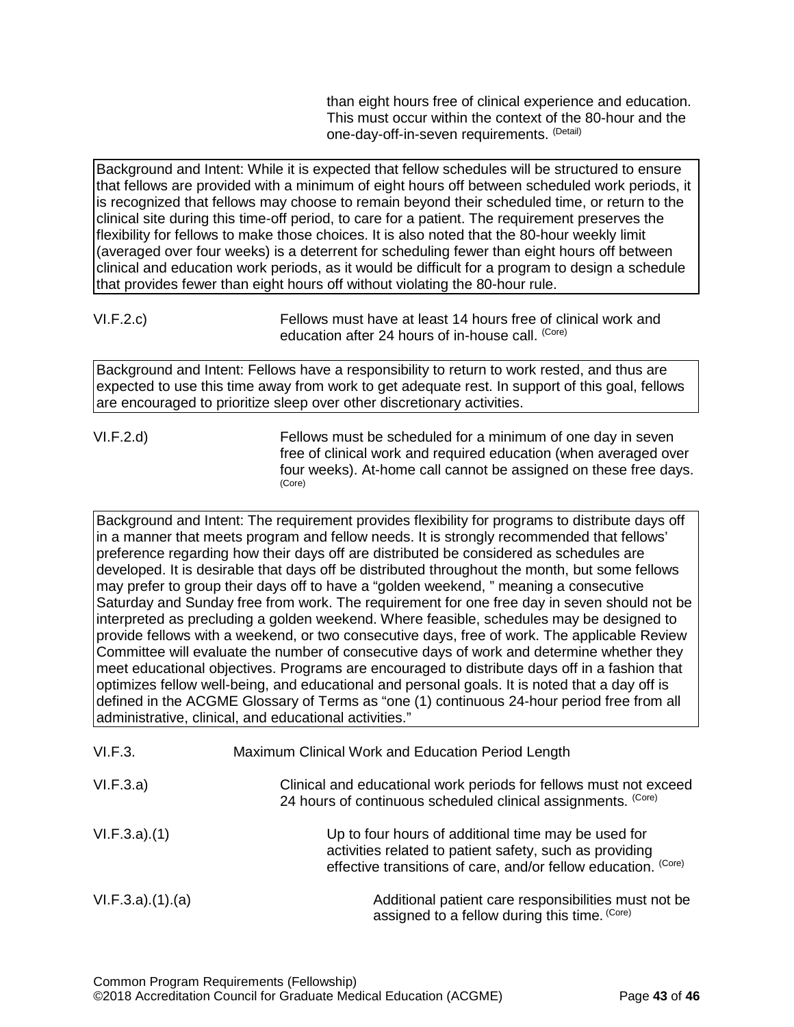than eight hours free of clinical experience and education. This must occur within the context of the 80-hour and the one-day-off-in-seven requirements. (Detail)

> Background and Intent: While it is expected that fellow schedules will be structured to ensure that fellows are provided with a minimum of eight hours off between scheduled work periods, it is recognized that fellows may choose to remain beyond their scheduled time, or return to the clinical site during this time-off period, to care for a patient. The requirement preserves the flexibility for fellows to make those choices. It is also noted that the 80-hour weekly limit (averaged over four weeks) is a deterrent for scheduling fewer than eight hours off between clinical and education work periods, as it would be difficult for a program to design a schedule that provides fewer than eight hours off without violating the 80-hour rule.

VI.F.2.c) Fellows must have at least 14 hours free of clinical work and education after 24 hours of in-house call. (Core)

> Background and Intent: Fellows have a responsibility to return to work rested, and thus are expected to use this time away from work to get adequate rest. In support of this goal, fellows are encouraged to prioritize sleep over other discretionary activities.

VI.F.2.d) Fellows must be scheduled for a minimum of one day in seven free of clinical work and required education (when averaged over four weeks). At-home call cannot be assigned on these free days. (Core)

> Background and Intent: The requirement provides flexibility for programs to distribute days off in a manner that meets program and fellow needs. It is strongly recommended that fellows' preference regarding how their days off are distributed be considered as schedules are developed. It is desirable that days off be distributed throughout the month, but some fellows may prefer to group their days off to have a "golden weekend, " meaning a consecutive Saturday and Sunday free from work. The requirement for one free day in seven should not be interpreted as precluding a golden weekend. Where feasible, schedules may be designed to provide fellows with a weekend, or two consecutive days, free of work. The applicable Review Committee will evaluate the number of consecutive days of work and determine whether they meet educational objectives. Programs are encouraged to distribute days off in a fashion that optimizes fellow well-being, and educational and personal goals. It is noted that a day off is defined in the ACGME Glossary of Terms as "one (1) continuous 24-hour period free from all administrative, clinical, and educational activities."

VI.F.3. Maximum Clinical Work and Education Period Length

VI.F.3.a) Clinical and educational work periods for fellows must not exceed 24 hours of continuous scheduled clinical assignments. (Core)

VI.F.3.a).(1) Up to four hours of additional time may be used for activities related to patient safety, such as providing effective transitions of care, and/or fellow education. (Core)

VI.F.3.a).(1).(a) Additional patient care responsibilities must not be assigned to a fellow during this time. (Core)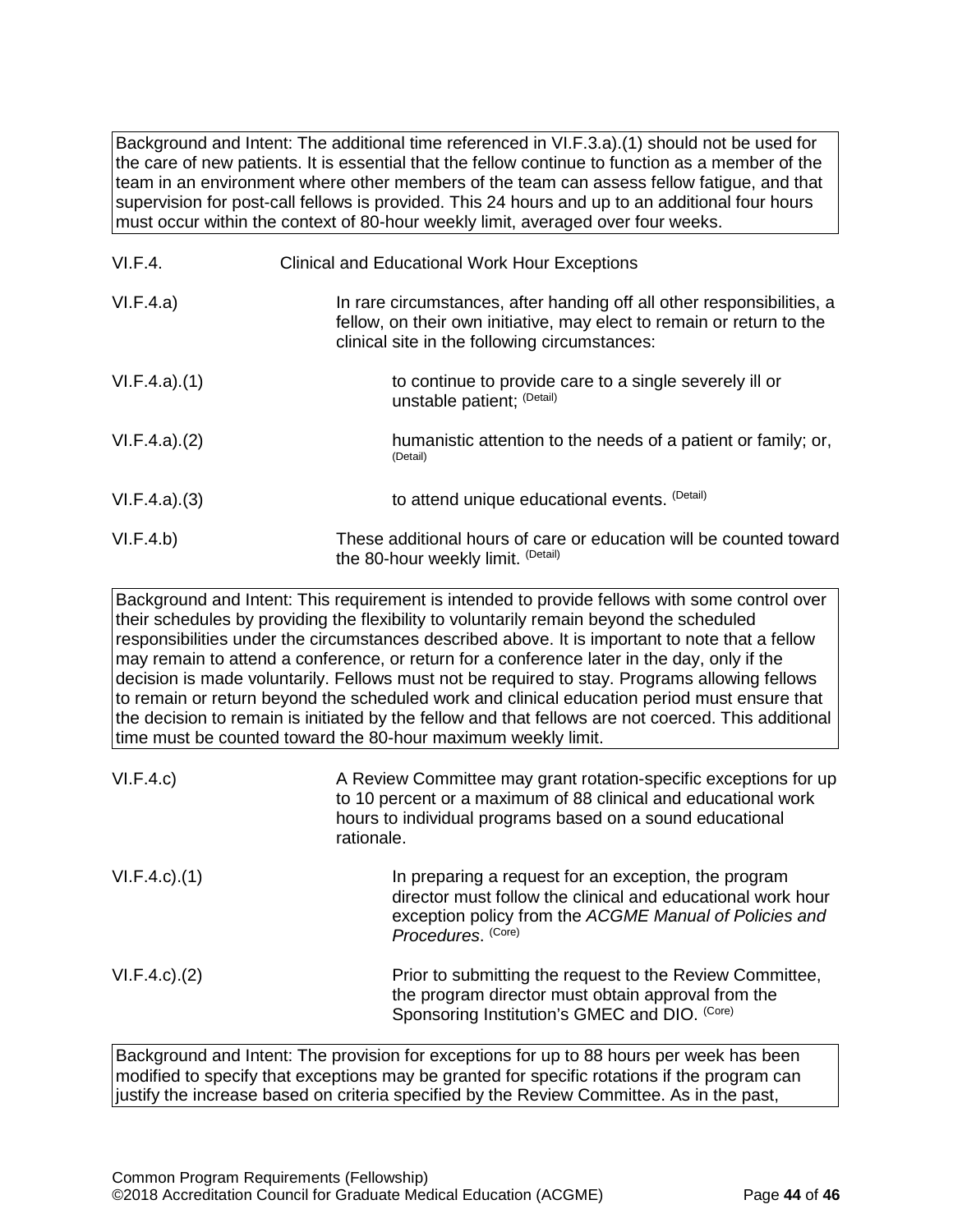> Background and Intent: The additional time referenced in VI.F.3.a).(1) should not be used for the care of new patients. It is essential that the fellow continue to function as a member of the team in an environment where other members of the team can assess fellow fatigue, and that supervision for post-call fellows is provided. This 24 hours and up to an additional four hours must occur within the context of 80-hour weekly limit, averaged over four weeks.

VI.F.4. Clinical and Educational Work Hour Exceptions

VI.F.4.a) In rare circumstances, after handing off all other responsibilities, a fellow, on their own initiative, may elect to remain or return to the clinical site in the following circumstances:

VI.F.4.a).(1) to continue to provide care to a single severely ill or unstable patient; (Detail)

VI.F.4.a).(2) humanistic attention to the needs of a patient or family; or, (Detail)

VI.F.4.a).(3) to attend unique educational events. (Detail)

VI.F.4.b) These additional hours of care or education will be counted toward the 80-hour weekly limit. (Detail)

> Background and Intent: This requirement is intended to provide fellows with some control over their schedules by providing the flexibility to voluntarily remain beyond the scheduled responsibilities under the circumstances described above. It is important to note that a fellow may remain to attend a conference, or return for a conference later in the day, only if the decision is made voluntarily. Fellows must not be required to stay. Programs allowing fellows to remain or return beyond the scheduled work and clinical education period must ensure that the decision to remain is initiated by the fellow and that fellows are not coerced. This additional time must be counted toward the 80-hour maximum weekly limit.

VI.F.4.c) A Review Committee may grant rotation-specific exceptions for up to 10 percent or a maximum of 88 clinical and educational work hours to individual programs based on a sound educational rationale.

VI.F.4.c).(1) In preparing a request for an exception, the program director must follow the clinical and educational work hour exception policy from the *ACGME Manual of Policies and Procedures*. (Core)

VI.F.4.c).(2) Prior to submitting the request to the Review Committee, the program director must obtain approval from the Sponsoring Institution's GMEC and DIO. (Core)

> Background and Intent: The provision for exceptions for up to 88 hours per week has been modified to specify that exceptions may be granted for specific rotations if the program can justify the increase based on criteria specified by the Review Committee. As in the past,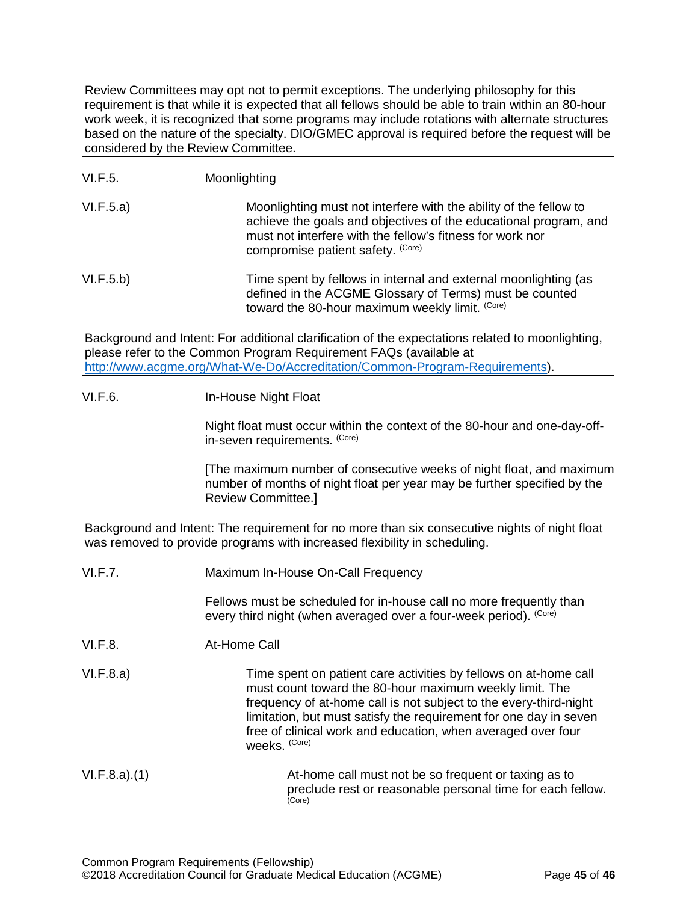Review Committees may opt not to permit exceptions. The underlying philosophy for this requirement is that while it is expected that all fellows should be able to train within an 80-hour work week, it is recognized that some programs may include rotations with alternate structures based on the nature of the specialty. DIO/GMEC approval is required before the request will be considered by the Review Committee.

VI.F.5. Moonlighting

VI.F.5.a) Moonlighting must not interfere with the ability of the fellow to achieve the goals and objectives of the educational program, and must not interfere with the fellow's fitness for work nor compromise patient safety. (Core)

VI.F.5.b) Time spent by fellows in internal and external moonlighting (as defined in the ACGME Glossary of Terms) must be counted toward the 80-hour maximum weekly limit. (Core)

Background and Intent: For additional clarification of the expectations related to moonlighting, please refer to the Common Program Requirement FAQs (available at http://www.acgme.org/What-We-Do/Accreditation/Common-Program-Requirements).

VI.F.6. In-House Night Float

Night float must occur within the context of the 80-hour and one-day-off-in-seven requirements. (Core)

[The maximum number of consecutive weeks of night float, and maximum number of months of night float per year may be further specified by the Review Committee.]

Background and Intent: The requirement for no more than six consecutive nights of night float was removed to provide programs with increased flexibility in scheduling.

VI.F.7. Maximum In-House On-Call Frequency

Fellows must be scheduled for in-house call no more frequently than every third night (when averaged over a four-week period). (Core)

VI.F.8. At-Home Call

VI.F.8.a) Time spent on patient care activities by fellows on at-home call must count toward the 80-hour maximum weekly limit. The frequency of at-home call is not subject to the every-third-night limitation, but must satisfy the requirement for one day in seven free of clinical work and education, when averaged over four weeks. (Core)

VI.F.8.a).(1) At-home call must not be so frequent or taxing as to preclude rest or reasonable personal time for each fellow. (Core)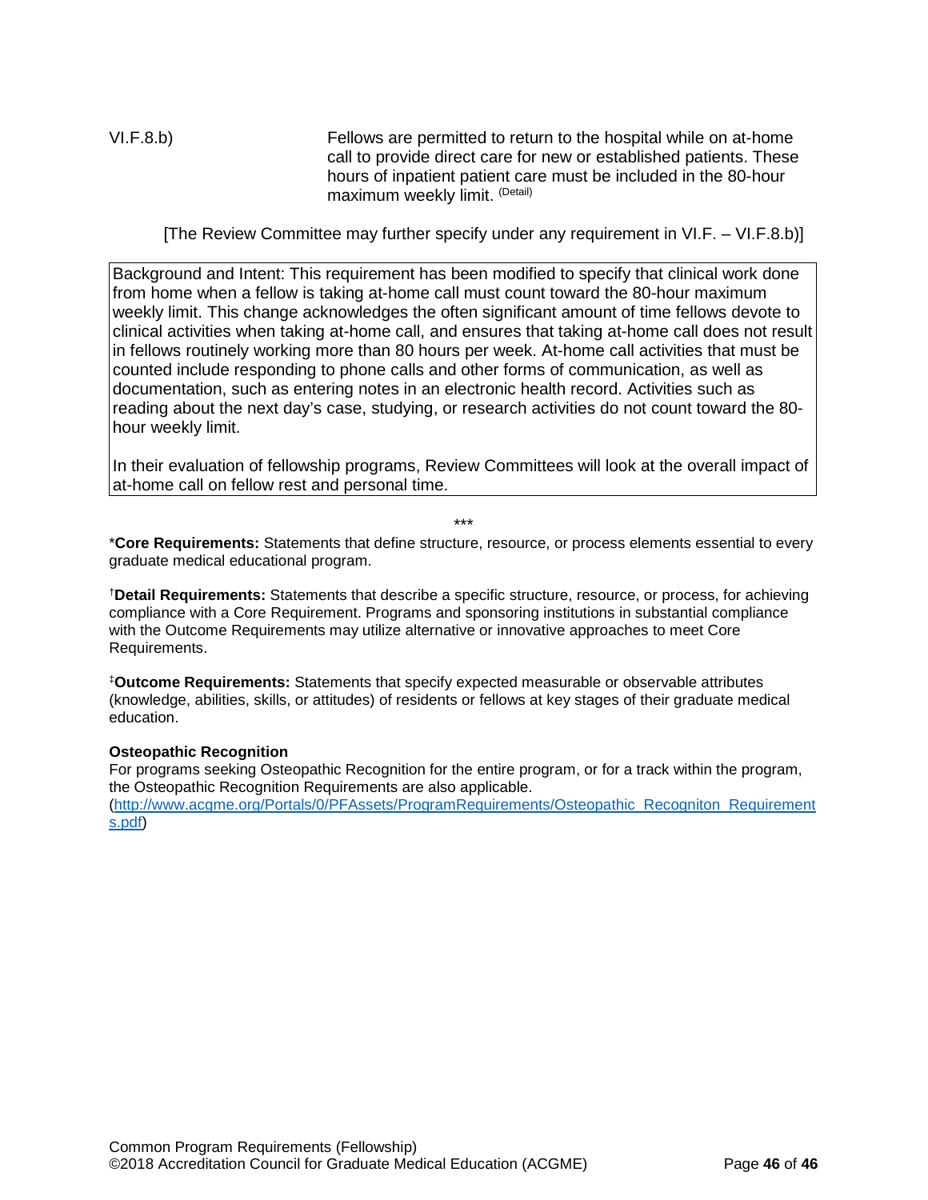VI.F.8.b) Fellows are permitted to return to the hospital while on at-home call to provide direct care for new or established patients. These hours of inpatient patient care must be included in the 80-hour maximum weekly limit. (Detail)

[The Review Committee may further specify under any requirement in VI.F. – VI.F.8.b)]

> Background and Intent: This requirement has been modified to specify that clinical work done from home when a fellow is taking at-home call must count toward the 80-hour maximum weekly limit. This change acknowledges the often significant amount of time fellows devote to clinical activities when taking at-home call, and ensures that taking at-home call does not result in fellows routinely working more than 80 hours per week. At-home call activities that must be counted include responding to phone calls and other forms of communication, as well as documentation, such as entering notes in an electronic health record. Activities such as reading about the next day's case, studying, or research activities do not count toward the 80-hour weekly limit.
>
> In their evaluation of fellowship programs, Review Committees will look at the overall impact of at-home call on fellow rest and personal time.

\*\*\*

\***Core Requirements:** Statements that define structure, resource, or process elements essential to every graduate medical educational program.

†**Detail Requirements:** Statements that describe a specific structure, resource, or process, for achieving compliance with a Core Requirement. Programs and sponsoring institutions in substantial compliance with the Outcome Requirements may utilize alternative or innovative approaches to meet Core Requirements.

‡**Outcome Requirements:** Statements that specify expected measurable or observable attributes (knowledge, abilities, skills, or attitudes) of residents or fellows at key stages of their graduate medical education.

**Osteopathic Recognition**

For programs seeking Osteopathic Recognition for the entire program, or for a track within the program, the Osteopathic Recognition Requirements are also applicable. (http://www.acgme.org/Portals/0/PFAssets/ProgramRequirements/Osteopathic_Recogniton_Requirements.pdf)